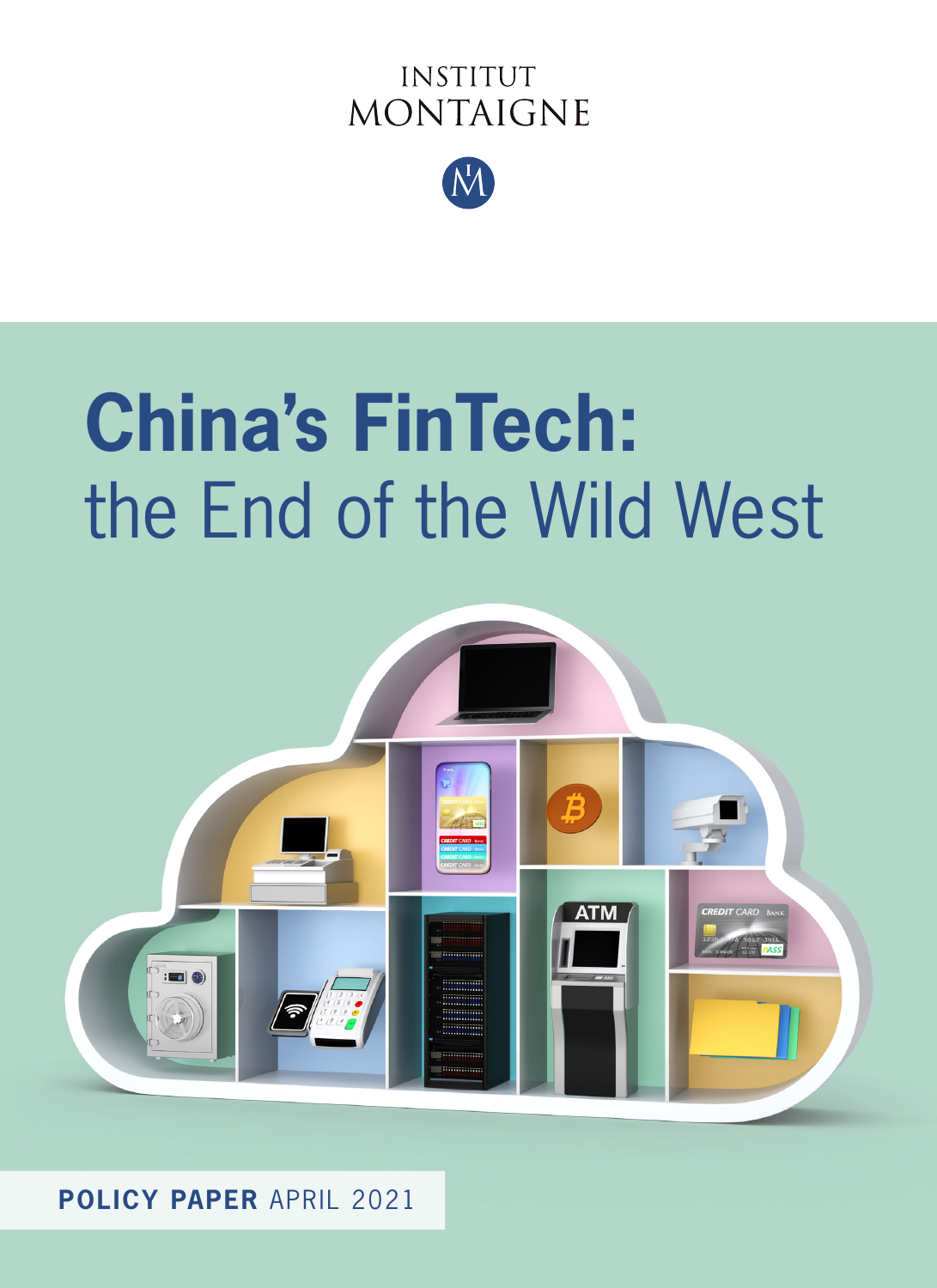INSTITUT MONTAIGNE

# China's FinTech: the End of the Wild West

**POLICY PAPER** APRIL 2021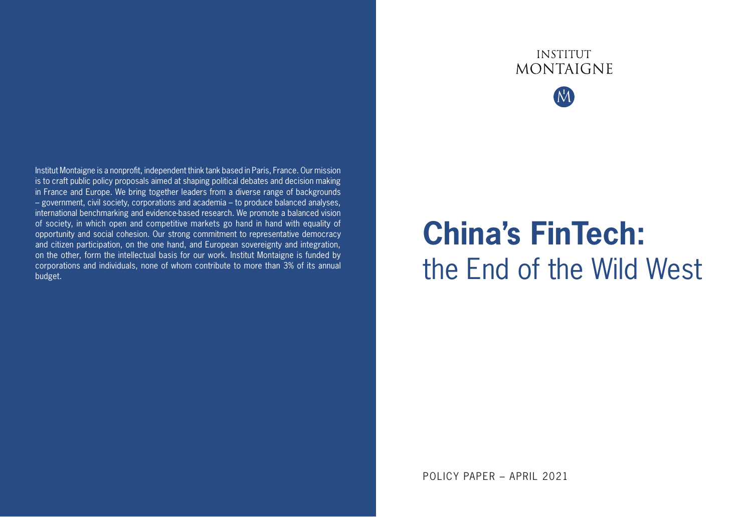Institut Montaigne is a nonprofit, independent think tank based in Paris, France. Our mission is to craft public policy proposals aimed at shaping political debates and decision making in France and Europe. We bring together leaders from a diverse range of backgrounds – government, civil society, corporations and academia – to produce balanced analyses, international benchmarking and evidence-based research. We promote a balanced vision of society, in which open and competitive markets go hand in hand with equality of opportunity and social cohesion. Our strong commitment to representative democracy and citizen participation, on the one hand, and European sovereignty and integration, on the other, form the intellectual basis for our work. Institut Montaigne is funded by corporations and individuals, none of whom contribute to more than 3% of its annual budget.

INSTITUT MONTAIGNE

# China's FinTech: the End of the Wild West

POLICY PAPER – APRIL 2021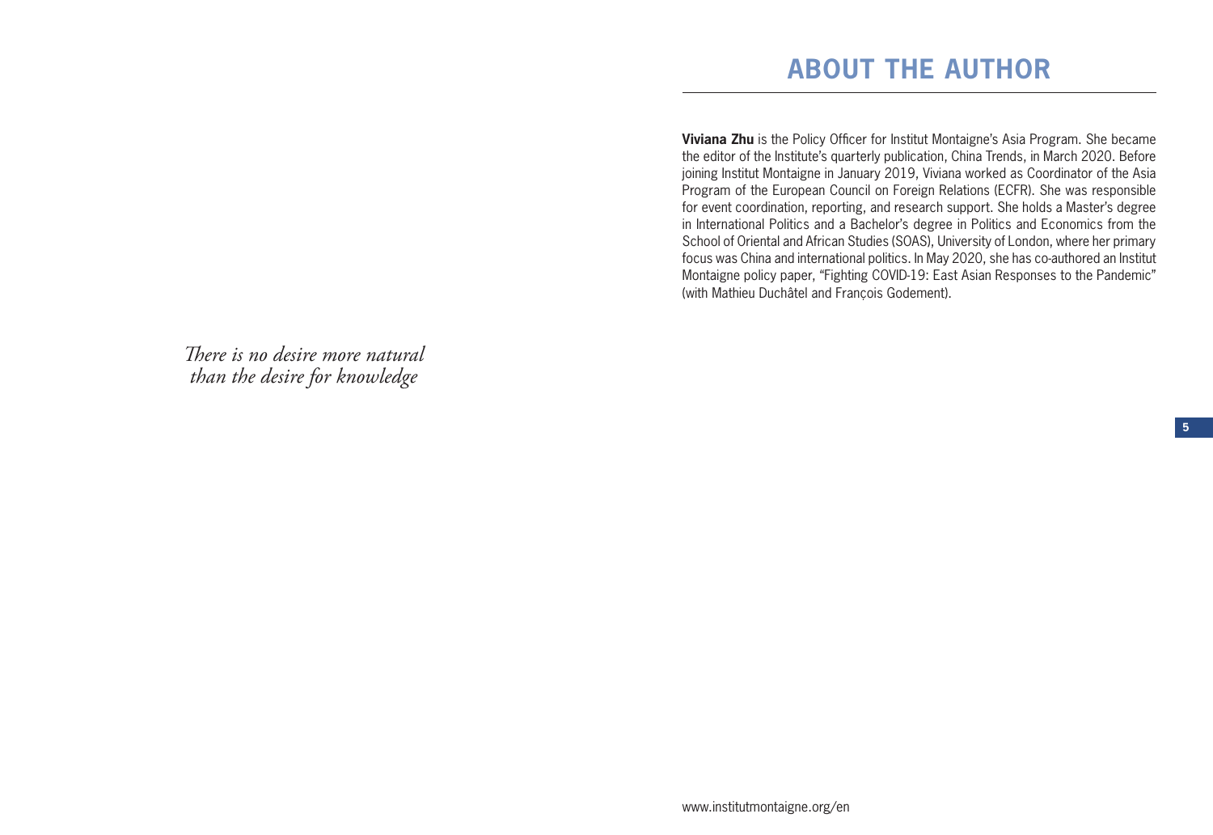*There is no desire more natural than the desire for knowledge*

# ABOUT THE AUTHOR

**Viviana Zhu** is the Policy Officer for Institut Montaigne's Asia Program. She became the editor of the Institute's quarterly publication, China Trends, in March 2020. Before joining Institut Montaigne in January 2019, Viviana worked as Coordinator of the Asia Program of the European Council on Foreign Relations (ECFR). She was responsible for event coordination, reporting, and research support. She holds a Master's degree in International Politics and a Bachelor's degree in Politics and Economics from the School of Oriental and African Studies (SOAS), University of London, where her primary focus was China and international politics. In May 2020, she has co-authored an Institut Montaigne policy paper, "Fighting COVID-19: East Asian Responses to the Pandemic" (with Mathieu Duchâtel and François Godement).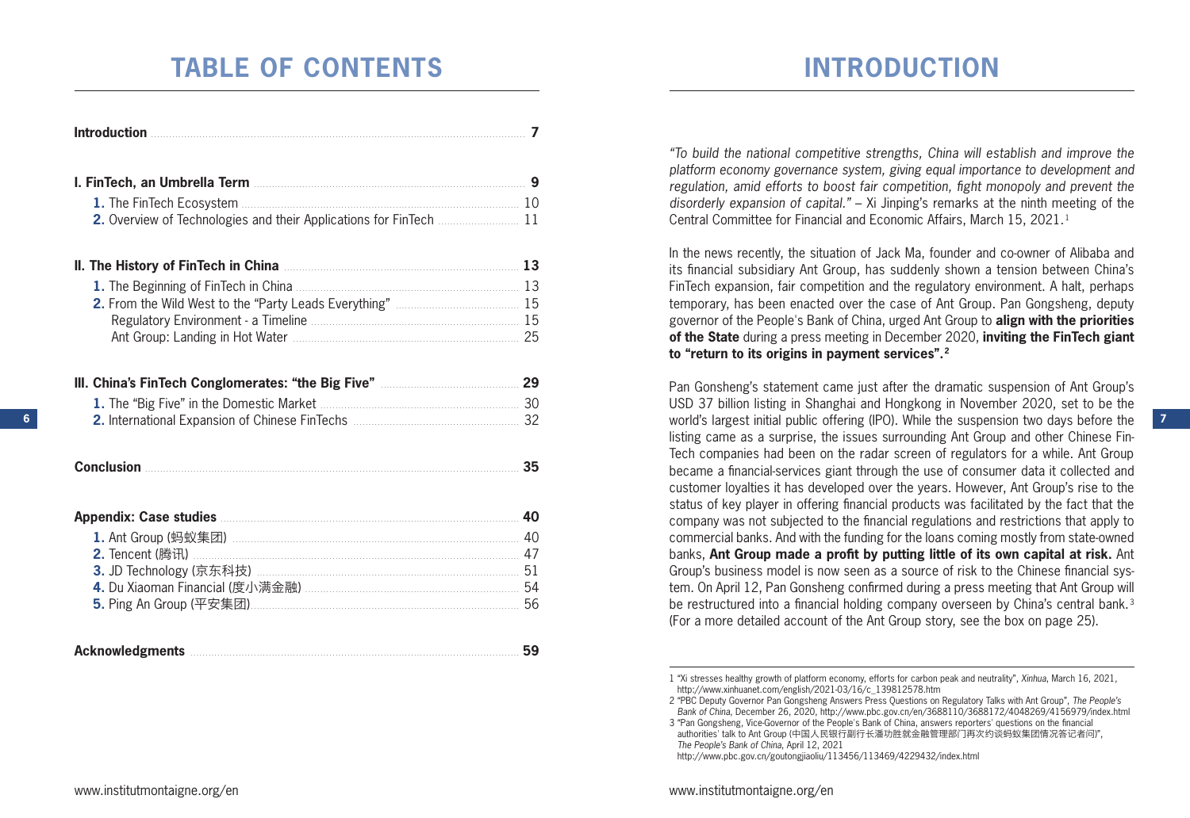# TABLE OF CONTENTS

**Introduction** ........ **7**

**I. FinTech, an Umbrella Term** ........ **9**
- **1.** The FinTech Ecosystem ........ 10
- **2.** Overview of Technologies and their Applications for FinTech ........ 11

**II. The History of FinTech in China** ........ **13**
- **1.** The Beginning of FinTech in China ........ 13
- **2.** From the Wild West to the "Party Leads Everything" ........ 15
  - Regulatory Environment - a Timeline ........ 15
  - Ant Group: Landing in Hot Water ........ 25

**III. China's FinTech Conglomerates: "the Big Five"** ........ **29**
- **1.** The "Big Five" in the Domestic Market ........ 30
- **2.** International Expansion of Chinese FinTechs ........ 32

**Conclusion** ........ **35**

**Appendix: Case studies** ........ **40**
- **1.** Ant Group (蚂蚁集团) ........ 40
- **2.** Tencent (腾讯) ........ 47
- **3.** JD Technology (京东科技) ........ 51
- **4.** Du Xiaoman Financial (度小满金融) ........ 54
- **5.** Ping An Group (平安集团) ........ 56

**Acknowledgments** ........ **59**

# INTRODUCTION

*"To build the national competitive strengths, China will establish and improve the platform economy governance system, giving equal importance to development and regulation, amid efforts to boost fair competition, fight monopoly and prevent the disorderly expansion of capital."* – Xi Jinping's remarks at the ninth meeting of the Central Committee for Financial and Economic Affairs, March 15, 2021.[1]

In the news recently, the situation of Jack Ma, founder and co-owner of Alibaba and its financial subsidiary Ant Group, has suddenly shown a tension between China's FinTech expansion, fair competition and the regulatory environment. A halt, perhaps temporary, has been enacted over the case of Ant Group. Pan Gongsheng, deputy governor of the People's Bank of China, urged Ant Group to **align with the priorities of the State** during a press meeting in December 2020, **inviting the FinTech giant to "return to its origins in payment services".**[2]

Pan Gonsheng's statement came just after the dramatic suspension of Ant Group's USD 37 billion listing in Shanghai and Hongkong in November 2020, set to be the world's largest initial public offering (IPO). While the suspension two days before the listing came as a surprise, the issues surrounding Ant Group and other Chinese FinTech companies had been on the radar screen of regulators for a while. Ant Group became a financial-services giant through the use of consumer data it collected and customer loyalties it has developed over the years. However, Ant Group's rise to the status of key player in offering financial products was facilitated by the fact that the company was not subjected to the financial regulations and restrictions that apply to commercial banks. And with the funding for the loans coming mostly from state-owned banks, **Ant Group made a profit by putting little of its own capital at risk.** Ant Group's business model is now seen as a source of risk to the Chinese financial system. On April 12, Pan Gonsheng confirmed during a press meeting that Ant Group will be restructured into a financial holding company overseen by China's central bank.[3] (For a more detailed account of the Ant Group story, see the box on page 25).

---

1 "Xi stresses healthy growth of platform economy, efforts for carbon peak and neutrality", *Xinhua*, March 16, 2021, http://www.xinhuanet.com/english/2021-03/16/c_139812578.htm

2 "PBC Deputy Governor Pan Gongsheng Answers Press Questions on Regulatory Talks with Ant Group", *The People's Bank of China*, December 26, 2020, http://www.pbc.gov.cn/en/3688110/3688172/4048269/4156979/index.html

3 "Pan Gongsheng, Vice-Governor of the People's Bank of China, answers reporters' questions on the financial authorities' talk to Ant Group (中国人民银行副行长潘功胜就金融管理部门再次约谈蚂蚁集团情况答记者问)", *The People's Bank of China*, April 12, 2021 http://www.pbc.gov.cn/goutongjiaoliu/113456/113469/4229432/index.html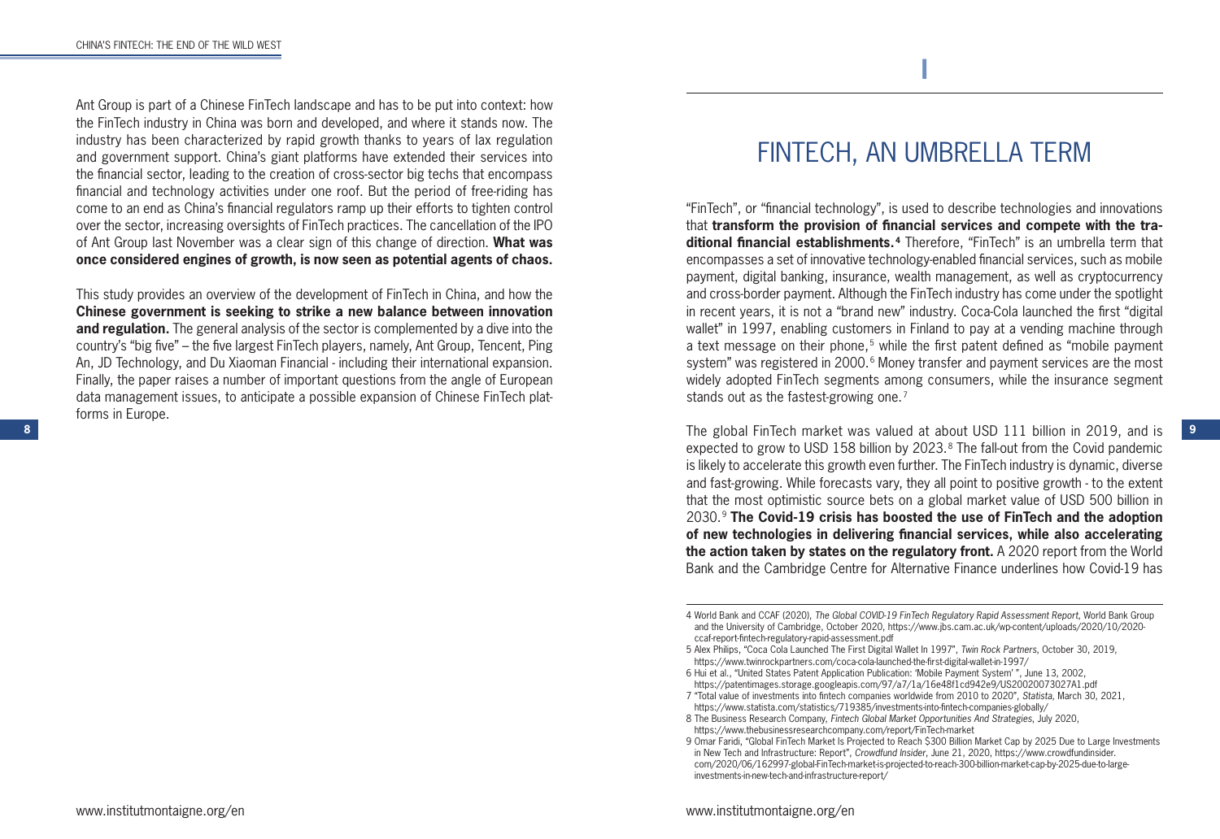Ant Group is part of a Chinese FinTech landscape and has to be put into context: how the FinTech industry in China was born and developed, and where it stands now. The industry has been characterized by rapid growth thanks to years of lax regulation and government support. China's giant platforms have extended their services into the financial sector, leading to the creation of cross-sector big techs that encompass financial and technology activities under one roof. But the period of free-riding has come to an end as China's financial regulators ramp up their efforts to tighten control over the sector, increasing oversights of FinTech practices. The cancellation of the IPO of Ant Group last November was a clear sign of this change of direction. **What was once considered engines of growth, is now seen as potential agents of chaos.**

This study provides an overview of the development of FinTech in China, and how the **Chinese government is seeking to strike a new balance between innovation and regulation.** The general analysis of the sector is complemented by a dive into the country's "big five" – the five largest FinTech players, namely, Ant Group, Tencent, Ping An, JD Technology, and Du Xiaoman Financial - including their international expansion. Finally, the paper raises a number of important questions from the angle of European data management issues, to anticipate a possible expansion of Chinese FinTech platforms in Europe.

# I

# FINTECH, AN UMBRELLA TERM

"FinTech", or "financial technology", is used to describe technologies and innovations that **transform the provision of financial services and compete with the traditional financial establishments.**[4] Therefore, "FinTech" is an umbrella term that encompasses a set of innovative technology-enabled financial services, such as mobile payment, digital banking, insurance, wealth management, as well as cryptocurrency and cross-border payment. Although the FinTech industry has come under the spotlight in recent years, it is not a "brand new" industry. Coca-Cola launched the first "digital wallet" in 1997, enabling customers in Finland to pay at a vending machine through a text message on their phone,[5] while the first patent defined as "mobile payment system" was registered in 2000.[6] Money transfer and payment services are the most widely adopted FinTech segments among consumers, while the insurance segment stands out as the fastest-growing one.[7]

The global FinTech market was valued at about USD 111 billion in 2019, and is expected to grow to USD 158 billion by 2023.[8] The fall-out from the Covid pandemic is likely to accelerate this growth even further. The FinTech industry is dynamic, diverse and fast-growing. While forecasts vary, they all point to positive growth - to the extent that the most optimistic source bets on a global market value of USD 500 billion in 2030.[9] **The Covid-19 crisis has boosted the use of FinTech and the adoption of new technologies in delivering financial services, while also accelerating the action taken by states on the regulatory front.** A 2020 report from the World Bank and the Cambridge Centre for Alternative Finance underlines how Covid-19 has

---

4 World Bank and CCAF (2020), *The Global COVID-19 FinTech Regulatory Rapid Assessment Report*, World Bank Group and the University of Cambridge, October 2020, https://www.jbs.cam.ac.uk/wp-content/uploads/2020/10/2020-ccaf-report-fintech-regulatory-rapid-assessment.pdf

5 Alex Philips, "Coca Cola Launched The First Digital Wallet In 1997", *Twin Rock Partners*, October 30, 2019, https://www.twinrockpartners.com/coca-cola-launched-the-first-digital-wallet-in-1997/

6 Hui et al., "United States Patent Application Publication: 'Mobile Payment System' ", June 13, 2002, https://patentimages.storage.googleapis.com/97/a7/1a/16e48f1cd942e9/US20020073027A1.pdf

7 "Total value of investments into fintech companies worldwide from 2010 to 2020", *Statista*, March 30, 2021, https://www.statista.com/statistics/719385/investments-into-fintech-companies-globally/

8 The Business Research Company, *Fintech Global Market Opportunities And Strategies*, July 2020, https://www.thebusinessresearchcompany.com/report/FinTech-market

9 Omar Faridi, "Global FinTech Market Is Projected to Reach $300 Billion Market Cap by 2025 Due to Large Investments in New Tech and Infrastructure: Report", *Crowdfund Insider*, June 21, 2020, https://www.crowdfundinsider.com/2020/06/162997-global-FinTech-market-is-projected-to-reach-300-billion-market-cap-by-2025-due-to-large-investments-in-new-tech-and-infrastructure-report/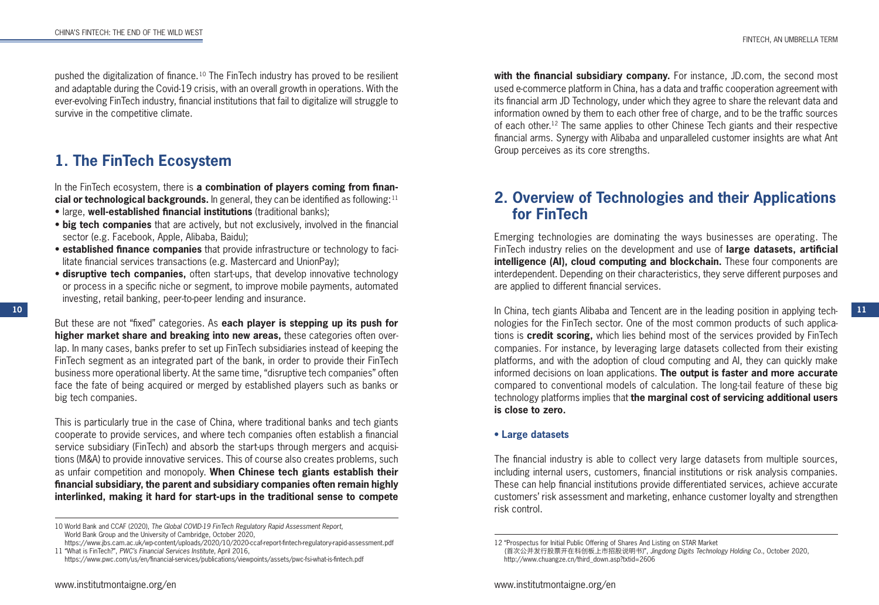pushed the digitalization of finance.[10] The FinTech industry has proved to be resilient and adaptable during the Covid-19 crisis, with an overall growth in operations. With the ever-evolving FinTech industry, financial institutions that fail to digitalize will struggle to survive in the competitive climate.

## 1. The FinTech Ecosystem

In the FinTech ecosystem, there is **a combination of players coming from financial or technological backgrounds.** In general, they can be identified as following:[11]

- large, **well-established financial institutions** (traditional banks);
- **big tech companies** that are actively, but not exclusively, involved in the financial sector (e.g. Facebook, Apple, Alibaba, Baidu);
- **established finance companies** that provide infrastructure or technology to facilitate financial services transactions (e.g. Mastercard and UnionPay);
- **disruptive tech companies,** often start-ups, that develop innovative technology or process in a specific niche or segment, to improve mobile payments, automated investing, retail banking, peer-to-peer lending and insurance.

But these are not "fixed" categories. As **each player is stepping up its push for higher market share and breaking into new areas,** these categories often overlap. In many cases, banks prefer to set up FinTech subsidiaries instead of keeping the FinTech segment as an integrated part of the bank, in order to provide their FinTech business more operational liberty. At the same time, "disruptive tech companies" often face the fate of being acquired or merged by established players such as banks or big tech companies.

This is particularly true in the case of China, where traditional banks and tech giants cooperate to provide services, and where tech companies often establish a financial service subsidiary (FinTech) and absorb the start-ups through mergers and acquisitions (M&A) to provide innovative services. This of course also creates problems, such as unfair competition and monopoly. **When Chinese tech giants establish their financial subsidiary, the parent and subsidiary companies often remain highly interlinked, making it hard for start-ups in the traditional sense to compete with the financial subsidiary company.** For instance, JD.com, the second most used e-commerce platform in China, has a data and traffic cooperation agreement with its financial arm JD Technology, under which they agree to share the relevant data and information owned by them to each other free of charge, and to be the traffic sources of each other.[12] The same applies to other Chinese Tech giants and their respective financial arms. Synergy with Alibaba and unparalleled customer insights are what Ant Group perceives as its core strengths.

## 2. Overview of Technologies and their Applications for FinTech

Emerging technologies are dominating the ways businesses are operating. The FinTech industry relies on the development and use of **large datasets, artificial intelligence (AI), cloud computing and blockchain.** These four components are interdependent. Depending on their characteristics, they serve different purposes and are applied to different financial services.

In China, tech giants Alibaba and Tencent are in the leading position in applying technologies for the FinTech sector. One of the most common products of such applications is **credit scoring,** which lies behind most of the services provided by FinTech companies. For instance, by leveraging large datasets collected from their existing platforms, and with the adoption of cloud computing and AI, they can quickly make informed decisions on loan applications. **The output is faster and more accurate** compared to conventional models of calculation. The long-tail feature of these big technology platforms implies that **the marginal cost of servicing additional users is close to zero.**

### • Large datasets

The financial industry is able to collect very large datasets from multiple sources, including internal users, customers, financial institutions or risk analysis companies. These can help financial institutions provide differentiated services, achieve accurate customers' risk assessment and marketing, enhance customer loyalty and strengthen risk control.

---

10 World Bank and CCAF (2020), *The Global COVID-19 FinTech Regulatory Rapid Assessment Report*, World Bank Group and the University of Cambridge, October 2020, https://www.jbs.cam.ac.uk/wp-content/uploads/2020/10/2020-ccaf-report-fintech-regulatory-rapid-assessment.pdf

11 "What is FinTech?", *PWC's Financial Services Institute*, April 2016, https://www.pwc.com/us/en/financial-services/publications/viewpoints/assets/pwc-fsi-what-is-fintech.pdf

12 "Prospectus for Initial Public Offering of Shares And Listing on STAR Market (首次公开发行股票并在科创板上市招股说明书)", *Jingdong Digits Technology Holding Co.*, October 2020, http://www.chuangze.cn/third_down.asp?txtid=2606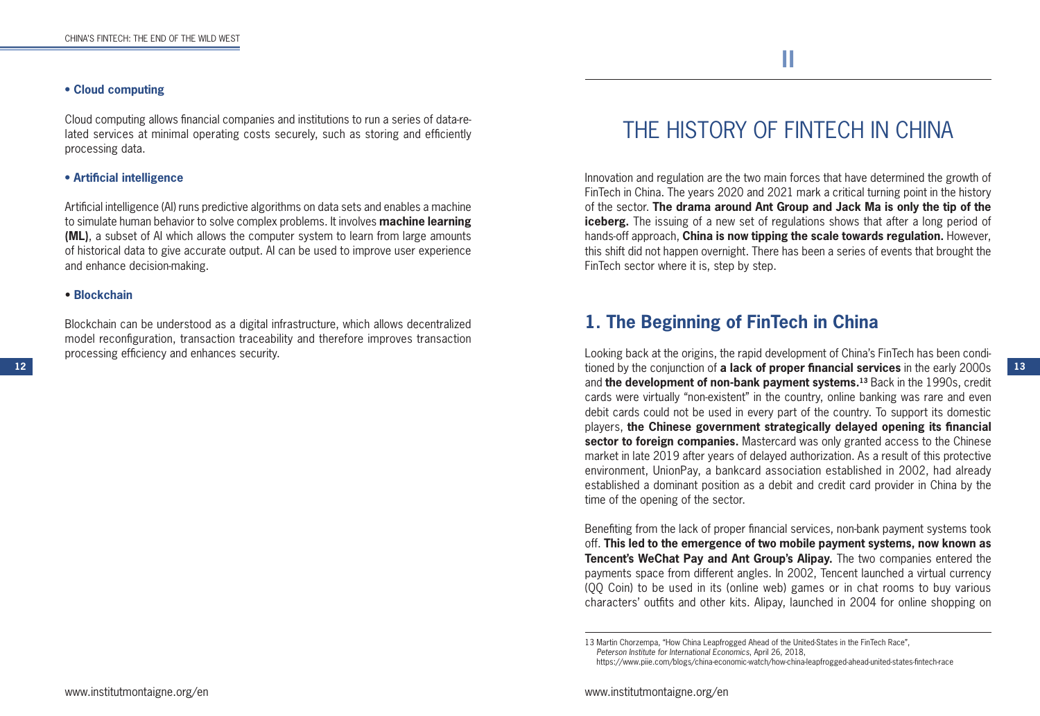**• Cloud computing**

Cloud computing allows financial companies and institutions to run a series of data-related services at minimal operating costs securely, such as storing and efficiently processing data.

**• Artificial intelligence**

Artificial intelligence (AI) runs predictive algorithms on data sets and enables a machine to simulate human behavior to solve complex problems. It involves **machine learning (ML)**, a subset of AI which allows the computer system to learn from large amounts of historical data to give accurate output. AI can be used to improve user experience and enhance decision-making.

**• Blockchain**

Blockchain can be understood as a digital infrastructure, which allows decentralized model reconfiguration, transaction traceability and therefore improves transaction processing efficiency and enhances security.

# II

# THE HISTORY OF FINTECH IN CHINA

Innovation and regulation are the two main forces that have determined the growth of FinTech in China. The years 2020 and 2021 mark a critical turning point in the history of the sector. **The drama around Ant Group and Jack Ma is only the tip of the iceberg.** The issuing of a new set of regulations shows that after a long period of hands-off approach, **China is now tipping the scale towards regulation.** However, this shift did not happen overnight. There has been a series of events that brought the FinTech sector where it is, step by step.

## 1. The Beginning of FinTech in China

Looking back at the origins, the rapid development of China's FinTech has been conditioned by the conjunction of **a lack of proper financial services** in the early 2000s and **the development of non-bank payment systems.**[13] Back in the 1990s, credit cards were virtually "non-existent" in the country, online banking was rare and even debit cards could not be used in every part of the country. To support its domestic players, **the Chinese government strategically delayed opening its financial sector to foreign companies.** Mastercard was only granted access to the Chinese market in late 2019 after years of delayed authorization. As a result of this protective environment, UnionPay, a bankcard association established in 2002, had already established a dominant position as a debit and credit card provider in China by the time of the opening of the sector.

Benefiting from the lack of proper financial services, non-bank payment systems took off. **This led to the emergence of two mobile payment systems, now known as Tencent's WeChat Pay and Ant Group's Alipay.** The two companies entered the payments space from different angles. In 2002, Tencent launched a virtual currency (QQ Coin) to be used in its (online web) games or in chat rooms to buy various characters' outfits and other kits. Alipay, launched in 2004 for online shopping on

13 Martin Chorzempa, "How China Leapfrogged Ahead of the United-States in the FinTech Race", *Peterson Institute for International Economics*, April 26, 2018, https://www.piie.com/blogs/china-economic-watch/how-china-leapfrogged-ahead-united-states-fintech-race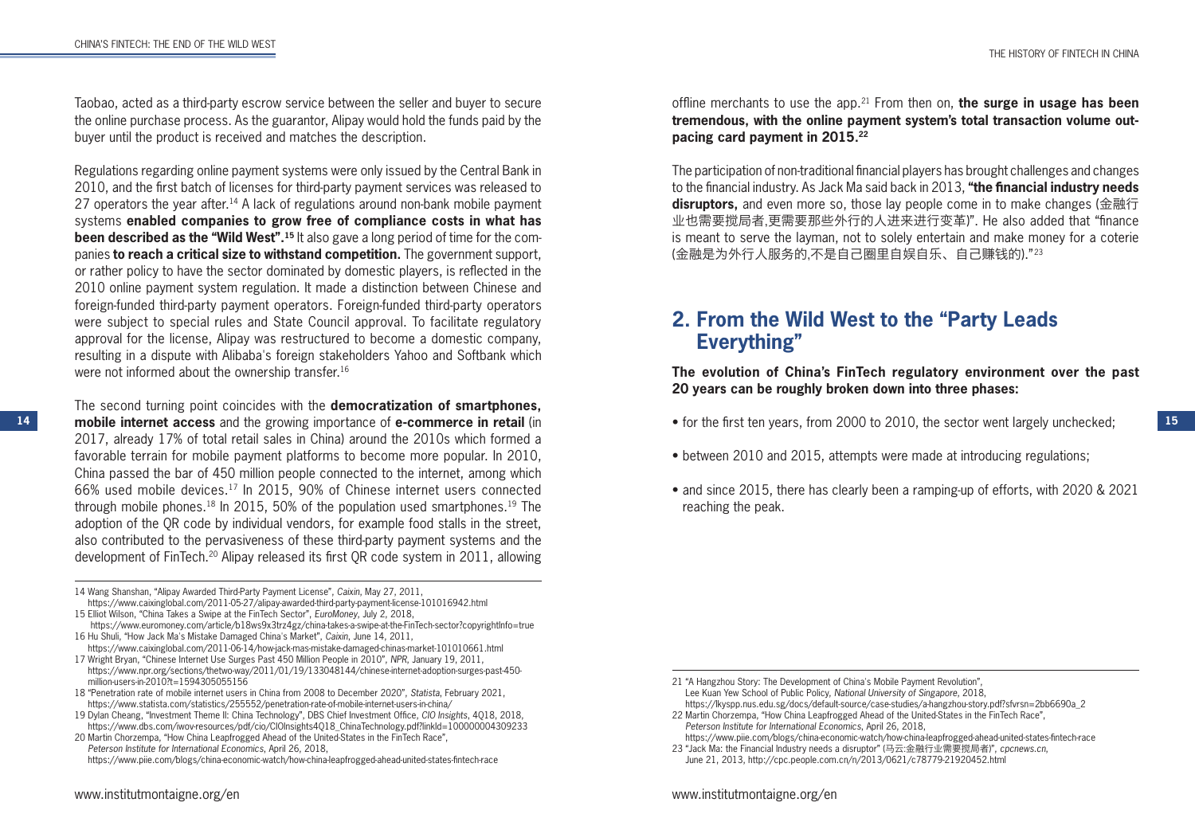Taobao, acted as a third-party escrow service between the seller and buyer to secure the online purchase process. As the guarantor, Alipay would hold the funds paid by the buyer until the product is received and matches the description.

Regulations regarding online payment systems were only issued by the Central Bank in 2010, and the first batch of licenses for third-party payment services was released to 27 operators the year after.[14] A lack of regulations around non-bank mobile payment systems **enabled companies to grow free of compliance costs in what has been described as the "Wild West".[15]** It also gave a long period of time for the companies **to reach a critical size to withstand competition.** The government support, or rather policy to have the sector dominated by domestic players, is reflected in the 2010 online payment system regulation. It made a distinction between Chinese and foreign-funded third-party payment operators. Foreign-funded third-party operators were subject to special rules and State Council approval. To facilitate regulatory approval for the license, Alipay was restructured to become a domestic company, resulting in a dispute with Alibaba's foreign stakeholders Yahoo and Softbank which were not informed about the ownership transfer.[16]

The second turning point coincides with the **democratization of smartphones, mobile internet access** and the growing importance of **e-commerce in retail** (in 2017, already 17% of total retail sales in China) around the 2010s which formed a favorable terrain for mobile payment platforms to become more popular. In 2010, China passed the bar of 450 million people connected to the internet, among which 66% used mobile devices.[17] In 2015, 90% of Chinese internet users connected through mobile phones.[18] In 2015, 50% of the population used smartphones.[19] The adoption of the QR code by individual vendors, for example food stalls in the street, also contributed to the pervasiveness of these third-party payment systems and the development of FinTech.[20] Alipay released its first QR code system in 2011, allowing offline merchants to use the app.[21] From then on, **the surge in usage has been tremendous, with the online payment system's total transaction volume outpacing card payment in 2015.[22]**

The participation of non-traditional financial players has brought challenges and changes to the financial industry. As Jack Ma said back in 2013, **"the financial industry needs disruptors,** and even more so, those lay people come in to make changes (金融行业也需要搅局者,更需要那些外行的人进来进行变革)". He also added that "finance is meant to serve the layman, not to solely entertain and make money for a coterie (金融是为外行人服务的,不是自己圈里自娱自乐、自己赚钱的)."[23]

## 2. From the Wild West to the "Party Leads Everything"

**The evolution of China's FinTech regulatory environment over the past 20 years can be roughly broken down into three phases:**

- for the first ten years, from 2000 to 2010, the sector went largely unchecked;
- between 2010 and 2015, attempts were made at introducing regulations;
- and since 2015, there has clearly been a ramping-up of efforts, with 2020 & 2021 reaching the peak.

---

14 Wang Shanshan, "Alipay Awarded Third-Party Payment License", *Caixin*, May 27, 2011, https://www.caixinglobal.com/2011-05-27/alipay-awarded-third-party-payment-license-101016942.html

15 Elliot Wilson, "China Takes a Swipe at the FinTech Sector", *EuroMoney*, July 2, 2018, https://www.euromoney.com/article/b18ws9x3trz4gz/china-takes-a-swipe-at-the-FinTech-sector?copyrightInfo=true

16 Hu Shuli, "How Jack Ma's Mistake Damaged China's Market", *Caixin*, June 14, 2011, https://www.caixinglobal.com/2011-06-14/how-jack-mas-mistake-damaged-chinas-market-101010661.html

17 Wright Bryan, "Chinese Internet Use Surges Past 450 Million People in 2010", *NPR*, January 19, 2011, https://www.npr.org/sections/thetwo-way/2011/01/19/133048144/chinese-internet-adoption-surges-past-450-million-users-in-2010?t=1594305055156

18 "Penetration rate of mobile internet users in China from 2008 to December 2020", *Statista*, February 2021, https://www.statista.com/statistics/255552/penetration-rate-of-mobile-internet-users-in-china/

19 Dylan Cheang, "Investment Theme II: China Technology", DBS Chief Investment Office, *CIO Insights*, 4Q18, 2018, https://www.dbs.com/iwov-resources/pdf/cio/CIOInsights4Q18_ChinaTechnology.pdf?linkId=100000004309233

20 Martin Chorzempa, "How China Leapfrogged Ahead of the United States in the FinTech Race", *Peterson Institute for International Economics*, April 26, 2018, https://www.piie.com/blogs/china-economic-watch/how-china-leapfrogged-ahead-united-states-fintech-race

21 "A Hangzhou Story: The Development of China's Mobile Payment Revolution", Lee Kuan Yew School of Public Policy, *National University of Singapore*, 2018, https://lkyspp.nus.edu.sg/docs/default-source/case-studies/a-hangzhou-story.pdf?sfvrsn=2bb6690a_2

22 Martin Chorzempa, "How China Leapfrogged Ahead of the United States in the FinTech Race", *Peterson Institute for International Economics*, April 26, 2018, https://www.piie.com/blogs/china-economic-watch/how-china-leapfrogged-ahead-united-states-fintech-race

23 "Jack Ma: the Financial Industry needs a disruptor" (马云:金融行业需要搅局者)", *cpcnews.cn*, June 21, 2013, http://cpc.people.com.cn/n/2013/0621/c78779-21920452.html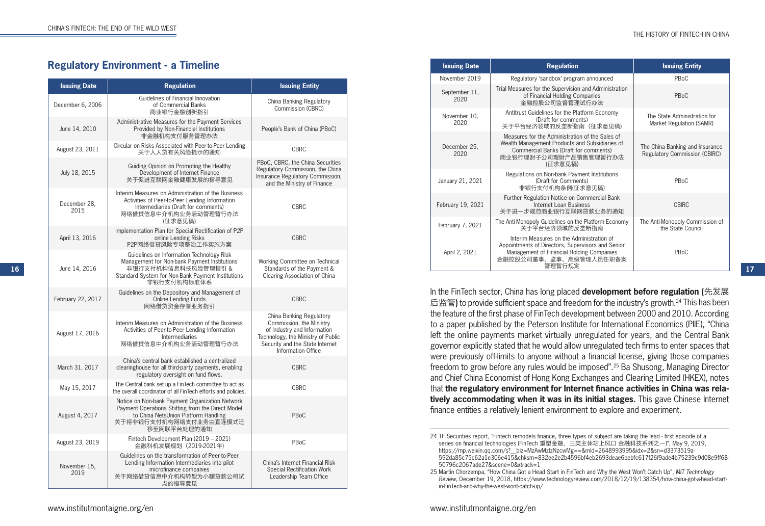## Regulatory Environment - a Timeline

| Issuing Date | Regulation | Issuing Entity |
|---|---|---|
| December 6, 2006 | Guidelines of Financial Innovation of Commercial Banks 商业银行金融创新指引 | China Banking Regulatory Commission (CBRC) |
| June 14, 2010 | Administrative Measures for the Payment Services Provided by Non-Financial Institutions 非金融机构支付服务管理办法 | People's Bank of China (PBoC) |
| August 23, 2011 | Circular on Risks Associated with Peer-to-Peer Lending 关于人人贷有关风险提示的通知 | CBRC |
| July 18, 2015 | Guiding Opinion on Promoting the Healthy Development of Internet Finance 关于促进互联网金融健康发展的指导意见 | PBoC, CBRC, the China Securities Regulatory Commission, the China Insurance Regulatory Commission, and the Ministry of Finance |
| December 28, 2015 | Interim Measures on Administration of the Business Activities of Peer-to-Peer Lending Information Intermediaries (Draft for comments) 网络借贷信息中介机构业务活动管理暂行办法(征求意见稿) | CBRC |
| April 13, 2016 | Implementation Plan for Special Rectification of P2P online Lending Risks P2P网络借贷风险专项整治工作实施方案 | CBRC |
| June 14, 2016 | Guidelines on Information Technology Risk Management for Non-bank Payment Institutions 非银行支付机构信息科技风险管理指引 & Standard System for Non-Bank Payment Institutions 非银行支付机构标准体系 | Working Committee on Technical Standards of the Payment & Clearing Association of China |
| February 22, 2017 | Guidelines on the Depository and Management of Online Lending Funds 网络借贷资金存管业务指引 | CBRC |
| August 17, 2016 | Interim Measures on Administration of the Business Activities of Peer-to-Peer Lending Information Intermediaries 网络借贷信息中介机构业务活动管理暂行办法 | China Banking Regulatory Commission, the Ministry of Industry and Information Technology, the Ministry of Public Security and the State Internet Information Office |
| March 31, 2017 | China's central bank established a centralized clearinghouse for all third-party payments, enabling regulatory oversight on fund flows. | CBRC |
| May 15, 2017 | The Central bank set up a FinTech committee to act as the overall coordinator of all FinTech efforts and policies. | CBRC |
| August 4, 2017 | Notice on Non-bank Payment Organization Network Payment Operations Shifting from the Direct Model to China NetsUnion Platform Handling 关于将非银行支付机构网络支付业务由直连模式迁移至网联平台处理的通知 | PBoC |
| August 23, 2019 | Fintech Development Plan (2019 – 2021) 金融科技发展规划（2019-2021年） | PBoC |
| November 15, 2019 | Guidelines on the transformation of Peer-to-Peer Lending Information Intermediaries into pilot microfinance companies 关于网络借贷信息中介机构转型为小额贷款公司试点的指导意见 | China's Internet Financial Risk Special Rectification Work Leadership Team Office |
| November 2019 | Regulatory 'sandbox' program announced | PBoC |
| September 11, 2020 | Trial Measures for the Supervision and Administration of Financial Holding Companies 金融控股公司监督管理试行办法 | PBoC |
| November 10, 2020 | Antitrust Guidelines for the Platform Economy (Draft for comments) 关于平台经济领域的反垄断指南（征求意见稿） | The State Administration for Market Regulation (SAMR) |
| December 25, 2020 | Measures for the Administration of the Sales of Wealth Management Products and Subsidiaries of Commercial Banks (Draft for comments) 商业银行理财子公司理财产品销售管理暂行办法(征求意见稿) | The China Banking and Insurance Regulatory Commission (CBIRC) |
| January 21, 2021 | Regulations on Non-bank Payment Institutions (Draft for Comments) 非银行支付机构条例(征求意见稿) | PBoC |
| February 19, 2021 | Further Regulation Notice on Commercial Bank Internet Loan Business 关于进一步规范商业银行互联网贷款业务的通知 | CBIRC |
| February 7, 2021 | The Anti-Monopoly Guidelines on the Platform Economy 关于平台经济领域的反垄断指南 | The Anti-Monopoly Commission of the State Council |
| April 2, 2021 | Interim Measures on the Administration of Appointments of Directors, Supervisors and Senior Management of Financial Holding Companies 金融控股公司董事、监事、高级管理人员任职备案管理暂行规定 | PBoC |

In the FinTech sector, China has long placed **development before regulation (**先发展后监管**)** to provide sufficient space and freedom for the industry's growth.[24] This has been the feature of the first phase of FinTech development between 2000 and 2010. According to a paper published by the Peterson Institute for International Economics (PIIE), "China left the online payments market virtually unregulated for years, and the Central Bank governor explicitly stated that he would allow unregulated tech firms to enter spaces that were previously off-limits to anyone without a financial license, giving those companies freedom to grow before any rules would be imposed".[25] Ba Shusong, Managing Director and Chief China Economist of Hong Kong Exchanges and Clearing Limited (HKEX), notes that **the regulatory environment for Internet finance activities in China was relatively accommodating when it was in its initial stages.** This gave Chinese Internet finance entities a relatively lenient environment to explore and experiment.

---

24 TF Securities report, "Fintech remodels finance, three types of subject are taking the lead - first episode of a series on financial technologies (FinTech 重塑金融，三类主体站上风口 金融科技系列之一)", May 9, 2019, https://mp.weixin.qq.com/s?__biz=MzAwMzlzNzcwMg==&mid=2648993995&idx=2&sn=d3373519a592da85c75c62a1e306e415&chksm=832ee2e2b4596bf4eb2693deae6bebfc617f26f9ade4b75239c9d08e9ff6850796c2067ade27&scene=0&xtrack=1

25 Martin Chorzempa, "How China Got a Head Start in FinTech and Why the West Won't Catch Up", *MIT Technology Review*, December 19, 2018, https://www.technologyreview.com/2018/12/19/138354/how-china-got-a-head-start-in-FinTech-and-why-the-west-wont-catch-up/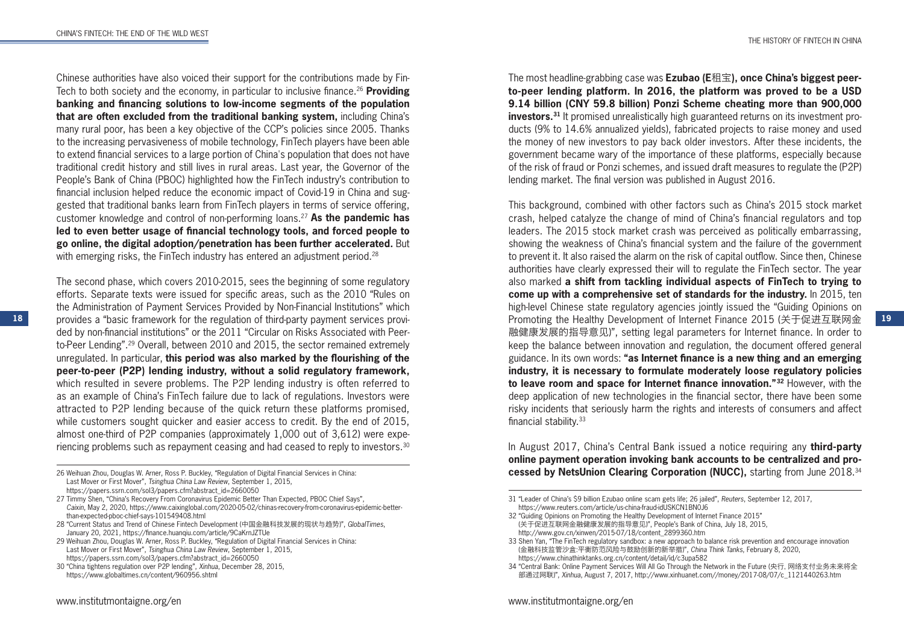Chinese authorities have also voiced their support for the contributions made by FinTech to both society and the economy, in particular to inclusive finance.[26] **Providing banking and financing solutions to low-income segments of the population that are often excluded from the traditional banking system,** including China's many rural poor, has been a key objective of the CCP's policies since 2005. Thanks to the increasing pervasiveness of mobile technology, FinTech players have been able to extend financial services to a large portion of China's population that does not have traditional credit history and still lives in rural areas. Last year, the Governor of the People's Bank of China (PBOC) highlighted how the FinTech industry's contribution to financial inclusion helped reduce the economic impact of Covid-19 in China and suggested that traditional banks learn from FinTech players in terms of service offering, customer knowledge and control of non-performing loans.[27] **As the pandemic has led to even better usage of financial technology tools, and forced people to go online, the digital adoption/penetration has been further accelerated.** But with emerging risks, the FinTech industry has entered an adjustment period.[28]

The second phase, which covers 2010-2015, sees the beginning of some regulatory efforts. Separate texts were issued for specific areas, such as the 2010 "Rules on the Administration of Payment Services Provided by Non-Financial Institutions" which provides a "basic framework for the regulation of third-party payment services provided by non-financial institutions" or the 2011 "Circular on Risks Associated with Peer-to-Peer Lending".[29] Overall, between 2010 and 2015, the sector remained extremely unregulated. In particular, **this period was also marked by the flourishing of the peer-to-peer (P2P) lending industry, without a solid regulatory framework,** which resulted in severe problems. The P2P lending industry is often referred to as an example of China's FinTech failure due to lack of regulations. Investors were attracted to P2P lending because of the quick return these platforms promised, while customers sought quicker and easier access to credit. By the end of 2015, almost one-third of P2P companies (approximately 1,000 out of 3,612) were experiencing problems such as repayment ceasing and had ceased to reply to investors.[30]

The most headline-grabbing case was **Ezubao (E租宝), once China's biggest peer-to-peer lending platform. In 2016, the platform was proved to be a USD 9.14 billion (CNY 59.8 billion) Ponzi Scheme cheating more than 900,000 investors.**[31] It promised unrealistically high guaranteed returns on its investment products (9% to 14.6% annualized yields), fabricated projects to raise money and used the money of new investors to pay back older investors. After these incidents, the government became wary of the importance of these platforms, especially because of the risk of fraud or Ponzi schemes, and issued draft measures to regulate the (P2P) lending market. The final version was published in August 2016.

This background, combined with other factors such as China's 2015 stock market crash, helped catalyze the change of mind of China's financial regulators and top leaders. The 2015 stock market crash was perceived as politically embarrassing, showing the weakness of China's financial system and the failure of the government to prevent it. It also raised the alarm on the risk of capital outflow. Since then, Chinese authorities have clearly expressed their will to regulate the FinTech sector. The year also marked **a shift from tackling individual aspects of FinTech to trying to come up with a comprehensive set of standards for the industry.** In 2015, ten high-level Chinese state regulatory agencies jointly issued the "Guiding Opinions on Promoting the Healthy Development of Internet Finance 2015 (关于促进互联网金融健康发展的指导意见)", setting legal parameters for Internet finance. In order to keep the balance between innovation and regulation, the document offered general guidance. In its own words: **"as Internet finance is a new thing and an emerging industry, it is necessary to formulate moderately loose regulatory policies to leave room and space for Internet finance innovation."**[32] However, with the deep application of new technologies in the financial sector, there have been some risky incidents that seriously harm the rights and interests of consumers and affect financial stability.[33]

In August 2017, China's Central Bank issued a notice requiring any **third-party online payment operation invoking bank accounts to be centralized and processed by NetsUnion Clearing Corporation (NUCC),** starting from June 2018.[34]

---

26 Weihuan Zhou, Douglas W. Arner, Ross P. Buckley, "Regulation of Digital Financial Services in China: Last Mover or First Mover", *Tsinghua China Law Review*, September 1, 2015, https://papers.ssrn.com/sol3/papers.cfm?abstract_id=2660050

27 Timmy Shen, "China's Recovery From Coronavirus Epidemic Better Than Expected, PBOC Chief Says", *Caixin*, May 2, 2020, https://www.caixinglobal.com/2020-05-02/chinas-recovery-from-coronavirus-epidemic-better-than-expected-pboc-chief-says-101549408.html

28 "Current Status and Trend of Chinese Fintech Development (中国金融科技发展的现状与趋势)", *GlobalTimes*, January 20, 2021, https://finance.huanqiu.com/article/9CaKrnJZTUe

29 Weihuan Zhou, Douglas W. Arner, Ross P. Buckley, "Regulation of Digital Financial Services in China: Last Mover or First Mover", *Tsinghua China Law Review*, September 1, 2015, https://papers.ssrn.com/sol3/papers.cfm?abstract_id=2660050

30 "China tightens regulation over P2P lending", *Xinhua*, December 28, 2015, https://www.globaltimes.cn/content/960956.shtml

31 "Leader of China's $9 billion Ezubao online scam gets life; 26 jailed", *Reuters*, September 12, 2017, https://www.reuters.com/article/us-china-fraud-idUSKCN1BN0J6

32 "Guiding Opinions on Promoting the Healthy Development of Internet Finance 2015" (关于促进互联网金融健康发展的指导意见)", People's Bank of China, July 18, 2015, http://www.gov.cn/xinwen/2015-07/18/content_2899360.htm

33 Shen Yan, "The FinTech regulatory sandbox: a new approach to balance risk prevention and encourage innovation (金融科技监管沙盒:平衡防范风险与鼓励创新的新举措)", *China Think Tanks*, February 8, 2020, https://www.chinathinktanks.org.cn/content/detail/id/c3upa582

34 "Central Bank: Online Payment Services Will All Go Through the Network in the Future (央行, 网络支付业务未来将全部通过网联)", *Xinhua*, August 7, 2017, http://www.xinhuanet.com//money/2017-08/07/c_1121440263.htm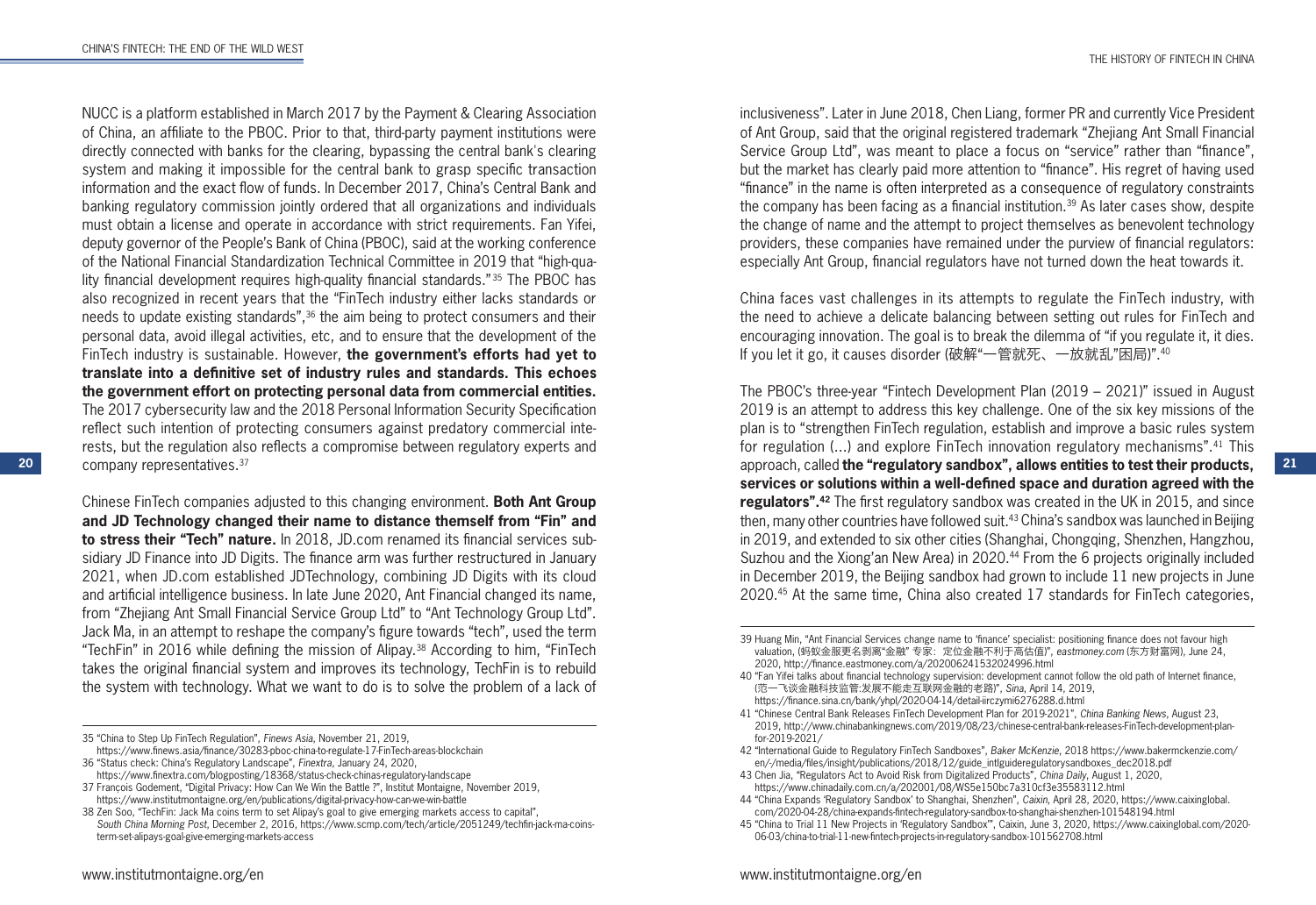NUCC is a platform established in March 2017 by the Payment & Clearing Association of China, an affiliate to the PBOC. Prior to that, third-party payment institutions were directly connected with banks for the clearing, bypassing the central bank's clearing system and making it impossible for the central bank to grasp specific transaction information and the exact flow of funds. In December 2017, China's Central Bank and banking regulatory commission jointly ordered that all organizations and individuals must obtain a license and operate in accordance with strict requirements. Fan Yifei, deputy governor of the People's Bank of China (PBOC), said at the working conference of the National Financial Standardization Technical Committee in 2019 that "high-quality financial development requires high-quality financial standards."[35] The PBOC has also recognized in recent years that the "FinTech industry either lacks standards or needs to update existing standards",[36] the aim being to protect consumers and their personal data, avoid illegal activities, etc, and to ensure that the development of the FinTech industry is sustainable. However, **the government's efforts had yet to translate into a definitive set of industry rules and standards. This echoes the government effort on protecting personal data from commercial entities.** The 2017 cybersecurity law and the 2018 Personal Information Security Specification reflect such intention of protecting consumers against predatory commercial interests, but the regulation also reflects a compromise between regulatory experts and company representatives.[37]

Chinese FinTech companies adjusted to this changing environment. **Both Ant Group and JD Technology changed their name to distance themself from "Fin" and to stress their "Tech" nature.** In 2018, JD.com renamed its financial services subsidiary JD Finance into JD Digits. The finance arm was further restructured in January 2021, when JD.com established JDTechnology, combining JD Digits with its cloud and artificial intelligence business. In late June 2020, Ant Financial changed its name, from "Zhejiang Ant Small Financial Service Group Ltd" to "Ant Technology Group Ltd". Jack Ma, in an attempt to reshape the company's figure towards "tech", used the term "TechFin" in 2016 while defining the mission of Alipay.[38] According to him, "FinTech takes the original financial system and improves its technology, TechFin is to rebuild the system with technology. What we want to do is to solve the problem of a lack of inclusiveness". Later in June 2018, Chen Liang, former PR and currently Vice President of Ant Group, said that the original registered trademark "Zhejiang Ant Small Financial Service Group Ltd", was meant to place a focus on "service" rather than "finance", but the market has clearly paid more attention to "finance". His regret of having used "finance" in the name is often interpreted as a consequence of regulatory constraints the company has been facing as a financial institution.[39] As later cases show, despite the change of name and the attempt to project themselves as benevolent technology providers, these companies have remained under the purview of financial regulators: especially Ant Group, financial regulators have not turned down the heat towards it.

China faces vast challenges in its attempts to regulate the FinTech industry, with the need to achieve a delicate balancing between setting out rules for FinTech and encouraging innovation. The goal is to break the dilemma of "if you regulate it, it dies. If you let it go, it causes disorder (破解"一管就死、一放就乱"困局)".[40]

The PBOC's three-year "Fintech Development Plan (2019 – 2021)" issued in August 2019 is an attempt to address this key challenge. One of the six key missions of the plan is to "strengthen FinTech regulation, establish and improve a basic rules system for regulation (...) and explore FinTech innovation regulatory mechanisms".[41] This approach, called **the "regulatory sandbox", allows entities to test their products, services or solutions within a well-defined space and duration agreed with the regulators".[42]** The first regulatory sandbox was created in the UK in 2015, and since then, many other countries have followed suit.[43] China's sandbox was launched in Beijing in 2019, and extended to six other cities (Shanghai, Chongqing, Shenzhen, Hangzhou, Suzhou and the Xiong'an New Area) in 2020.[44] From the 6 projects originally included in December 2019, the Beijing sandbox had grown to include 11 new projects in June 2020.[45] At the same time, China also created 17 standards for FinTech categories,

---

35 "China to Step Up FinTech Regulation", *Finews Asia*, November 21, 2019, https://www.finews.asia/finance/30283-pboc-china-to-regulate-17-FinTech-areas-blockchain

36 "Status check: China's Regulatory Landscape", *Finextra*, January 24, 2020, https://www.finextra.com/blogposting/18368/status-check-chinas-regulatory-landscape

37 François Godement, "Digital Privacy: How Can We Win the Battle ?", Institut Montaigne, November 2019, https://www.institutmontaigne.org/en/publications/digital-privacy-how-can-we-win-battle

38 Zen Soo, "TechFin: Jack Ma coins term to set Alipay's goal to give emerging markets access to capital", *South China Morning Post*, December 2, 2016, https://www.scmp.com/tech/article/2051249/techfin-jack-ma-coins-term-set-alipays-goal-give-emerging-markets-access

39 Huang Min, "Ant Financial Services change name to 'finance' specialist: positioning finance does not favour high valuation, (蚂蚁金服更名剥离"金融" 专家：定位金融不利于高估值)", *eastmoney.com* (东方财富网), June 24, 2020, http://finance.eastmoney.com/a/202006241532024996.html

40 "Fan Yifei talks about financial technology supervision: development cannot follow the old path of Internet finance, (范一飞谈金融科技监管:发展不能走互联网金融的老路)", *Sina*, April 14, 2019, https://finance.sina.cn/bank/yhpl/2020-04-14/detail-iircuyvh6276288.d.html

41 "Chinese Central Bank Releases FinTech Development Plan for 2019-2021", *China Banking News*, August 23, 2019, http://www.chinabankingnews.com/2019/08/23/chinese-central-bank-releases-FinTech-development-plan-for-2019-2021/

42 "International Guide to Regulatory FinTech Sandboxes", *Baker McKenzie*, 2018 https://www.bakermckenzie.com/en/-/media/files/insight/publications/2018/12/guide_intlguideregulatorysandboxes_dec2018.pdf

43 Chen Jia, "Regulators Act to Avoid Risk from Digitalized Products", *China Daily*, August 1, 2020, https://www.chinadaily.com.cn/a/202001/08/WS5e150bc7a310cf3e35583112.html

44 "China Expands 'Regulatory Sandbox' to Shanghai, Shenzhen", *Caixin*, April 28, 2020, https://www.caixinglobal.com/2020-04-28/china-expands-fintech-regulatory-sandbox-to-shanghai-shenzhen-101548194.html

45 "China to Trial 11 New Projects in 'Regulatory Sandbox'", Caixin, June 3, 2020, https://www.caixinglobal.com/2020-06-03/china-to-trial-11-new-fintech-projects-in-regulatory-sandbox-101562708.html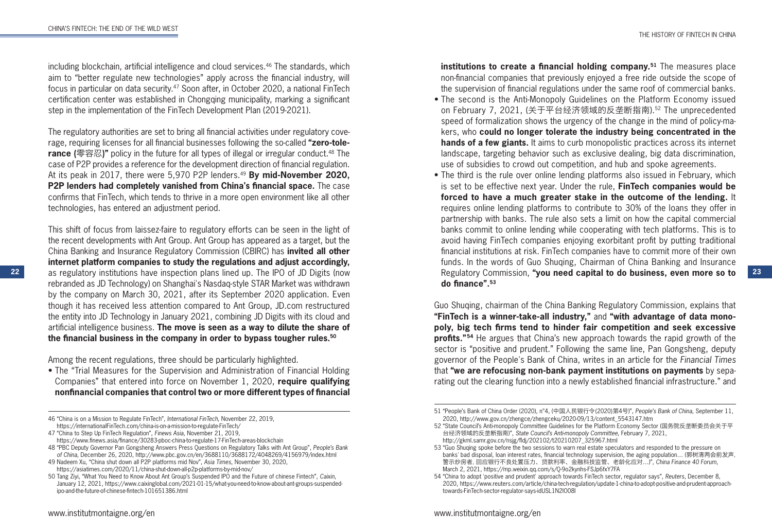including blockchain, artificial intelligence and cloud services.[46] The standards, which aim to "better regulate new technologies" apply across the financial industry, will focus in particular on data security.[47] Soon after, in October 2020, a national FinTech certification center was established in Chongqing municipality, marking a significant step in the implementation of the FinTech Development Plan (2019-2021).

The regulatory authorities are set to bring all financial activities under regulatory coverage, requiring licenses for all financial businesses following the so-called **"zero-tolerance (零容忍)"** policy in the future for all types of illegal or irregular conduct.[48] The case of P2P provides a reference for the development direction of financial regulation. At its peak in 2017, there were 5,970 P2P lenders.[49] **By mid-November 2020, P2P lenders had completely vanished from China's financial space.** The case confirms that FinTech, which tends to thrive in a more open environment like all other technologies, has entered an adjustment period.

This shift of focus from laissez-faire to regulatory efforts can be seen in the light of the recent developments with Ant Group. Ant Group has appeared as a target, but the China Banking and Insurance Regulatory Commission (CBIRC) has **invited all other internet platform companies to study the regulations and adjust accordingly,** as regulatory institutions have inspection plans lined up. The IPO of JD Digits (now rebranded as JD Technology) on Shanghai's Nasdaq-style STAR Market was withdrawn by the company on March 30, 2021, after its September 2020 application. Even though it has received less attention compared to Ant Group, JD.com restructured the entity into JD Technology in January 2021, combining JD Digits with its cloud and artificial intelligence business. **The move is seen as a way to dilute the share of the financial business in the company in order to bypass tougher rules.**[50]

Among the recent regulations, three should be particularly highlighted.

- The "Trial Measures for the Supervision and Administration of Financial Holding Companies" that entered into force on November 1, 2020, **require qualifying nonfinancial companies that control two or more different types of financial institutions to create a financial holding company.**[51] The measures place non-financial companies that previously enjoyed a free ride outside the scope of the supervision of financial regulations under the same roof of commercial banks.
- The second is the Anti-Monopoly Guidelines on the Platform Economy issued on February 7, 2021, (关于平台经济领域的反垄断指南).[52] The unprecedented speed of formalization shows the urgency of the change in the mind of policy-makers, who **could no longer tolerate the industry being concentrated in the hands of a few giants.** It aims to curb monopolistic practices across its internet landscape, targeting behavior such as exclusive dealing, big data discrimination, use of subsidies to crowd out competition, and hub and spoke agreements.
- The third is the rule over online lending platforms also issued in February, which is set to be effective next year. Under the rule, **FinTech companies would be forced to have a much greater stake in the outcome of the lending.** It requires online lending platforms to contribute to 30% of the loans they offer in partnership with banks. The rule also sets a limit on how the capital commercial banks commit to online lending while cooperating with tech platforms. This is to avoid having FinTech companies enjoying exorbitant profit by putting traditional financial institutions at risk. FinTech companies have to commit more of their own funds. In the words of Guo Shuqing, Chairman of China Banking and Insurance Regulatory Commission, **"you need capital to do business, even more so to do finance".**[53]

Guo Shuqing, chairman of the China Banking Regulatory Commission, explains that **"FinTech is a winner-take-all industry,"** and **"with advantage of data monopoly, big tech firms tend to hinder fair competition and seek excessive profits."**[54] He argues that China's new approach towards the rapid growth of the sector is "positive and prudent." Following the same line, Pan Gongsheng, deputy governor of the People's Bank of China, writes in an article for the *Financial Times* that **"we are refocusing non-bank payment institutions on payments** by separating out the clearing function into a newly established financial infrastructure." and

---

46 "China is on a Mission to Regulate FinTech", *International FinTech*, November 22, 2019, https://internationalFinTech.com/china-is-on-a-mission-to-regulate-FinTech/

47 "China to Step Up FinTech Regulation", *Finews Asia*, November 21, 2019, https://www.finews.asia/finance/30283-pboc-china-to-regulate-17-FinTech-areas-blockchain

48 "PBC Deputy Governor Pan Gongsheng Answers Press Questions on Regulatory Talks with Ant Group", *People's Bank of China*, December 26, 2020, http://www.pbc.gov.cn/en/3688110/3688172/4048269/4156979/index.html

49 Nadeem Xu, "China shut down all P2P platforms mid Nov", *Asia Times*, November 30, 2020, https://asiatimes.com/2020/11/china-shut-down-all-p2p-platforms-by-mid-nov/

50 Tang Ziyi, "What You Need to Know About Ant Group's Suspended IPO and the Future of chinese Fintech", *Caixin*, January 12, 2021, https://www.caixinglobal.com/2021-01-15/what-you-need-to-know-about-ant-groups-suspended-ipo-and-the-future-of-chinese-fintech-101651386.html

51 "People's Bank of China Order (2020), n°4, (中国人民银行令(2020)第4号)", *People's Bank of China*, September 11, 2020, http://www.gov.cn/zhengce/zhengceku/2020-09/13/content_5543147.htm

52 "State Council's Anti-monopoly Committee Guidelines for the Platform Economy Sector (国务院反垄断委员会关于平台经济领域的反垄断指南)", *State Council's Anti-monopoly Committee*, February 7, 2021, http://gkml.samr.gov.cn/nsjg/fldj/202102/t20210207_325967.html

53 "Guo Shuqing spoke before the two sessions to warn real estate speculators and responded to the pressure on banks' bad disposal, loan interest rates, financial technology supervision, the aging population… (郭树清两会前发声,警示炒房者, 回应银行不良处置压力、贷款利率、金融科技监管、老龄化应对…)", *China Finance 40 Forum*, March 2, 2021, https://mp.weixin.qq.com/s/Q-9o2kynhs-FSJp6fxY7FA

54 "China to adopt 'positive and prudent' approach towards FinTech sector, regulator says", *Reuters*, December 8, 2020, https://www.reuters.com/article/china-tech-regulation/update-1-china-to-adopt-positive-and-prudent-approach-towards-FinTech-sector-regulator-says-idUSL1N2IO08I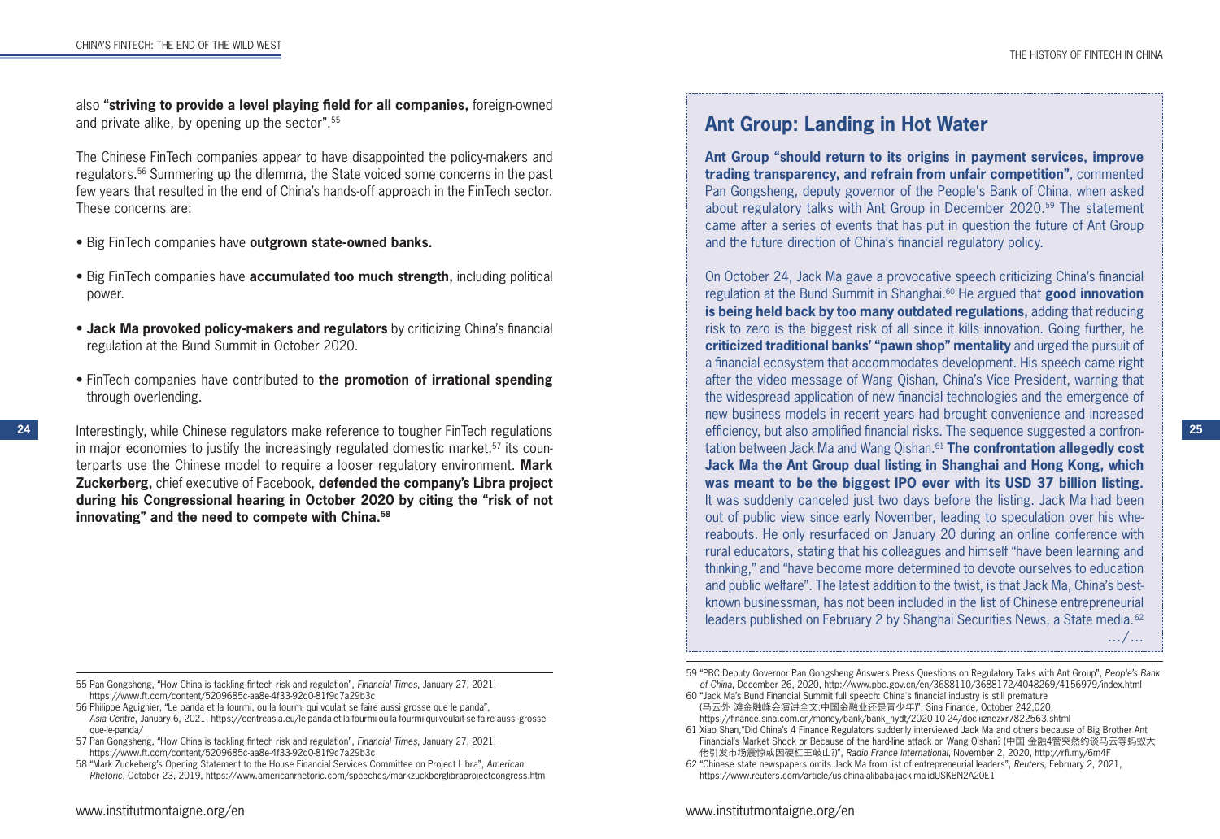also **"striving to provide a level playing field for all companies,** foreign-owned and private alike, by opening up the sector".[55]

The Chinese FinTech companies appear to have disappointed the policy-makers and regulators.[56] Summering up the dilemma, the State voiced some concerns in the past few years that resulted in the end of China's hands-off approach in the FinTech sector. These concerns are:

- Big FinTech companies have **outgrown state-owned banks.**
- Big FinTech companies have **accumulated too much strength,** including political power.
- **Jack Ma provoked policy-makers and regulators** by criticizing China's financial regulation at the Bund Summit in October 2020.
- FinTech companies have contributed to **the promotion of irrational spending** through overlending.

Interestingly, while Chinese regulators make reference to tougher FinTech regulations in major economies to justify the increasingly regulated domestic market,[57] its counterparts use the Chinese model to require a looser regulatory environment. **Mark Zuckerberg,** chief executive of Facebook, **defended the company's Libra project during his Congressional hearing in October 2020 by citing the "risk of not innovating" and the need to compete with China.**[58]

55 Pan Gongsheng, "How China is tackling fintech risk and regulation", *Financial Times*, January 27, 2021, https://www.ft.com/content/5209685c-aa8e-4f33-92d0-81f9c7a29b3c

56 Philippe Aguignier, "Le panda et la fourmi, ou la fourmi qui voulait se faire aussi grosse que le panda", *Asia Centre*, January 6, 2021, https://centreasia.eu/le-panda-et-la-fourmi-ou-la-fourmi-qui-voulait-se-faire-aussi-grosse-que-le-panda/

57 Pan Gongsheng, "How China is tackling fintech risk and regulation", *Financial Times*, January 27, 2021, https://www.ft.com/content/5209685c-aa8e-4f33-92d0-81f9c7a29b3c

58 "Mark Zuckeberg's Opening Statement to the House Financial Services Committee on Project Libra", *American Rhetoric*, October 23, 2019, https://www.americanrhetoric.com/speeches/markzuckerberglibraprojectcongress.htm

## Ant Group: Landing in Hot Water

**Ant Group "should return to its origins in payment services, improve trading transparency, and refrain from unfair competition"**, commented Pan Gongsheng, deputy governor of the People's Bank of China, when asked about regulatory talks with Ant Group in December 2020.[59] The statement came after a series of events that has put in question the future of Ant Group and the future direction of China's financial regulatory policy.

On October 24, Jack Ma gave a provocative speech criticizing China's financial regulation at the Bund Summit in Shanghai.[60] He argued that **good innovation is being held back by too many outdated regulations,** adding that reducing risk to zero is the biggest risk of all since it kills innovation. Going further, he **criticized traditional banks' "pawn shop" mentality** and urged the pursuit of a financial ecosystem that accommodates development. His speech came right after the video message of Wang Qishan, China's Vice President, warning that the widespread application of new financial technologies and the emergence of new business models in recent years had brought convenience and increased efficiency, but also amplified financial risks. The sequence suggested a confrontation between Jack Ma and Wang Qishan.[61] **The confrontation allegedly cost Jack Ma the Ant Group dual listing in Shanghai and Hong Kong, which was meant to be the biggest IPO ever with its USD 37 billion listing.** It was suddenly canceled just two days before the listing. Jack Ma had been out of public view since early November, leading to speculation over his whereabouts. He only resurfaced on January 20 during an online conference with rural educators, stating that his colleagues and himself "have been learning and thinking," and "have become more determined to devote ourselves to education and public welfare". The latest addition to the twist, is that Jack Ma, China's best-known businessman, has not been included in the list of Chinese entrepreneurial leaders published on February 2 by Shanghai Securities News, a State media.[62]

.../...

59 "PBC Deputy Governor Pan Gongsheng Answers Press Questions on Regulatory Talks with Ant Group", *People's Bank of China*, December 26, 2020, http://www.pbc.gov.cn/en/3688110/3688172/4048269/4156979/index.html

60 "Jack Ma's Bund Financial Summit full speech: China's financial industry is still premature (马云外滩金融峰会演讲全文:中国金融业还是青少年)", Sina Finance, October 242,020, https://finance.sina.com.cn/money/bank/bank_hydt/2020-10-24/doc-iiznezxr7822563.shtml

61 Xiao Shan,"Did China's 4 Finance Regulators suddenly interviewed Jack Ma and others because of Big Brother Ant Financial's Market Shock or Because of the hard-line attack on Wang Qishan? (中国金融4管突然约谈马云等蚂蚁大佬引发市场震惊或因硬杠王岐山?)", *Radio France International*, November 2, 2020, http://rfi.my/6m4F

62 "Chinese state newspapers omits Jack Ma from list of entrepreneurial leaders", *Reuters*, February 2, 2021, https://www.reuters.com/article/us-china-alibaba-jack-ma-idUSKBN2A20E1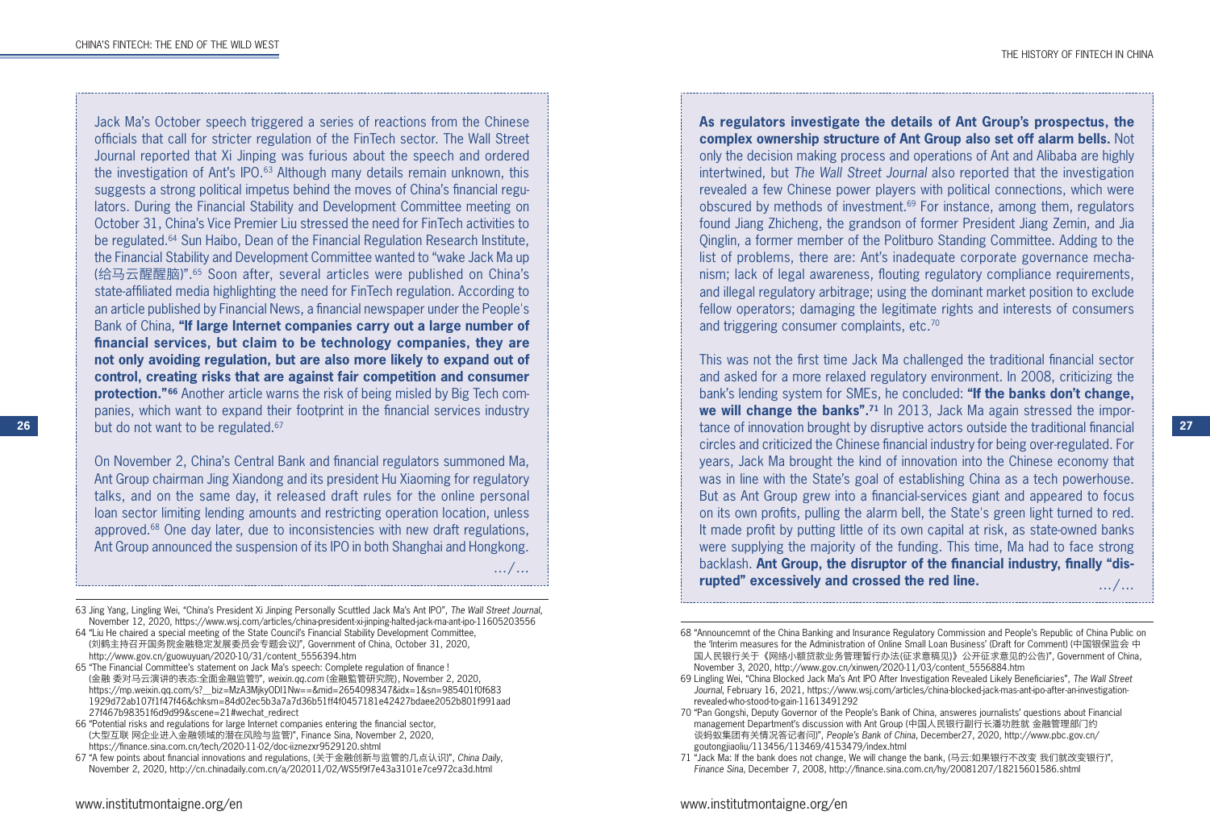Jack Ma's October speech triggered a series of reactions from the Chinese officials that call for stricter regulation of the FinTech sector. The Wall Street Journal reported that Xi Jinping was furious about the speech and ordered the investigation of Ant's IPO.[63] Although many details remain unknown, this suggests a strong political impetus behind the moves of China's financial regulators. During the Financial Stability and Development Committee meeting on October 31, China's Vice Premier Liu stressed the need for FinTech activities to be regulated.[64] Sun Haibo, Dean of the Financial Regulation Research Institute, the Financial Stability and Development Committee wanted to "wake Jack Ma up (给马云醒醒脑)".[65] Soon after, several articles were published on China's state-affiliated media highlighting the need for FinTech regulation. According to an article published by Financial News, a financial newspaper under the People's Bank of China, **"If large Internet companies carry out a large number of financial services, but claim to be technology companies, they are not only avoiding regulation, but are also more likely to expand out of control, creating risks that are against fair competition and consumer protection."[66]** Another article warns the risk of being misled by Big Tech companies, which want to expand their footprint in the financial services industry but do not want to be regulated.[67]

On November 2, China's Central Bank and financial regulators summoned Ma, Ant Group chairman Jing Xiandong and its president Hu Xiaoming for regulatory talks, and on the same day, it released draft rules for the online personal loan sector limiting lending amounts and restricting operation location, unless approved.[68] One day later, due to inconsistencies with new draft regulations, Ant Group announced the suspension of its IPO in both Shanghai and Hongkong.

…/…

**As regulators investigate the details of Ant Group's prospectus, the complex ownership structure of Ant Group also set off alarm bells.** Not only the decision making process and operations of Ant and Alibaba are highly intertwined, but *The Wall Street Journal* also reported that the investigation revealed a few Chinese power players with political connections, which were obscured by methods of investment.[69] For instance, among them, regulators found Jiang Zhicheng, the grandson of former President Jiang Zemin, and Jia Qinglin, a former member of the Politburo Standing Committee. Adding to the list of problems, there are: Ant's inadequate corporate governance mechanism; lack of legal awareness, flouting regulatory compliance requirements, and illegal regulatory arbitrage; using the dominant market position to exclude fellow operators; damaging the legitimate rights and interests of consumers and triggering consumer complaints, etc.[70]

This was not the first time Jack Ma challenged the traditional financial sector and asked for a more relaxed regulatory environment. In 2008, criticizing the bank's lending system for SMEs, he concluded: **"If the banks don't change, we will change the banks".[71]** In 2013, Jack Ma again stressed the importance of innovation brought by disruptive actors outside the traditional financial circles and criticized the Chinese financial industry for being over-regulated. For years, Jack Ma brought the kind of innovation into the Chinese economy that was in line with the State's goal of establishing China as a tech powerhouse. But as Ant Group grew into a financial-services giant and appeared to focus on its own profits, pulling the alarm bell, the State's green light turned to red. It made profit by putting little of its own capital at risk, as state-owned banks were supplying the majority of the funding. This time, Ma had to face strong backlash. **Ant Group, the disruptor of the financial industry, finally "disrupted" excessively and crossed the red line.**

…/…

---

63 Jing Yang, Lingling Wei, "China's President Xi Jinping Personally Scuttled Jack Ma's Ant IPO", *The Wall Street Journal*, November 12, 2020, https://www.wsj.com/articles/china-president-xi-jinping-halted-jack-ma-ant-ipo-11605203556

64 "Liu He chaired a special meeting of the State Council's Financial Stability Development Committee, (刘鹤主持召开国务院金融稳定发展委员会专题会议)", Government of China, October 31, 2020, http://www.gov.cn/guowuyuan/2020-10/31/content_5556394.htm

65 "The Financial Committee's statement on Jack Ma's speech: Complete regulation of finance ! (金融 委对马云演讲的表态:全面金融监管!)", *weixin.qq.com* (金融監管研究院), November 2, 2020, https://mp.weixin.qq.com/s?__biz=MzA3MjkyODI1Nw==&mid=2654098347&idx=1&sn=985401f0f6831929d72ab107f1f47f46&chksm=84d02ec5b3a7a7d36b51ff4f0457181e42427bdaee2052b801f991aad27f467b98351f6d9d99&scene=21#wechat_redirect

66 "Potential risks and regulations for large Internet companies entering the financial sector, (大型互联 网企业进入金融领域的潜在风险与监管)", Finance Sina, November 2, 2020, https://finance.sina.com.cn/tech/2020-11-02/doc-iiznezxr9529120.shtml

67 "A few points about financial innovations and regulations, (关于金融创新与监管的几点认识)", *China Daily*, November 2, 2020, http://cn.chinadaily.com.cn/a/202011/02/WS5f9f7e43a3101e7ce972ca3d.html

68 "Announcemnt of the China Banking and Insurance Regulatory Commission and People's Republic of China Public on the 'Interim measures for the Administration of Online Small Loan Business' (Draft for Comment) (中国银保监会 中国人民银行关于《网络小额贷款业务管理暂行办法(征求意稿见)》公开征求意见的公告)", Government of China, November 3, 2020, http://www.gov.cn/xinwen/2020-11/03/content_5556884.htm

69 Lingling Wei, "China Blocked Jack Ma's Ant IPO After Investigation Revealed Likely Beneficiaries", *The Wall Street Journal*, February 16, 2021, https://www.wsj.com/articles/china-blocked-jack-mas-ant-ipo-after-an-investigation-revealed-who-stood-to-gain-11613491292

70 "Pan Gongshi, Deputy Governor of the People's Bank of China, answeres journalists' questions about Financial management Department's discussion with Ant Group (中国人民银行副行长潘功胜就 金融管理部门约谈蚂蚁集团有关情况答记者问)", *People's Bank of China*, December27, 2020, http://www.pbc.gov.cn/goutongjiaoliu/113456/113469/4153479/index.html

71 "Jack Ma: If the bank does not change, We will change the bank, (马云:如果银行不改变 我们就改变银行)", *Finance Sina*, December 7, 2008, http://finance.sina.com.cn/hy/20081207/18215601586.shtml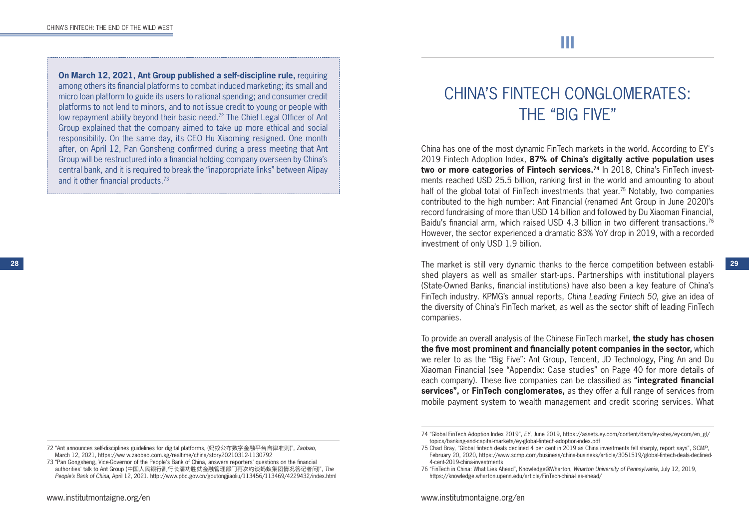**On March 12, 2021, Ant Group published a self-discipline rule,** requiring among others its financial platforms to combat induced marketing; its small and micro loan platform to guide its users to rational spending; and consumer credit platforms to not lend to minors, and to not issue credit to young or people with low repayment ability beyond their basic need.[72] The Chief Legal Officer of Ant Group explained that the company aimed to take up more ethical and social responsibility. On the same day, its CEO Hu Xiaoming resigned. One month after, on April 12, Pan Gonsheng confirmed during a press meeting that Ant Group will be restructured into a financial holding company overseen by China's central bank, and it is required to break the "inappropriate links" between Alipay and it other financial products.[73]

72 "Ant announces self-disciplines guidelines for digital platforms, (蚂蚁公布数字金融平台自律准则)", *Zaobao*, March 12, 2021, https://ww w.zaobao.com.sg/realtime/china/story20210312-1130792

73 "Pan Gongsheng, Vice-Governor of the People's Bank of China, answers reporters' questions on the financial authorities' talk to Ant Group (中国人民银行副行长潘功胜就金融管理部门再次约谈蚂蚁集团情况答记者问)", *The People's Bank of China*, April 12, 2021. http://www.pbc.gov.cn/goutongjiaoliu/113456/113469/4229432/index.html

# III

## CHINA'S FINTECH CONGLOMERATES: THE "BIG FIVE"

China has one of the most dynamic FinTech markets in the world. According to EY's 2019 Fintech Adoption Index, **87% of China's digitally active population uses two or more categories of Fintech services.**[74] In 2018, China's FinTech investments reached USD 25.5 billion, ranking first in the world and amounting to about half of the global total of FinTech investments that year.[75] Notably, two companies contributed to the high number: Ant Financial (renamed Ant Group in June 2020)'s record fundraising of more than USD 14 billion and followed by Du Xiaoman Financial, Baidu's financial arm, which raised USD 4.3 billion in two different transactions.[76] However, the sector experienced a dramatic 83% YoY drop in 2019, with a recorded investment of only USD 1.9 billion.

The market is still very dynamic thanks to the fierce competition between established players as well as smaller start-ups. Partnerships with institutional players (State-Owned Banks, financial institutions) have also been a key feature of China's FinTech industry. KPMG's annual reports, *China Leading Fintech 50*, give an idea of the diversity of China's FinTech market, as well as the sector shift of leading FinTech companies.

To provide an overall analysis of the Chinese FinTech market, **the study has chosen the five most prominent and financially potent companies in the sector,** which we refer to as the "Big Five": Ant Group, Tencent, JD Technology, Ping An and Du Xiaoman Financial (see "Appendix: Case studies" on Page 40 for more details of each company). These five companies can be classified as **"integrated financial services",** or **FinTech conglomerates,** as they offer a full range of services from mobile payment system to wealth management and credit scoring services. What

74 "Global FinTech Adoption Index 2019", *EY*, June 2019, https://assets.ey.com/content/dam/ey-sites/ey-com/en_gl/topics/banking-and-capital-markets/ey-global-fintech-adoption-index.pdf

75 Chad Bray, "Global fintech deals declined 4 per cent in 2019 as China investments fell sharply, report says", *SCMP*, February 20, 2020, https://www.scmp.com/business/china-business/article/3051519/global-fintech-deals-declined-4-cent-2019-china-investments

76 "FinTech in China: What Lies Ahead", Knowledge@Wharton, *Wharton University of Pennsylvania*, July 12, 2019, https://knowledge.wharton.upenn.edu/article/FinTech-china-lies-ahead/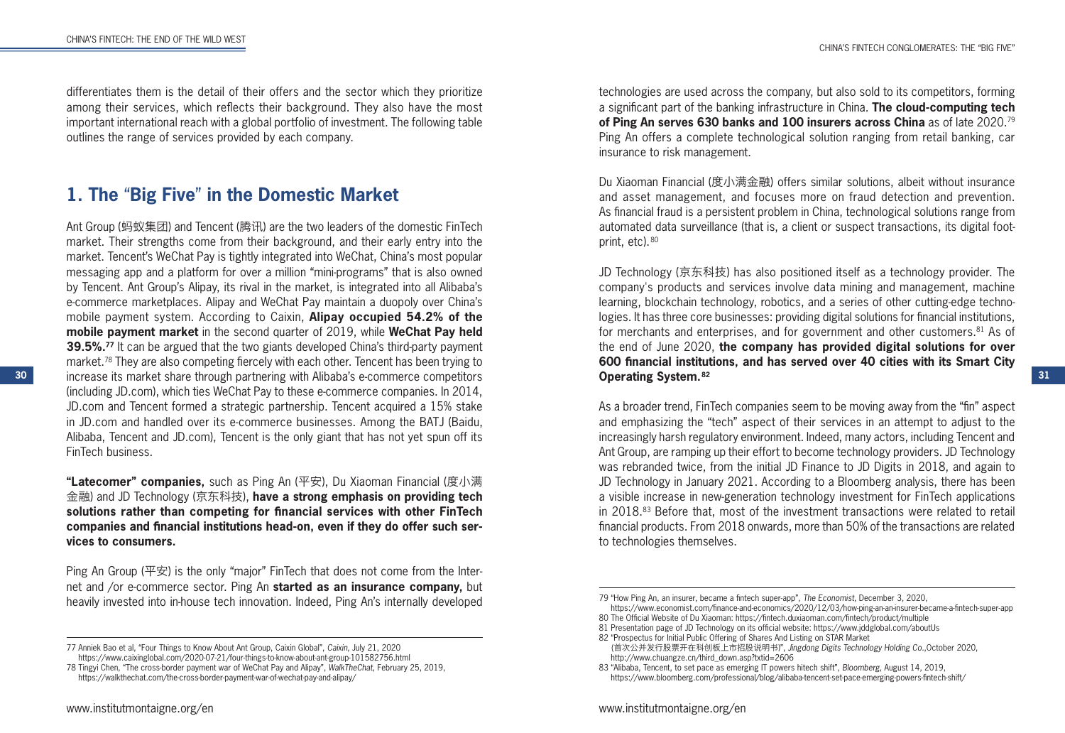differentiates them is the detail of their offers and the sector which they prioritize among their services, which reflects their background. They also have the most important international reach with a global portfolio of investment. The following table outlines the range of services provided by each company.

## 1. The "Big Five" in the Domestic Market

Ant Group (蚂蚁集团) and Tencent (腾讯) are the two leaders of the domestic FinTech market. Their strengths come from their background, and their early entry into the market. Tencent's WeChat Pay is tightly integrated into WeChat, China's most popular messaging app and a platform for over a million "mini-programs" that is also owned by Tencent. Ant Group's Alipay, its rival in the market, is integrated into all Alibaba's e-commerce marketplaces. Alipay and WeChat Pay maintain a duopoly over China's mobile payment system. According to Caixin, **Alipay occupied 54.2% of the mobile payment market** in the second quarter of 2019, while **WeChat Pay held 39.5%.**[77] It can be argued that the two giants developed China's third-party payment market.[78] They are also competing fiercely with each other. Tencent has been trying to increase its market share through partnering with Alibaba's e-commerce competitors (including JD.com), which ties WeChat Pay to these e-commerce companies. In 2014, JD.com and Tencent formed a strategic partnership. Tencent acquired a 15% stake in JD.com and handled over its e-commerce businesses. Among the BATJ (Baidu, Alibaba, Tencent and JD.com), Tencent is the only giant that has not yet spun off its FinTech business.

**"Latecomer" companies,** such as Ping An (平安), Du Xiaoman Financial (度小满金融) and JD Technology (京东科技), **have a strong emphasis on providing tech solutions rather than competing for financial services with other FinTech companies and financial institutions head-on, even if they do offer such services to consumers.**

Ping An Group (平安) is the only "major" FinTech that does not come from the Internet and /or e-commerce sector. Ping An **started as an insurance company,** but heavily invested into in-house tech innovation. Indeed, Ping An's internally developed technologies are used across the company, but also sold to its competitors, forming a significant part of the banking infrastructure in China. **The cloud-computing tech of Ping An serves 630 banks and 100 insurers across China** as of late 2020.[79] Ping An offers a complete technological solution ranging from retail banking, car insurance to risk management.

Du Xiaoman Financial (度小满金融) offers similar solutions, albeit without insurance and asset management, and focuses more on fraud detection and prevention. As financial fraud is a persistent problem in China, technological solutions range from automated data surveillance (that is, a client or suspect transactions, its digital footprint, etc).[80]

JD Technology (京东科技) has also positioned itself as a technology provider. The company's products and services involve data mining and management, machine learning, blockchain technology, robotics, and a series of other cutting-edge technologies. It has three core businesses: providing digital solutions for financial institutions, for merchants and enterprises, and for government and other customers.[81] As of the end of June 2020, **the company has provided digital solutions for over 600 financial institutions, and has served over 40 cities with its Smart City Operating System.**[82]

As a broader trend, FinTech companies seem to be moving away from the "fin" aspect and emphasizing the "tech" aspect of their services in an attempt to adjust to the increasingly harsh regulatory environment. Indeed, many actors, including Tencent and Ant Group, are ramping up their effort to become technology providers. JD Technology was rebranded twice, from the initial JD Finance to JD Digits in 2018, and again to JD Technology in January 2021. According to a Bloomberg analysis, there has been a visible increase in new-generation technology investment for FinTech applications in 2018.[83] Before that, most of the investment transactions were related to retail financial products. From 2018 onwards, more than 50% of the transactions are related to technologies themselves.

---

77 Anniek Bao et al, "Four Things to Know About Ant Group, Caixin Global", *Caixin*, July 21, 2020 https://www.caixinglobal.com/2020-07-21/four-things-to-know-about-ant-group-101582756.html

78 Tingyi Chen, "The cross-border payment war of WeChat Pay and Alipay", *WalkTheChat*, February 25, 2019, https://walkthechat.com/the-cross-border-payment-war-of-wechat-pay-and-alipay/

79 "How Ping An, an insurer, became a fintech super-app", *The Economist*, December 3, 2020, https://www.economist.com/finance-and-economics/2020/12/03/how-ping-an-an-insurer-became-a-fintech-super-app

80 The Official Website of Du Xiaoman: https://fintech.duxiaoman.com/fintech/product/multiple

81 Presentation page of JD Technology on its official website: https://www.jddglobal.com/aboutUs

82 "Prospectus for Initial Public Offering of Shares And Listing on STAR Market (首次公开发行股票并在科创板上市招股说明书)", *Jingdong Digits Technology Holding Co.*,October 2020, http://www.chuangze.cn/third_down.asp?txtid=2606

83 "Alibaba, Tencent, to set pace as emerging IT powers hitech shift", *Bloomberg*, August 14, 2019, https://www.bloomberg.com/professional/blog/alibaba-tencent-set-pace-emerging-powers-fintech-shift/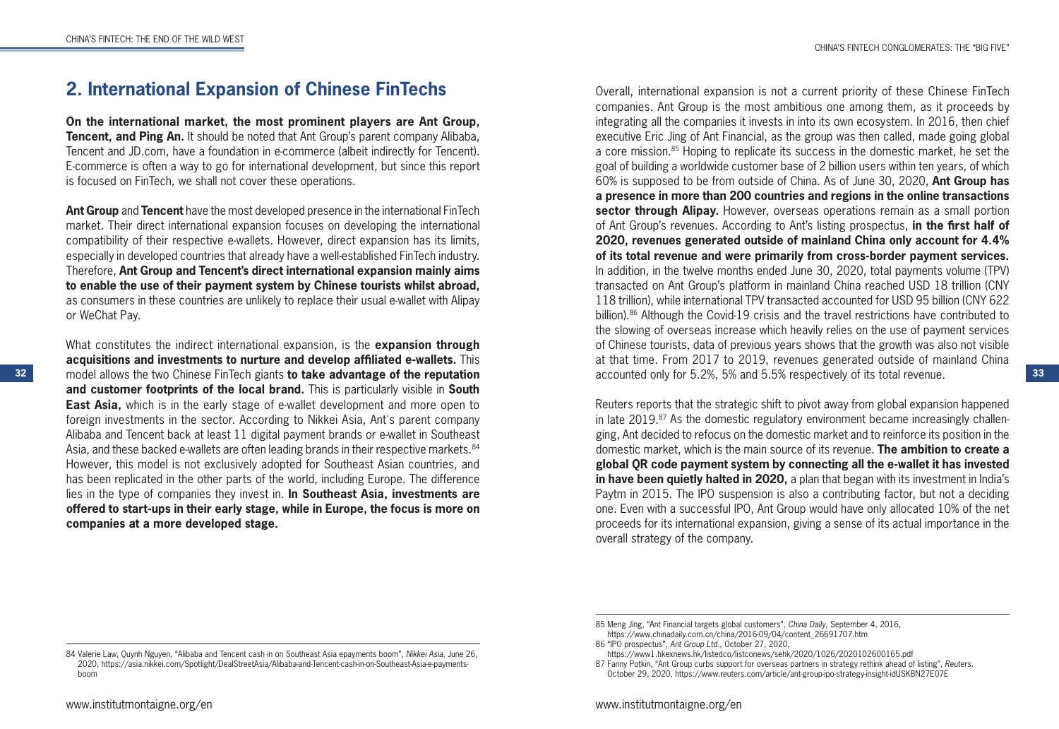## 2. International Expansion of Chinese FinTechs

**On the international market, the most prominent players are Ant Group, Tencent, and Ping An.** It should be noted that Ant Group's parent company Alibaba, Tencent and JD.com, have a foundation in e-commerce (albeit indirectly for Tencent). E-commerce is often a way to go for international development, but since this report is focused on FinTech, we shall not cover these operations.

**Ant Group** and **Tencent** have the most developed presence in the international FinTech market. Their direct international expansion focuses on developing the international compatibility of their respective e-wallets. However, direct expansion has its limits, especially in developed countries that already have a well-established FinTech industry. Therefore, **Ant Group and Tencent's direct international expansion mainly aims to enable the use of their payment system by Chinese tourists whilst abroad,** as consumers in these countries are unlikely to replace their usual e-wallet with Alipay or WeChat Pay.

What constitutes the indirect international expansion, is the **expansion through acquisitions and investments to nurture and develop affiliated e-wallets.** This model allows the two Chinese FinTech giants **to take advantage of the reputation and customer footprints of the local brand.** This is particularly visible in **South East Asia,** which is in the early stage of e-wallet development and more open to foreign investments in the sector. According to Nikkei Asia, Ant's parent company Alibaba and Tencent back at least 11 digital payment brands or e-wallet in Southeast Asia, and these backed e-wallets are often leading brands in their respective markets.[84] However, this model is not exclusively adopted for Southeast Asian countries, and has been replicated in the other parts of the world, including Europe. The difference lies in the type of companies they invest in. **In Southeast Asia, investments are offered to start-ups in their early stage, while in Europe, the focus is more on companies at a more developed stage.**

Overall, international expansion is not a current priority of these Chinese FinTech companies. Ant Group is the most ambitious one among them, as it proceeds by integrating all the companies it invests in into its own ecosystem. In 2016, then chief executive Eric Jing of Ant Financial, as the group was then called, made going global a core mission.[85] Hoping to replicate its success in the domestic market, he set the goal of building a worldwide customer base of 2 billion users within ten years, of which 60% is supposed to be from outside of China. As of June 30, 2020, **Ant Group has a presence in more than 200 countries and regions in the online transactions sector through Alipay.** However, overseas operations remain as a small portion of Ant Group's revenues. According to Ant's listing prospectus, **in the first half of 2020, revenues generated outside of mainland China only account for 4.4% of its total revenue and were primarily from cross-border payment services.** In addition, in the twelve months ended June 30, 2020, total payments volume (TPV) transacted on Ant Group's platform in mainland China reached USD 18 trillion (CNY 118 trillion), while international TPV transacted accounted for USD 95 billion (CNY 622 billion).[86] Although the Covid-19 crisis and the travel restrictions have contributed to the slowing of overseas increase which heavily relies on the use of payment services of Chinese tourists, data of previous years shows that the growth was also not visible at that time. From 2017 to 2019, revenues generated outside of mainland China accounted only for 5.2%, 5% and 5.5% respectively of its total revenue.

Reuters reports that the strategic shift to pivot away from global expansion happened in late 2019.[87] As the domestic regulatory environment became increasingly challenging, Ant decided to refocus on the domestic market and to reinforce its position in the domestic market, which is the main source of its revenue. **The ambition to create a global QR code payment system by connecting all the e-wallet it has invested in have been quietly halted in 2020,** a plan that began with its investment in India's Paytm in 2015. The IPO suspension is also a contributing factor, but not a deciding one. Even with a successful IPO, Ant Group would have only allocated 10% of the net proceeds for its international expansion, giving a sense of its actual importance in the overall strategy of the company.

---

84 Valerie Law, Quynh Nguyen, "Alibaba and Tencent cash in on Southeast Asia epayments boom", *Nikkei Asia*, June 26, 2020, https://asia.nikkei.com/Spotlight/DealStreetAsia/Alibaba-and-Tencent-cash-in-on-Southeast-Asia-e-payments-boom

85 Meng Jing, "Ant Financial targets global customers", *China Daily*, September 4, 2016, https://www.chinadaily.com.cn/china/2016-09/04/content_26691707.htm

86 "IPO prospectus", *Ant Group Ltd.*, October 27, 2020, https://www1.hkexnews.hk/listedco/listconews/sehk/2020/1026/2020102600165.pdf

87 Fanny Potkin, "Ant Group curbs support for overseas partners in strategy rethink ahead of listing", *Reuters*, October 29, 2020, https://www.reuters.com/article/ant-group-ipo-strategy-insight-idUSKBN27E07E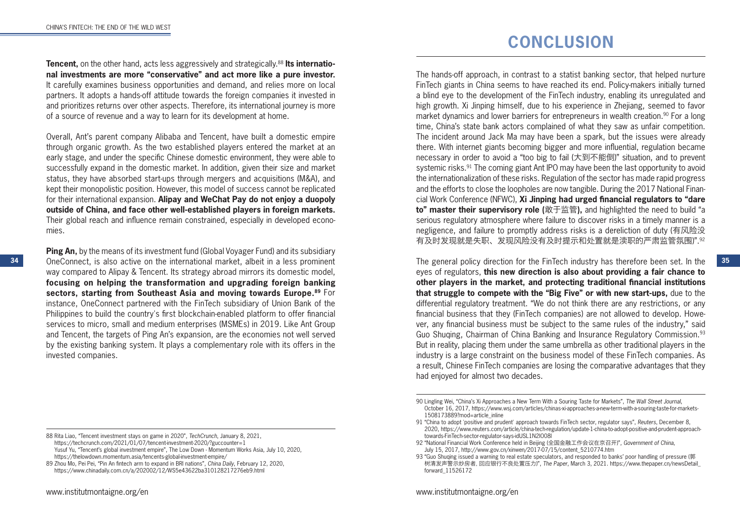**Tencent,** on the other hand, acts less aggressively and strategically.[88] **Its international investments are more "conservative" and act more like a pure investor.** It carefully examines business opportunities and demand, and relies more on local partners. It adopts a hands-off attitude towards the foreign companies it invested in and prioritizes returns over other aspects. Therefore, its international journey is more of a source of revenue and a way to learn for its development at home.

Overall, Ant's parent company Alibaba and Tencent, have built a domestic empire through organic growth. As the two established players entered the market at an early stage, and under the specific Chinese domestic environment, they were able to successfully expand in the domestic market. In addition, given their size and market status, they have absorbed start-ups through mergers and acquisitions (M&A), and kept their monopolistic position. However, this model of success cannot be replicated for their international expansion. **Alipay and WeChat Pay do not enjoy a duopoly outside of China, and face other well-established players in foreign markets.** Their global reach and influence remain constrained, especially in developed economies.

**Ping An,** by the means of its investment fund (Global Voyager Fund) and its subsidiary OneConnect, is also active on the international market, albeit in a less prominent way compared to Alipay & Tencent. Its strategy abroad mirrors its domestic model, **focusing on helping the transformation and upgrading foreign banking sectors, starting from Southeast Asia and moving towards Europe.**[89] For instance, OneConnect partnered with the FinTech subsidiary of Union Bank of the Philippines to build the country's first blockchain-enabled platform to offer financial services to micro, small and medium enterprises (MSMEs) in 2019. Like Ant Group and Tencent, the targets of Ping An's expansion, are the economies not well served by the existing banking system. It plays a complementary role with its offers in the invested companies.

88 Rita Liao, "Tencent investment stays on game in 2020", *TechCrunch*, January 8, 2021, https://techcrunch.com/2021/01/07/tencent-investment-2020/?guccounter=1
Yusuf Yu, "Tencent's global investment empire", The Low Down - Momentum Works Asia, July 10, 2020, https://thelowdown.momentum.asia/tencents-global-investment-empire/

89 Zhou Mo, Pei Pei, "Pin An fintech arm to expand in BRI nations", *China Daily*, February 12, 2020, https://www.chinadaily.com.cn/a/202002/12/WS5e43622ba310128217276eb9.html

# CONCLUSION

The hands-off approach, in contrast to a statist banking sector, that helped nurture FinTech giants in China seems to have reached its end. Policy-makers initially turned a blind eye to the development of the FinTech industry, enabling its unregulated and high growth. Xi Jinping himself, due to his experience in Zhejiang, seemed to favor market dynamics and lower barriers for entrepreneurs in wealth creation.[90] For a long time, China's state bank actors complained of what they saw as unfair competition. The incident around Jack Ma may have been a spark, but the issues were already there. With internet giants becoming bigger and more influential, regulation became necessary in order to avoid a "too big to fail (大到不能倒)" situation, and to prevent systemic risks.[91] The coming giant Ant IPO may have been the last opportunity to avoid the internationalization of these risks. Regulation of the sector has made rapid progress and the efforts to close the loopholes are now tangible. During the 2017 National Financial Work Conference (NFWC), **Xi Jinping had urged financial regulators to "dare to" master their supervisory role (**敢于监管**),** and highlighted the need to build "a serious regulatory atmosphere where failure to discover risks in a timely manner is a negligence, and failure to promptly address risks is a dereliction of duty (有风险没有及时发现就是失职、发现风险没有及时提示和处置就是渎职的严肃监管氛围)".[92]

The general policy direction for the FinTech industry has therefore been set. In the eyes of regulators, **this new direction is also about providing a fair chance to other players in the market, and protecting traditional financial institutions that struggle to compete with the "Big Five" or with new start-ups,** due to the differential regulatory treatment. "We do not think there are any restrictions, or any financial business that they (FinTech companies) are not allowed to develop. However, any financial business must be subject to the same rules of the industry," said Guo Shuqing, Chairman of China Banking and Insurance Regulatory Commission.[93] But in reality, placing them under the same umbrella as other traditional players in the industry is a large constraint on the business model of these FinTech companies. As a result, Chinese FinTech companies are losing the comparative advantages that they had enjoyed for almost two decades.

90 Lingling Wei, "China's Xi Approaches a New Term With a Souring Taste for Markets", *The Wall Street Journal*, October 16, 2017, https://www.wsj.com/articles/chinas-xi-approaches-a-new-term-with-a-souring-taste-for-markets-1508173889?mod=article_inline

91 "China to adopt 'positive and prudent' approach towards FinTech sector, regulator says", *Reuters*, December 8, 2020, https://www.reuters.com/article/china-tech-regulation/update-1-china-to-adopt-positive-and-prudent-approach-towards-FinTech-sector-regulator-says-idUSL1N2IO08I

92 "National Financial Work Conference held in Beijing (全国金融工作会议在京召开)", *Government of China*, July 15, 2017, http://www.gov.cn/xinwen/2017-07/15/content_5210774.htm

93 "Guo Shuqing issued a warning to real estate speculators, and responded to banks' poor handling of pressure (郭树清发声警示炒房者, 回应银行不良处置压力)", *The Paper*, March 3, 2021. https://www.thepaper.cn/newsDetail_forward_11526172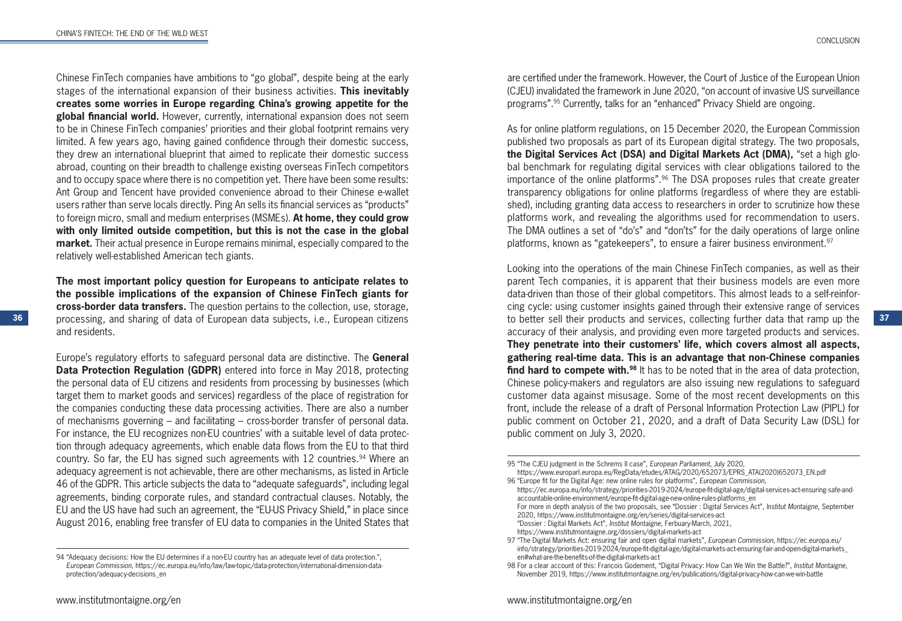Chinese FinTech companies have ambitions to "go global", despite being at the early stages of the international expansion of their business activities. **This inevitably creates some worries in Europe regarding China's growing appetite for the global financial world.** However, currently, international expansion does not seem to be in Chinese FinTech companies' priorities and their global footprint remains very limited. A few years ago, having gained confidence through their domestic success, they drew an international blueprint that aimed to replicate their domestic success abroad, counting on their breadth to challenge existing overseas FinTech competitors and to occupy space where there is no competition yet. There have been some results: Ant Group and Tencent have provided convenience abroad to their Chinese e-wallet users rather than serve locals directly. Ping An sells its financial services as "products" to foreign micro, small and medium enterprises (MSMEs). **At home, they could grow with only limited outside competition, but this is not the case in the global market.** Their actual presence in Europe remains minimal, especially compared to the relatively well-established American tech giants.

**The most important policy question for Europeans to anticipate relates to the possible implications of the expansion of Chinese FinTech giants for cross-border data transfers.** The question pertains to the collection, use, storage, processing, and sharing of data of European data subjects, i.e., European citizens and residents.

Europe's regulatory efforts to safeguard personal data are distinctive. The **General Data Protection Regulation (GDPR)** entered into force in May 2018, protecting the personal data of EU citizens and residents from processing by businesses (which target them to market goods and services) regardless of the place of registration for the companies conducting these data processing activities. There are also a number of mechanisms governing – and facilitating – cross-border transfer of personal data. For instance, the EU recognizes non-EU countries' with a suitable level of data protection through adequacy agreements, which enable data flows from the EU to that third country. So far, the EU has signed such agreements with 12 countries.[94] Where an adequacy agreement is not achievable, there are other mechanisms, as listed in Article 46 of the GDPR. This article subjects the data to "adequate safeguards", including legal agreements, binding corporate rules, and standard contractual clauses. Notably, the EU and the US have had such an agreement, the "EU-US Privacy Shield," in place since August 2016, enabling free transfer of EU data to companies in the United States that are certified under the framework. However, the Court of Justice of the European Union (CJEU) invalidated the framework in June 2020, "on account of invasive US surveillance programs".[95] Currently, talks for an "enhanced" Privacy Shield are ongoing.

As for online platform regulations, on 15 December 2020, the European Commission published two proposals as part of its European digital strategy. The two proposals, **the Digital Services Act (DSA) and Digital Markets Act (DMA),** "set a high global benchmark for regulating digital services with clear obligations tailored to the importance of the online platforms".[96] The DSA proposes rules that create greater transparency obligations for online platforms (regardless of where they are established), including granting data access to researchers in order to scrutinize how these platforms work, and revealing the algorithms used for recommendation to users. The DMA outlines a set of "do's" and "don'ts" for the daily operations of large online platforms, known as "gatekeepers", to ensure a fairer business environment.[97]

Looking into the operations of the main Chinese FinTech companies, as well as their parent Tech companies, it is apparent that their business models are even more data-driven than those of their global competitors. This almost leads to a self-reinforcing cycle: using customer insights gained through their extensive range of services to better sell their products and services, collecting further data that ramp up the accuracy of their analysis, and providing even more targeted products and services. **They penetrate into their customers' life, which covers almost all aspects, gathering real-time data. This is an advantage that non-Chinese companies find hard to compete with.[98]** It has to be noted that in the area of data protection, Chinese policy-makers and regulators are also issuing new regulations to safeguard customer data against misusage. Some of the most recent developments on this front, include the release of a draft of Personal Information Protection Law (PIPL) for public comment on October 21, 2020, and a draft of Data Security Law (DSL) for public comment on July 3, 2020.

---

94 "Adequacy decisions: How the EU determines if a non-EU country has an adequate level of data protection.", *European Commission*, https://ec.europa.eu/info/law/law-topic/data-protection/international-dimension-data-protection/adequacy-decisions_en

95 "The CJEU judgment in the Schrems II case", *European Parliament*, July 2020, https://www.europarl.europa.eu/RegData/etudes/ATAG/2020/652073/EPRS_ATA(2020)652073_EN.pdf

96 "Europe fit for the Digital Age: new online rules for platforms", *European Commission*, https://ec.europa.eu/info/strategy/priorities-2019-2024/europe-fit-digital-age/digital-services-act-ensuring-safe-and-accountable-online-environment/europe-fit-digital-age-new-online-rules-platforms_en
For more in depth analysis of the two proposals, see "Dossier : Digital Services Act", *Institut Montaigne*, September 2020, https://www.institutmontaigne.org/en/series/digital-services-act
"Dossier : Digital Markets Act", *Institut Montaigne*, Ferbuary-March, 2021, https://www.institutmontaigne.org/dossiers/digital-markets-act

97 "The Digital Markets Act: ensuring fair and open digital markets", *European Commission*, https://ec.europa.eu/info/strategy/priorities-2019-2024/europe-fit-digital-age/digital-markets-act-ensuring-fair-and-open-digital-markets_en#what-are-the-benefits-of-the-digital-markets-act

98 For a clear account of this: François Godement, "Digital Privacy: How Can We Win the Battle?", *Institut Montaigne*, November 2019, https://www.institutmontaigne.org/en/publications/digital-privacy-how-can-we-win-battle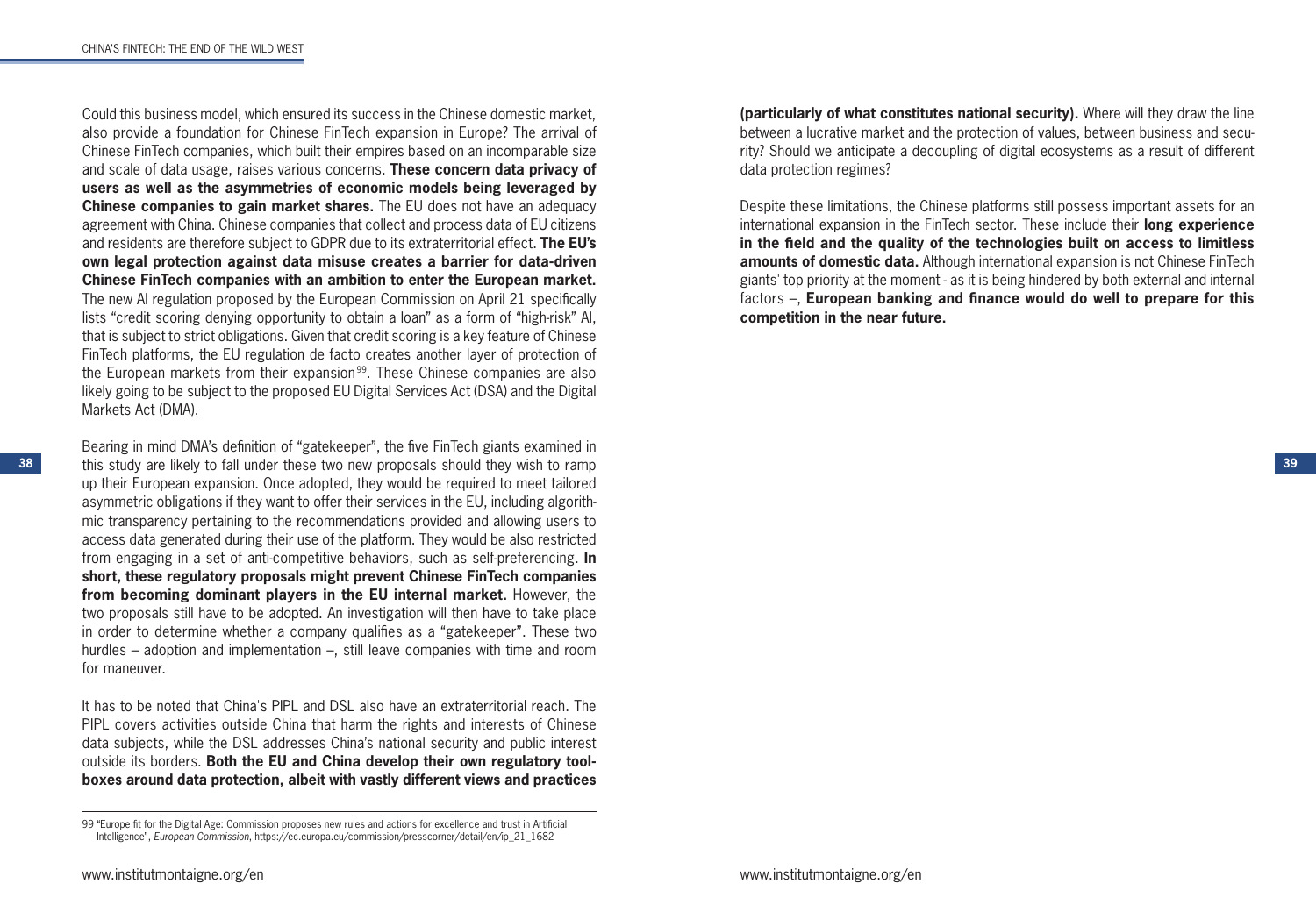Could this business model, which ensured its success in the Chinese domestic market, also provide a foundation for Chinese FinTech expansion in Europe? The arrival of Chinese FinTech companies, which built their empires based on an incomparable size and scale of data usage, raises various concerns. **These concern data privacy of users as well as the asymmetries of economic models being leveraged by Chinese companies to gain market shares.** The EU does not have an adequacy agreement with China. Chinese companies that collect and process data of EU citizens and residents are therefore subject to GDPR due to its extraterritorial effect. **The EU's own legal protection against data misuse creates a barrier for data-driven Chinese FinTech companies with an ambition to enter the European market.** The new AI regulation proposed by the European Commission on April 21 specifically lists "credit scoring denying opportunity to obtain a loan" as a form of "high-risk" AI, that is subject to strict obligations. Given that credit scoring is a key feature of Chinese FinTech platforms, the EU regulation de facto creates another layer of protection of the European markets from their expansion[99]. These Chinese companies are also likely going to be subject to the proposed EU Digital Services Act (DSA) and the Digital Markets Act (DMA).

Bearing in mind DMA's definition of "gatekeeper", the five FinTech giants examined in this study are likely to fall under these two new proposals should they wish to ramp up their European expansion. Once adopted, they would be required to meet tailored asymmetric obligations if they want to offer their services in the EU, including algorithmic transparency pertaining to the recommendations provided and allowing users to access data generated during their use of the platform. They would be also restricted from engaging in a set of anti-competitive behaviors, such as self-preferencing. **In short, these regulatory proposals might prevent Chinese FinTech companies from becoming dominant players in the EU internal market.** However, the two proposals still have to be adopted. An investigation will then have to take place in order to determine whether a company qualifies as a "gatekeeper". These two hurdles – adoption and implementation –, still leave companies with time and room for maneuver.

It has to be noted that China's PIPL and DSL also have an extraterritorial reach. The PIPL covers activities outside China that harm the rights and interests of Chinese data subjects, while the DSL addresses China's national security and public interest outside its borders. **Both the EU and China develop their own regulatory toolboxes around data protection, albeit with vastly different views and practices (particularly of what constitutes national security).** Where will they draw the line between a lucrative market and the protection of values, between business and security? Should we anticipate a decoupling of digital ecosystems as a result of different data protection regimes?

Despite these limitations, the Chinese platforms still possess important assets for an international expansion in the FinTech sector. These include their **long experience in the field and the quality of the technologies built on access to limitless amounts of domestic data.** Although international expansion is not Chinese FinTech giants' top priority at the moment - as it is being hindered by both external and internal factors –, **European banking and finance would do well to prepare for this competition in the near future.**

---

99 "Europe fit for the Digital Age: Commission proposes new rules and actions for excellence and trust in Artificial Intelligence", *European Commission*, https://ec.europa.eu/commission/presscorner/detail/en/ip_21_1682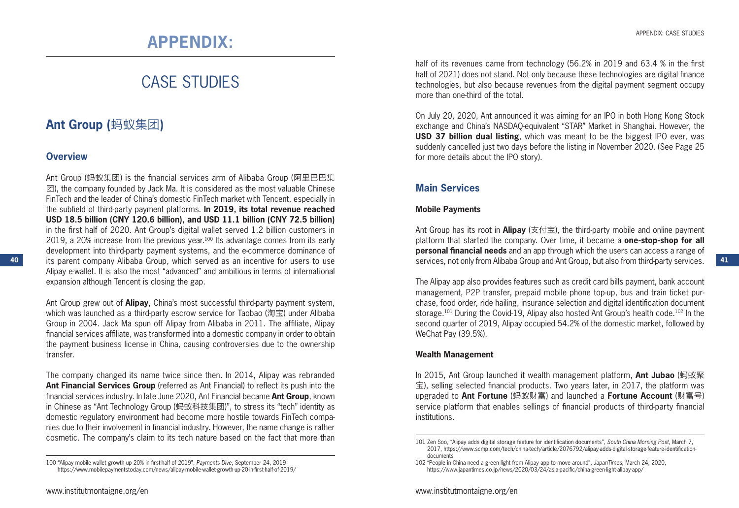# APPENDIX:

# CASE STUDIES

## Ant Group (蚂蚁集团)

### Overview

Ant Group (蚂蚁集团) is the financial services arm of Alibaba Group (阿里巴巴集团), the company founded by Jack Ma. It is considered as the most valuable Chinese FinTech and the leader of China's domestic FinTech market with Tencent, especially in the subfield of third-party payment platforms. **In 2019, its total revenue reached USD 18.5 billion (CNY 120.6 billion), and USD 11.1 billion (CNY 72.5 billion)** in the first half of 2020. Ant Group's digital wallet served 1.2 billion customers in 2019, a 20% increase from the previous year.[100] Its advantage comes from its early development into third-party payment systems, and the e-commerce dominance of its parent company Alibaba Group, which served as an incentive for users to use Alipay e-wallet. It is also the most "advanced" and ambitious in terms of international expansion although Tencent is closing the gap.

Ant Group grew out of **Alipay**, China's most successful third-party payment system, which was launched as a third-party escrow service for Taobao (淘宝) under Alibaba Group in 2004. Jack Ma spun off Alipay from Alibaba in 2011. The affiliate, Alipay financial services affiliate, was transformed into a domestic company in order to obtain the payment business license in China, causing controversies due to the ownership transfer.

The company changed its name twice since then. In 2014, Alipay was rebranded **Ant Financial Services Group** (referred as Ant Financial) to reflect its push into the financial services industry. In late June 2020, Ant Financial became **Ant Group**, known in Chinese as "Ant Technology Group (蚂蚁科技集团)", to stress its "tech" identity as domestic regulatory environment had become more hostile towards FinTech companies due to their involvement in financial industry. However, the name change is rather cosmetic. The company's claim to its tech nature based on the fact that more than half of its revenues came from technology (56.2% in 2019 and 63.4 % in the first half of 2021) does not stand. Not only because these technologies are digital finance technologies, but also because revenues from the digital payment segment occupy more than one-third of the total.

On July 20, 2020, Ant announced it was aiming for an IPO in both Hong Kong Stock exchange and China's NASDAQ-equivalent "STAR" Market in Shanghai. However, the **USD 37 billion dual listing**, which was meant to be the biggest IPO ever, was suddenly cancelled just two days before the listing in November 2020. (See Page 25 for more details about the IPO story).

### Main Services

#### Mobile Payments

Ant Group has its root in **Alipay** (支付宝), the third-party mobile and online payment platform that started the company. Over time, it became a **one-stop-shop for all personal financial needs** and an app through which the users can access a range of services, not only from Alibaba Group and Ant Group, but also from third-party services.

The Alipay app also provides features such as credit card bills payment, bank account management, P2P transfer, prepaid mobile phone top-up, bus and train ticket purchase, food order, ride hailing, insurance selection and digital identification document storage.[101] During the Covid-19, Alipay also hosted Ant Group's health code.[102] In the second quarter of 2019, Alipay occupied 54.2% of the domestic market, followed by WeChat Pay (39.5%).

#### Wealth Management

In 2015, Ant Group launched it wealth management platform, **Ant Jubao** (蚂蚁聚宝), selling selected financial products. Two years later, in 2017, the platform was upgraded to **Ant Fortune** (蚂蚁财富) and launched a **Fortune Account** (财富号) service platform that enables sellings of financial products of third-party financial institutions.

---

100 "Alipay mobile wallet growth up 20% in first-half of 2019", *Payments Dive*, September 24, 2019 https://www.mobilepaymentstoday.com/news/alipay-mobile-wallet-growth-up-20-in-first-half-of-2019/

101 Zen Soo, "Alipay adds digital storage feature for identification documents", *South China Morning Post*, March 7, 2017, https://www.scmp.com/tech/china-tech/article/2076792/alipay-adds-digital-storage-feature-identification-documents

102 "People in China need a green light from Alipay app to move around", *JapanTimes*, March 24, 2020, https://www.japantimes.co.jp/news/2020/03/24/asia-pacific/china-green-light-alipay-app/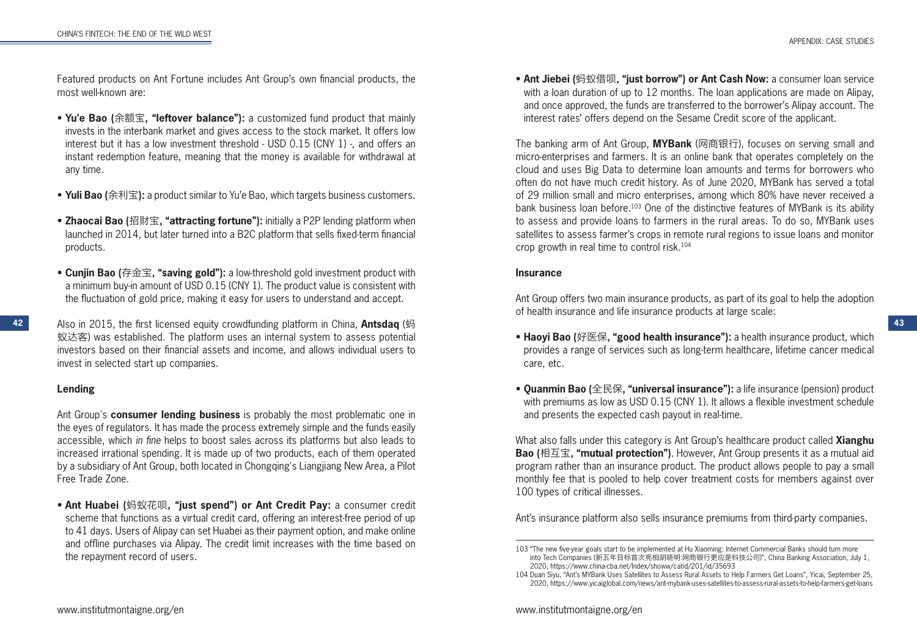Featured products on Ant Fortune includes Ant Group's own financial products, the most well-known are:

- **Yu'e Bao (**余额宝**, "leftover balance"):** a customized fund product that mainly invests in the interbank market and gives access to the stock market. It offers low interest but it has a low investment threshold - USD 0.15 (CNY 1) -, and offers an instant redemption feature, meaning that the money is available for withdrawal at any time.

- **Yuli Bao (**余利宝**):** a product similar to Yu'e Bao, which targets business customers.

- **Zhaocai Bao (**招财宝**, "attracting fortune"):** initially a P2P lending platform when launched in 2014, but later turned into a B2C platform that sells fixed-term financial products.

- **Cunjin Bao (**存金宝**, "saving gold"):** a low-threshold gold investment product with a minimum buy-in amount of USD 0.15 (CNY 1). The product value is consistent with the fluctuation of gold price, making it easy for users to understand and accept.

Also in 2015, the first licensed equity crowdfunding platform in China, **Antsdaq** (蚂蚁达客) was established. The platform uses an internal system to assess potential investors based on their financial assets and income, and allows individual users to invest in selected start up companies.

#### Lending

Ant Group's **consumer lending business** is probably the most problematic one in the eyes of regulators. It has made the process extremely simple and the funds easily accessible, which *in fine* helps to boost sales across its platforms but also leads to increased irrational spending. It is made up of two products, each of them operated by a subsidiary of Ant Group, both located in Chongqing's Liangjiang New Area, a Pilot Free Trade Zone.

- **Ant Huabei (**蚂蚁花呗**, "just spend") or Ant Credit Pay:** a consumer credit scheme that functions as a virtual credit card, offering an interest-free period of up to 41 days. Users of Alipay can set Huabei as their payment option, and make online and offline purchases via Alipay. The credit limit increases with the time based on the repayment record of users.

- **Ant Jiebei (**蚂蚁借呗**, "just borrow") or Ant Cash Now:** a consumer loan service with a loan duration of up to 12 months. The loan applications are made on Alipay, and once approved, the funds are transferred to the borrower's Alipay account. The interest rates' offers depend on the Sesame Credit score of the applicant.

The banking arm of Ant Group, **MYBank** (网商银行), focuses on serving small and micro-enterprises and farmers. It is an online bank that operates completely on the cloud and uses Big Data to determine loan amounts and terms for borrowers who often do not have much credit history. As of June 2020, MYBank has served a total of 29 million small and micro enterprises, among which 80% have never received a bank business loan before.[103] One of the distinctive features of MYBank is its ability to assess and provide loans to farmers in the rural areas. To do so, MYBank uses satellites to assess farmer's crops in remote rural regions to issue loans and monitor crop growth in real time to control risk.[104]

#### Insurance

Ant Group offers two main insurance products, as part of its goal to help the adoption of health insurance and life insurance products at large scale:

- **Haoyi Bao (**好医保**, "good health insurance"):** a health insurance product, which provides a range of services such as long-term healthcare, lifetime cancer medical care, etc.

- **Quanmin Bao (**全民保**, "universal insurance"):** a life insurance (pension) product with premiums as low as USD 0.15 (CNY 1). It allows a flexible investment schedule and presents the expected cash payout in real-time.

What also falls under this category is Ant Group's healthcare product called **Xianghu Bao (**相互宝**, "mutual protection")**. However, Ant Group presents it as a mutual aid program rather than an insurance product. The product allows people to pay a small monthly fee that is pooled to help cover treatment costs for members against over 100 types of critical illnesses.

Ant's insurance platform also sells insurance premiums from third-party companies.

---

103 "The new five-year goals start to be implemented at Hu Xiaoming: Internet Commercial Banks should turn more into Tech Companies (新五年目标首次亮相胡晓明:网商银行更应是科技公司)", China Banking Association, July 1, 2020, https://www.china-cba.net/Index/show/catid/201/id/35693

104 Duan Siyu, "Ant's MYBank Uses Satellites to Assess Rural Assets to Help Farmers Get Loans", Yicai, September 25, 2020, https://www.yicaiglobal.com/news/ant-mybank-uses-satellites-to-assess-rural-assets-to-help-farmers-get-loans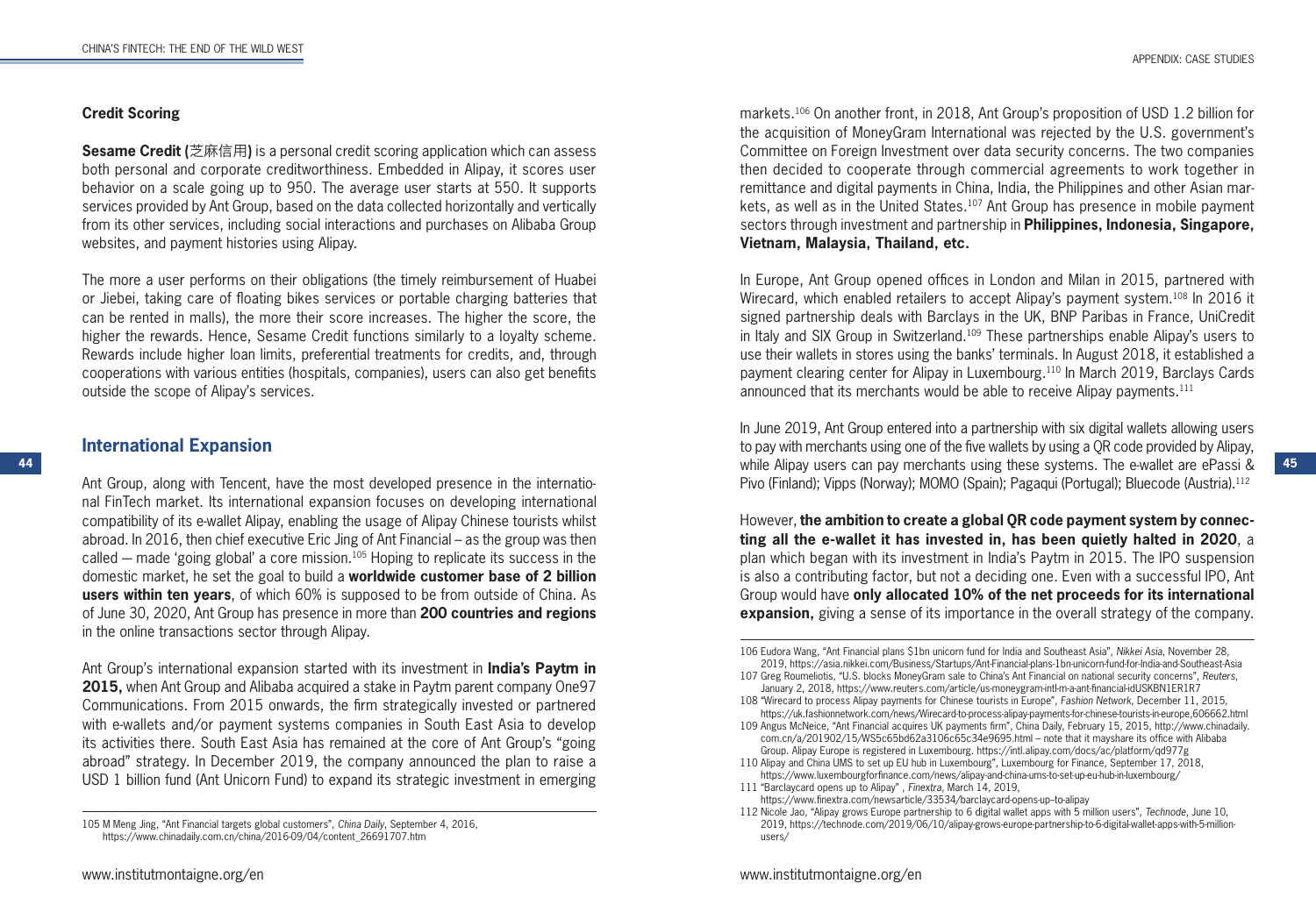**Credit Scoring**

**Sesame Credit (芝麻信用)** is a personal credit scoring application which can assess both personal and corporate creditworthiness. Embedded in Alipay, it scores user behavior on a scale going up to 950. The average user starts at 550. It supports services provided by Ant Group, based on the data collected horizontally and vertically from its other services, including social interactions and purchases on Alibaba Group websites, and payment histories using Alipay.

The more a user performs on their obligations (the timely reimbursement of Huabei or Jiebei, taking care of floating bikes services or portable charging batteries that can be rented in malls), the more their score increases. The higher the score, the higher the rewards. Hence, Sesame Credit functions similarly to a loyalty scheme. Rewards include higher loan limits, preferential treatments for credits, and, through cooperations with various entities (hospitals, companies), users can also get benefits outside the scope of Alipay's services.

## International Expansion

Ant Group, along with Tencent, have the most developed presence in the international FinTech market. Its international expansion focuses on developing international compatibility of its e-wallet Alipay, enabling the usage of Alipay Chinese tourists whilst abroad. In 2016, then chief executive Eric Jing of Ant Financial – as the group was then called – made 'going global' a core mission.[105] Hoping to replicate its success in the domestic market, he set the goal to build a **worldwide customer base of 2 billion users within ten years**, of which 60% is supposed to be from outside of China. As of June 30, 2020, Ant Group has presence in more than **200 countries and regions** in the online transactions sector through Alipay.

Ant Group's international expansion started with its investment in **India's Paytm in 2015,** when Ant Group and Alibaba acquired a stake in Paytm parent company One97 Communications. From 2015 onwards, the firm strategically invested or partnered with e-wallets and/or payment systems companies in South East Asia to develop its activities there. South East Asia has remained at the core of Ant Group's "going abroad" strategy. In December 2019, the company announced the plan to raise a USD 1 billion fund (Ant Unicorn Fund) to expand its strategic investment in emerging markets.[106] On another front, in 2018, Ant Group's proposition of USD 1.2 billion for the acquisition of MoneyGram International was rejected by the U.S. government's Committee on Foreign Investment over data security concerns. The two companies then decided to cooperate through commercial agreements to work together in remittance and digital payments in China, India, the Philippines and other Asian markets, as well as in the United States.[107] Ant Group has presence in mobile payment sectors through investment and partnership in **Philippines, Indonesia, Singapore, Vietnam, Malaysia, Thailand, etc.**

In Europe, Ant Group opened offices in London and Milan in 2015, partnered with Wirecard, which enabled retailers to accept Alipay's payment system.[108] In 2016 it signed partnership deals with Barclays in the UK, BNP Paribas in France, UniCredit in Italy and SIX Group in Switzerland.[109] These partnerships enable Alipay's users to use their wallets in stores using the banks' terminals. In August 2018, it established a payment clearing center for Alipay in Luxembourg.[110] In March 2019, Barclays Cards announced that its merchants would be able to receive Alipay payments.[111]

In June 2019, Ant Group entered into a partnership with six digital wallets allowing users to pay with merchants using one of the five wallets by using a QR code provided by Alipay, while Alipay users can pay merchants using these systems. The e-wallet are ePassi & Pivo (Finland); Vipps (Norway); MOMO (Spain); Pagaqui (Portugal); Bluecode (Austria).[112]

However, **the ambition to create a global QR code payment system by connecting all the e-wallet it has invested in, has been quietly halted in 2020**, a plan which began with its investment in India's Paytm in 2015. The IPO suspension is also a contributing factor, but not a deciding one. Even with a successful IPO, Ant Group would have **only allocated 10% of the net proceeds for its international expansion,** giving a sense of its importance in the overall strategy of the company.

---

105 M Meng Jing, "Ant Financial targets global customers", *China Daily*, September 4, 2016, https://www.chinadaily.com.cn/china/2016-09/04/content_26691707.htm

106 Eudora Wang, "Ant Financial plans $1bn unicorn fund for India and Southeast Asia", *Nikkei Asia*, November 28, 2019, https://asia.nikkei.com/Business/Startups/Ant-Financial-plans-1bn-unicorn-fund-for-India-and-Southeast-Asia

107 Greg Roumeliotis, "U.S. blocks MoneyGram sale to China's Ant Financial on national security concerns", *Reuters*, January 2, 2018, https://www.reuters.com/article/us-moneygram-intl-m-a-ant-financial-idUSKBN1ER1R7

108 "Wirecard to process Alipay payments for Chinese tourists in Europe", *Fashion Network*, December 11, 2015, https://uk.fashionnetwork.com/news/Wirecard-to-process-alipay-payments-for-chinese-tourists-in-europe,606662.html

109 Angus McNeice, "Ant Financial acquires UK payments firm", China Daily, February 15, 2015, http://www.chinadaily.com.cn/a/201902/15/WS5c65bd62a3106c65c34e9695.html – note that it mayshare its office with Alibaba Group. Alipay Europe is registered in Luxembourg. https://intl.alipay.com/docs/ac/platform/qd977g

110 Alipay and China UMS to set up EU hub in Luxembourg", Luxembourg for Finance, September 17, 2018, https://www.luxembourgforfinance.com/news/alipay-and-china-ums-to-set-up-eu-hub-in-luxembourg/

111 "Barclaycard opens up to Alipay" , *Finextra*, March 14, 2019, https://www.finextra.com/newsarticle/33534/barclaycard-opens-up-to-alipay

112 Nicole Jao, "Alipay grows Europe partnership to 6 digital wallet apps with 5 million users", *Technode*, June 10, 2019, https://technode.com/2019/06/10/alipay-grows-europe-partnership-to-6-digital-wallet-apps-with-5-million-users/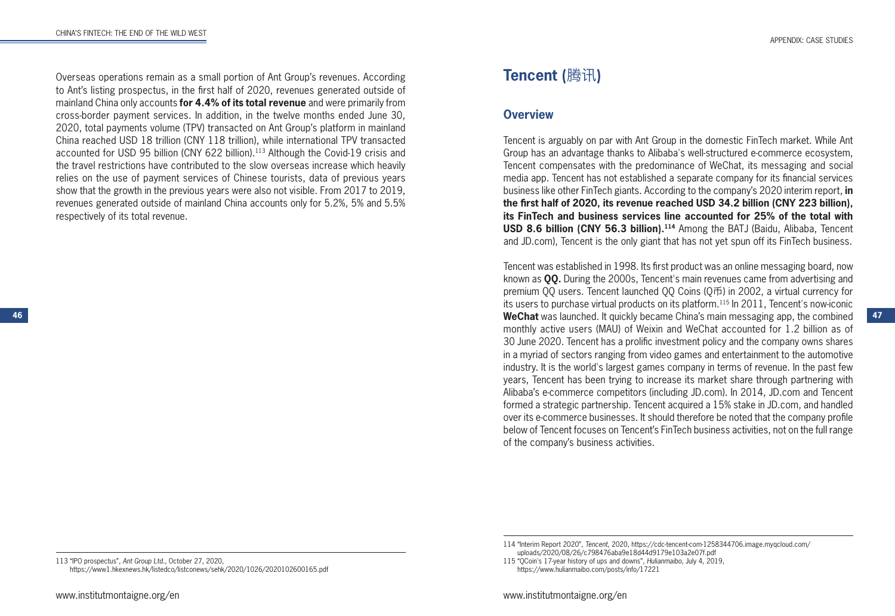Overseas operations remain as a small portion of Ant Group's revenues. According to Ant's listing prospectus, in the first half of 2020, revenues generated outside of mainland China only accounts **for 4.4% of its total revenue** and were primarily from cross-border payment services. In addition, in the twelve months ended June 30, 2020, total payments volume (TPV) transacted on Ant Group's platform in mainland China reached USD 18 trillion (CNY 118 trillion), while international TPV transacted accounted for USD 95 billion (CNY 622 billion).[113] Although the Covid-19 crisis and the travel restrictions have contributed to the slow overseas increase which heavily relies on the use of payment services of Chinese tourists, data of previous years show that the growth in the previous years were also not visible. From 2017 to 2019, revenues generated outside of mainland China accounts only for 5.2%, 5% and 5.5% respectively of its total revenue.

113 "IPO prospectus", *Ant Group Ltd.*, October 27, 2020, https://www1.hkexnews.hk/listedco/listconews/sehk/2020/1026/2020102600165.pdf

## Tencent (腾讯)

### Overview

Tencent is arguably on par with Ant Group in the domestic FinTech market. While Ant Group has an advantage thanks to Alibaba's well-structured e-commerce ecosystem, Tencent compensates with the predominance of WeChat, its messaging and social media app. Tencent has not established a separate company for its financial services business like other FinTech giants. According to the company's 2020 interim report, **in the first half of 2020, its revenue reached USD 34.2 billion (CNY 223 billion), its FinTech and business services line accounted for 25% of the total with USD 8.6 billion (CNY 56.3 billion).[114]** Among the BATJ (Baidu, Alibaba, Tencent and JD.com), Tencent is the only giant that has not yet spun off its FinTech business.

Tencent was established in 1998. Its first product was an online messaging board, now known as **QQ.** During the 2000s, Tencent's main revenues came from advertising and premium QQ users. Tencent launched QQ Coins (Q币) in 2002, a virtual currency for its users to purchase virtual products on its platform.[115] In 2011, Tencent's now-iconic **WeChat** was launched. It quickly became China's main messaging app, the combined monthly active users (MAU) of Weixin and WeChat accounted for 1.2 billion as of 30 June 2020. Tencent has a prolific investment policy and the company owns shares in a myriad of sectors ranging from video games and entertainment to the automotive industry. It is the world's largest games company in terms of revenue. In the past few years, Tencent has been trying to increase its market share through partnering with Alibaba's e-commerce competitors (including JD.com). In 2014, JD.com and Tencent formed a strategic partnership. Tencent acquired a 15% stake in JD.com, and handled over its e-commerce businesses. It should therefore be noted that the company profile below of Tencent focuses on Tencent's FinTech business activities, not on the full range of the company's business activities.

114 "Interim Report 2020", *Tencent*, 2020, https://cdc-tencent-com-1258344706.image.myqcloud.com/uploads/2020/08/26/c798476aba9e18d44d9179e103a2e07f.pdf

115 "QCoin's 17-year history of ups and downs", *Hulianmaibo*, July 4, 2019, https://www.hulianmaibo.com/posts/info/17221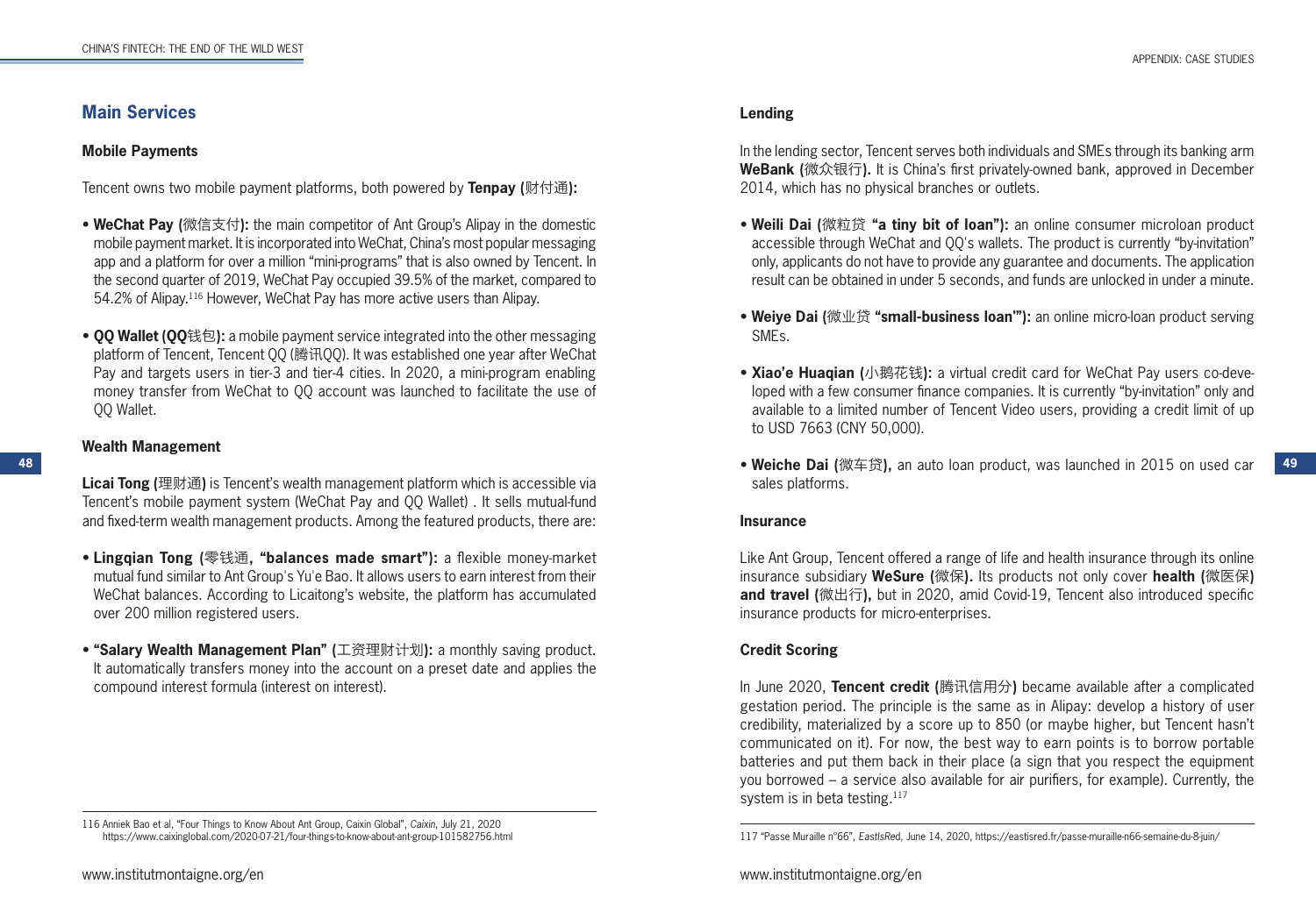## Main Services

### Mobile Payments

Tencent owns two mobile payment platforms, both powered by **Tenpay (财付通):**

- **WeChat Pay (微信支付):** the main competitor of Ant Group's Alipay in the domestic mobile payment market. It is incorporated into WeChat, China's most popular messaging app and a platform for over a million "mini-programs" that is also owned by Tencent. In the second quarter of 2019, WeChat Pay occupied 39.5% of the market, compared to 54.2% of Alipay.[116] However, WeChat Pay has more active users than Alipay.

- **QQ Wallet (QQ钱包):** a mobile payment service integrated into the other messaging platform of Tencent, Tencent QQ (腾讯QQ). It was established one year after WeChat Pay and targets users in tier-3 and tier-4 cities. In 2020, a mini-program enabling money transfer from WeChat to QQ account was launched to facilitate the use of QQ Wallet.

### Wealth Management

**Licai Tong (理财通)** is Tencent's wealth management platform which is accessible via Tencent's mobile payment system (WeChat Pay and QQ Wallet) . It sells mutual-fund and fixed-term wealth management products. Among the featured products, there are:

- **Lingqian Tong (零钱通, "balances made smart"):** a flexible money-market mutual fund similar to Ant Group's Yu'e Bao. It allows users to earn interest from their WeChat balances. According to Licaitong's website, the platform has accumulated over 200 million registered users.

- **"Salary Wealth Management Plan" (工资理财计划):** a monthly saving product. It automatically transfers money into the account on a preset date and applies the compound interest formula (interest on interest).

116 Anniek Bao et al, "Four Things to Know About Ant Group, Caixin Global", *Caixin*, July 21, 2020 https://www.caixinglobal.com/2020-07-21/four-things-to-know-about-ant-group-101582756.html

### Lending

In the lending sector, Tencent serves both individuals and SMEs through its banking arm **WeBank (微众银行).** It is China's first privately-owned bank, approved in December 2014, which has no physical branches or outlets.

- **Weili Dai (微粒贷 "a tiny bit of loan"):** an online consumer microloan product accessible through WeChat and QQ's wallets. The product is currently "by-invitation" only, applicants do not have to provide any guarantee and documents. The application result can be obtained in under 5 seconds, and funds are unlocked in under a minute.

- **Weiye Dai (微业贷 "small-business loan"):** an online micro-loan product serving SMEs.

- **Xiao'e Huaqian (小鹅花钱):** a virtual credit card for WeChat Pay users co-developed with a few consumer finance companies. It is currently "by-invitation" only and available to a limited number of Tencent Video users, providing a credit limit of up to USD 7663 (CNY 50,000).

- **Weiche Dai (微车贷),** an auto loan product, was launched in 2015 on used car sales platforms.

### Insurance

Like Ant Group, Tencent offered a range of life and health insurance through its online insurance subsidiary **WeSure (微保).** Its products not only cover **health (微医保) and travel (微出行),** but in 2020, amid Covid-19, Tencent also introduced specific insurance products for micro-enterprises.

### Credit Scoring

In June 2020, **Tencent credit (腾讯信用分)** became available after a complicated gestation period. The principle is the same as in Alipay: develop a history of user credibility, materialized by a score up to 850 (or maybe higher, but Tencent hasn't communicated on it). For now, the best way to earn points is to borrow portable batteries and put them back in their place (a sign that you respect the equipment you borrowed – a service also available for air purifiers, for example). Currently, the system is in beta testing.[117]

117 "Passe Muraille n°66", *EastIsRed*, June 14, 2020, https://eastisred.fr/passe-muraille-n66-semaine-du-8-juin/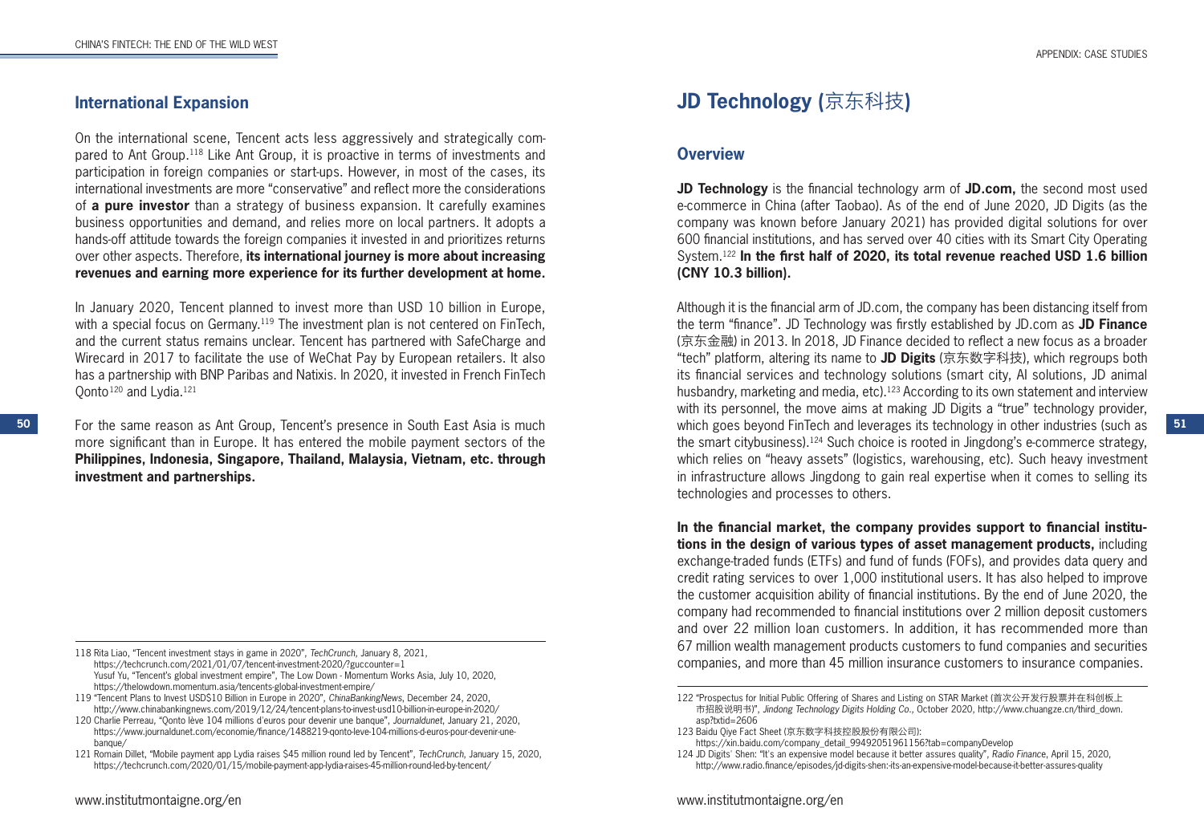## International Expansion

On the international scene, Tencent acts less aggressively and strategically compared to Ant Group.[118] Like Ant Group, it is proactive in terms of investments and participation in foreign companies or start-ups. However, in most of the cases, its international investments are more "conservative" and reflect more the considerations of **a pure investor** than a strategy of business expansion. It carefully examines business opportunities and demand, and relies more on local partners. It adopts a hands-off attitude towards the foreign companies it invested in and prioritizes returns over other aspects. Therefore, **its international journey is more about increasing revenues and earning more experience for its further development at home.**

In January 2020, Tencent planned to invest more than USD 10 billion in Europe, with a special focus on Germany.[119] The investment plan is not centered on FinTech, and the current status remains unclear. Tencent has partnered with SafeCharge and Wirecard in 2017 to facilitate the use of WeChat Pay by European retailers. It also has a partnership with BNP Paribas and Natixis. In 2020, it invested in French FinTech Qonto[120] and Lydia.[121]

For the same reason as Ant Group, Tencent's presence in South East Asia is much more significant than in Europe. It has entered the mobile payment sectors of the **Philippines, Indonesia, Singapore, Thailand, Malaysia, Vietnam, etc. through investment and partnerships.**

118 Rita Liao, "Tencent investment stays in game in 2020", *TechCrunch*, January 8, 2021, https://techcrunch.com/2021/01/07/tencent-investment-2020/?guccounter=1
Yusuf Yu, "Tencent's global investment empire", The Low Down - Momentum Works Asia, July 10, 2020, https://thelowdown.momentum.asia/tencents-global-investment-empire/

119 "Tencent Plans to Invest USD$10 Billion in Europe in 2020", *ChinaBankingNews*, December 24, 2020, http://www.chinabankingnews.com/2019/12/24/tencent-plans-to-invest-usd10-billion-in-europe-in-2020/

120 Charlie Perreau, "Qonto lève 104 millions d'euros pour devenir une banque", *Journaldunet*, January 21, 2020, https://www.journaldunet.com/economie/finance/1488219-qonto-leve-104-millions-d-euros-pour-devenir-une-banque/

121 Romain Dillet, "Mobile payment app Lydia raises $45 million round led by Tencent", *TechCrunch*, January 15, 2020, https://techcrunch.com/2020/01/15/mobile-payment-app-lydia-raises-45-million-round-led-by-tencent/

# JD Technology (京东科技)

## Overview

**JD Technology** is the financial technology arm of **JD.com,** the second most used e-commerce in China (after Taobao). As of the end of June 2020, JD Digits (as the company was known before January 2021) has provided digital solutions for over 600 financial institutions, and has served over 40 cities with its Smart City Operating System.[122] **In the first half of 2020, its total revenue reached USD 1.6 billion (CNY 10.3 billion).**

Although it is the financial arm of JD.com, the company has been distancing itself from the term "finance". JD Technology was firstly established by JD.com as **JD Finance** (京东金融) in 2013. In 2018, JD Finance decided to reflect a new focus as a broader "tech" platform, altering its name to **JD Digits** (京东数字科技), which regroups both its financial services and technology solutions (smart city, AI solutions, JD animal husbandry, marketing and media, etc).[123] According to its own statement and interview with its personnel, the move aims at making JD Digits a "true" technology provider, which goes beyond FinTech and leverages its technology in other industries (such as the smart citybusiness).[124] Such choice is rooted in Jingdong's e-commerce strategy, which relies on "heavy assets" (logistics, warehousing, etc). Such heavy investment in infrastructure allows Jingdong to gain real expertise when it comes to selling its technologies and processes to others.

**In the financial market, the company provides support to financial institutions in the design of various types of asset management products,** including exchange-traded funds (ETFs) and fund of funds (FOFs), and provides data query and credit rating services to over 1,000 institutional users. It has also helped to improve the customer acquisition ability of financial institutions. By the end of June 2020, the company had recommended to financial institutions over 2 million deposit customers and over 22 million loan customers. In addition, it has recommended more than 67 million wealth management products customers to fund companies and securities companies, and more than 45 million insurance customers to insurance companies.

122 "Prospectus for Initial Public Offering of Shares and Listing on STAR Market (首次公开发行股票并在科创板上市招股说明书)", *Jindong Technology Digits Holding Co.*, October 2020, http://www.chuangze.cn/third_down.asp?txtid=2606

123 Baidu Qiye Fact Sheet (京东数字科技控股股份有限公司): https://xin.baidu.com/company_detail_99492051961156?tab=companyDevelop

124 JD Digits' Shen: "It's an expensive model because it better assures quality", *Radio Finance*, April 15, 2020, http://www.radio.finance/episodes/jd-digits-shen-its-an-expensive-model-because-it-better-assures-quality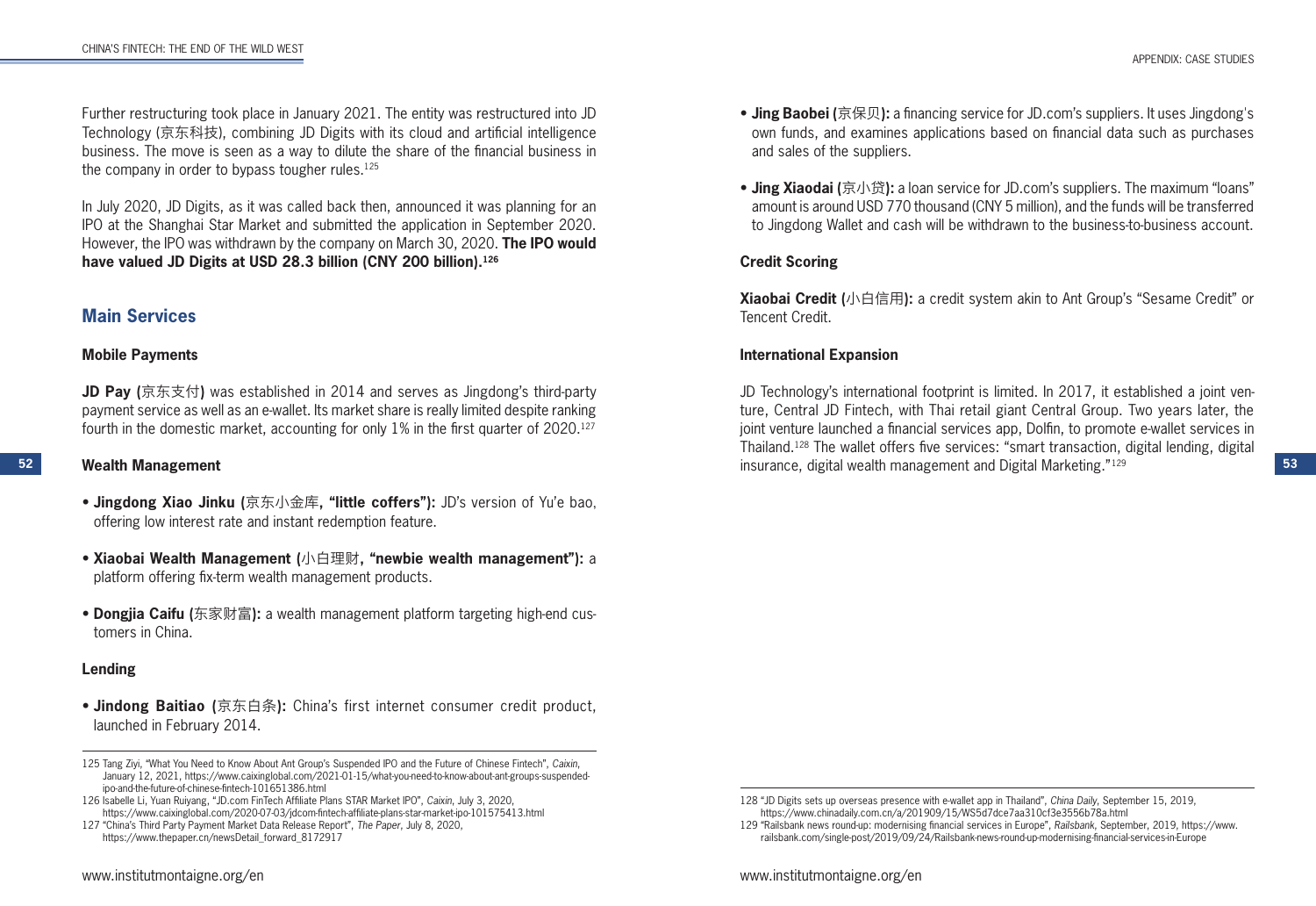Further restructuring took place in January 2021. The entity was restructured into JD Technology (京东科技), combining JD Digits with its cloud and artificial intelligence business. The move is seen as a way to dilute the share of the financial business in the company in order to bypass tougher rules.[125]

In July 2020, JD Digits, as it was called back then, announced it was planning for an IPO at the Shanghai Star Market and submitted the application in September 2020. However, the IPO was withdrawn by the company on March 30, 2020. **The IPO would have valued JD Digits at USD 28.3 billion (CNY 200 billion).[126]**

## Main Services

### Mobile Payments

**JD Pay (**京东支付**)** was established in 2014 and serves as Jingdong's third-party payment service as well as an e-wallet. Its market share is really limited despite ranking fourth in the domestic market, accounting for only 1% in the first quarter of 2020.[127]

### Wealth Management

- **Jingdong Xiao Jinku (**京东小金库**, "little coffers"):** JD's version of Yu'e bao, offering low interest rate and instant redemption feature.
- **Xiaobai Wealth Management (**小白理财**, "newbie wealth management"):** a platform offering fix-term wealth management products.
- **Dongjia Caifu (**东家财富**):** a wealth management platform targeting high-end customers in China.

### Lending

- **Jindong Baitiao (**京东白条**):** China's first internet consumer credit product, launched in February 2014.
- **Jing Baobei (**京保贝**):** a financing service for JD.com's suppliers. It uses Jingdong's own funds, and examines applications based on financial data such as purchases and sales of the suppliers.
- **Jing Xiaodai (**京小贷**):** a loan service for JD.com's suppliers. The maximum "loans" amount is around USD 770 thousand (CNY 5 million), and the funds will be transferred to Jingdong Wallet and cash will be withdrawn to the business-to-business account.

### Credit Scoring

**Xiaobai Credit (**小白信用**):** a credit system akin to Ant Group's "Sesame Credit" or Tencent Credit.

### International Expansion

JD Technology's international footprint is limited. In 2017, it established a joint venture, Central JD Fintech, with Thai retail giant Central Group. Two years later, the joint venture launched a financial services app, Dolfin, to promote e-wallet services in Thailand.[128] The wallet offers five services: "smart transaction, digital lending, digital insurance, digital wealth management and Digital Marketing."[129]

---

125 Tang Ziyi, "What You Need to Know About Ant Group's Suspended IPO and the Future of Chinese Fintech", *Caixin*, January 12, 2021, https://www.caixinglobal.com/2021-01-15/what-you-need-to-know-about-ant-groups-suspended-ipo-and-the-future-of-chinese-fintech-101651386.html

126 Isabelle Li, Yuan Ruiyang, "JD.com FinTech Affiliate Plans STAR Market IPO", *Caixin*, July 3, 2020, https://www.caixinglobal.com/2020-07-03/jdcom-fintech-affiliate-plans-star-market-ipo-101575413.html

127 "China's Third Party Payment Market Data Release Report", *The Paper*, July 8, 2020, https://www.thepaper.cn/newsDetail_forward_8172917

128 "JD Digits sets up overseas presence with e-wallet app in Thailand", *China Daily*, September 15, 2019, https://www.chinadaily.com.cn/a/201909/15/WS5d7dce7aa310cf3e3556b78a.html

129 "Railsbank news round-up: modernising financial services in Europe", *Railsbank*, September, 2019, https://www.railsbank.com/single-post/2019/09/24/Railsbank-news-round-up-modernising-financial-services-in-Europe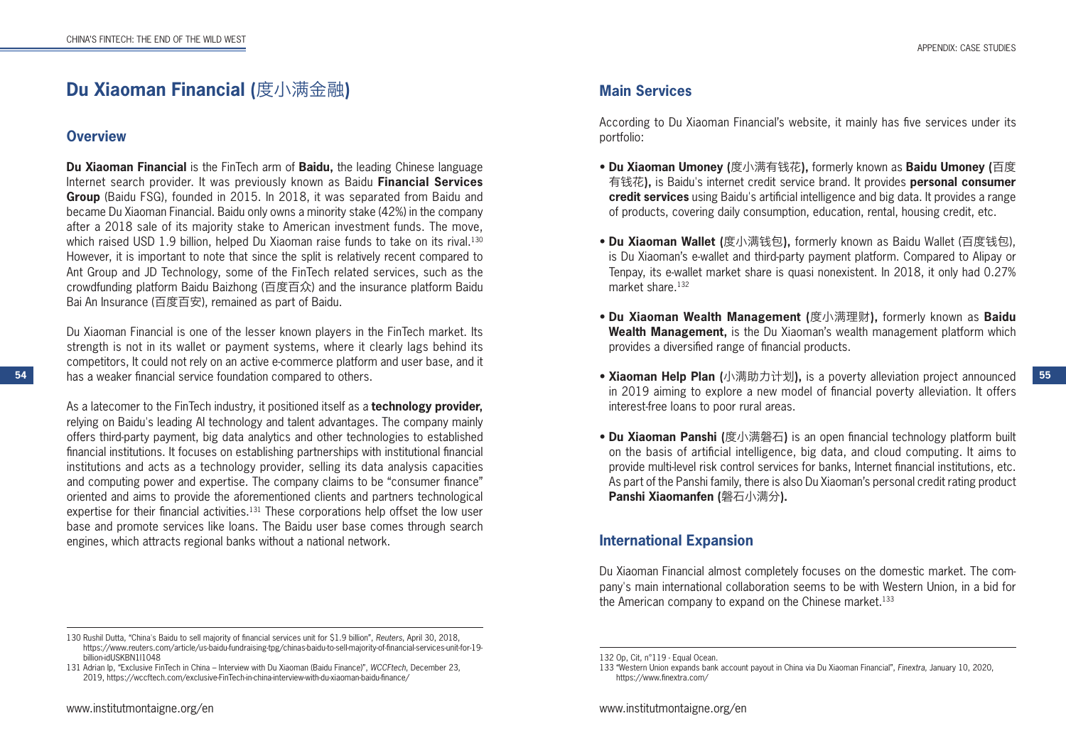# Du Xiaoman Financial (度小满金融)

## Overview

**Du Xiaoman Financial** is the FinTech arm of **Baidu,** the leading Chinese language Internet search provider. It was previously known as Baidu **Financial Services Group** (Baidu FSG), founded in 2015. In 2018, it was separated from Baidu and became Du Xiaoman Financial. Baidu only owns a minority stake (42%) in the company after a 2018 sale of its majority stake to American investment funds. The move, which raised USD 1.9 billion, helped Du Xiaoman raise funds to take on its rival.[130] However, it is important to note that since the split is relatively recent compared to Ant Group and JD Technology, some of the FinTech related services, such as the crowdfunding platform Baidu Baizhong (百度百众) and the insurance platform Baidu Bai An Insurance (百度百安), remained as part of Baidu.

Du Xiaoman Financial is one of the lesser known players in the FinTech market. Its strength is not in its wallet or payment systems, where it clearly lags behind its competitors, It could not rely on an active e-commerce platform and user base, and it has a weaker financial service foundation compared to others.

As a latecomer to the FinTech industry, it positioned itself as a **technology provider,** relying on Baidu's leading AI technology and talent advantages. The company mainly offers third-party payment, big data analytics and other technologies to established financial institutions. It focuses on establishing partnerships with institutional financial institutions and acts as a technology provider, selling its data analysis capacities and computing power and expertise. The company claims to be "consumer finance" oriented and aims to provide the aforementioned clients and partners technological expertise for their financial activities.[131] These corporations help offset the low user base and promote services like loans. The Baidu user base comes through search engines, which attracts regional banks without a national network.

130 Rushil Dutta, "China's Baidu to sell majority of financial services unit for $1.9 billion", *Reuters*, April 30, 2018, https://www.reuters.com/article/us-baidu-fundraising-tpg/chinas-baidu-to-sell-majority-of-financial-services-unit-for-19-billion-idUSKBN1I1048

131 Adrian Ip, "Exclusive FinTech in China – Interview with Du Xiaoman (Baidu Finance)", *WCCFtech*, December 23, 2019, https://wccftech.com/exclusive-FinTech-in-china-interview-with-du-xiaoman-baidu-finance/

## Main Services

According to Du Xiaoman Financial's website, it mainly has five services under its portfolio:

- **Du Xiaoman Umoney (**度小满有钱花**),** formerly known as **Baidu Umoney (**百度有钱花**),** is Baidu's internet credit service brand. It provides **personal consumer credit services** using Baidu's artificial intelligence and big data. It provides a range of products, covering daily consumption, education, rental, housing credit, etc.

- **Du Xiaoman Wallet (**度小满钱包**),** formerly known as Baidu Wallet (百度钱包), is Du Xiaoman's e-wallet and third-party payment platform. Compared to Alipay or Tenpay, its e-wallet market share is quasi nonexistent. In 2018, it only had 0.27% market share.[132]

- **Du Xiaoman Wealth Management (**度小满理财**),** formerly known as **Baidu Wealth Management,** is the Du Xiaoman's wealth management platform which provides a diversified range of financial products.

- **Xiaoman Help Plan (**小满助力计划**),** is a poverty alleviation project announced in 2019 aiming to explore a new model of financial poverty alleviation. It offers interest-free loans to poor rural areas.

- **Du Xiaoman Panshi (**度小满磐石) is an open financial technology platform built on the basis of artificial intelligence, big data, and cloud computing. It aims to provide multi-level risk control services for banks, Internet financial institutions, etc. As part of the Panshi family, there is also Du Xiaoman's personal credit rating product **Panshi Xiaomanfen (**磐石小满分**).**

## International Expansion

Du Xiaoman Financial almost completely focuses on the domestic market. The company's main international collaboration seems to be with Western Union, in a bid for the American company to expand on the Chinese market.[133]

132 Op, Cit, n°119 - Equal Ocean.

133 "Western Union expands bank account payout in China via Du Xiaoman Financial", *Finextra*, January 10, 2020, https://www.finextra.com/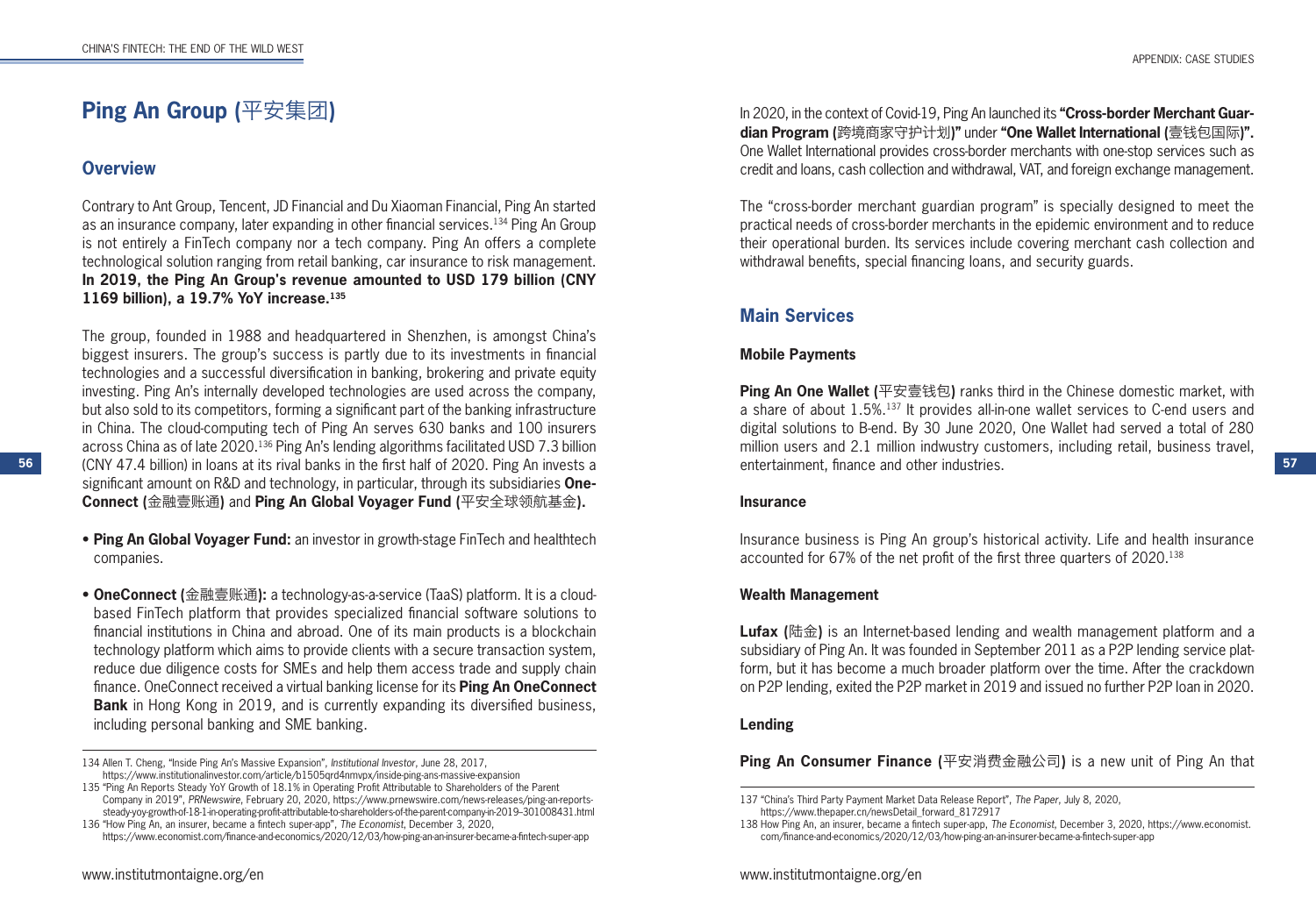## Ping An Group (平安集团)

### Overview

Contrary to Ant Group, Tencent, JD Financial and Du Xiaoman Financial, Ping An started as an insurance company, later expanding in other financial services.[134] Ping An Group is not entirely a FinTech company nor a tech company. Ping An offers a complete technological solution ranging from retail banking, car insurance to risk management. **In 2019, the Ping An Group's revenue amounted to USD 179 billion (CNY 1169 billion), a 19.7% YoY increase.[135]**

The group, founded in 1988 and headquartered in Shenzhen, is amongst China's biggest insurers. The group's success is partly due to its investments in financial technologies and a successful diversification in banking, brokering and private equity investing. Ping An's internally developed technologies are used across the company, but also sold to its competitors, forming a significant part of the banking infrastructure in China. The cloud-computing tech of Ping An serves 630 banks and 100 insurers across China as of late 2020.[136] Ping An's lending algorithms facilitated USD 7.3 billion (CNY 47.4 billion) in loans at its rival banks in the first half of 2020. Ping An invests a significant amount on R&D and technology, in particular, through its subsidiaries **One-Connect (**金融壹账通**)** and **Ping An Global Voyager Fund (**平安全球领航基金**).**

- **Ping An Global Voyager Fund:** an investor in growth-stage FinTech and healthtech companies.
- **OneConnect (**金融壹账通**):** a technology-as-a-service (TaaS) platform. It is a cloud-based FinTech platform that provides specialized financial software solutions to financial institutions in China and abroad. One of its main products is a blockchain technology platform which aims to provide clients with a secure transaction system, reduce due diligence costs for SMEs and help them access trade and supply chain finance. OneConnect received a virtual banking license for its **Ping An OneConnect Bank** in Hong Kong in 2019, and is currently expanding its diversified business, including personal banking and SME banking.

In 2020, in the context of Covid-19, Ping An launched its **"Cross-border Merchant Guardian Program (**跨境商家守护计划**)"** under **"One Wallet International (**壹钱包国际**)".** One Wallet International provides cross-border merchants with one-stop services such as credit and loans, cash collection and withdrawal, VAT, and foreign exchange management.

The "cross-border merchant guardian program" is specially designed to meet the practical needs of cross-border merchants in the epidemic environment and to reduce their operational burden. Its services include covering merchant cash collection and withdrawal benefits, special financing loans, and security guards.

### Main Services

#### Mobile Payments

**Ping An One Wallet (**平安壹钱包**)** ranks third in the Chinese domestic market, with a share of about 1.5%.[137] It provides all-in-one wallet services to C-end users and digital solutions to B-end. By 30 June 2020, One Wallet had served a total of 280 million users and 2.1 million indwustry customers, including retail, business travel, entertainment, finance and other industries.

#### Insurance

Insurance business is Ping An group's historical activity. Life and health insurance accounted for 67% of the net profit of the first three quarters of 2020.[138]

#### Wealth Management

**Lufax (**陆金**)** is an Internet-based lending and wealth management platform and a subsidiary of Ping An. It was founded in September 2011 as a P2P lending service platform, but it has become a much broader platform over the time. After the crackdown on P2P lending, exited the P2P market in 2019 and issued no further P2P loan in 2020.

#### Lending

**Ping An Consumer Finance (**平安消费金融公司**)** is a new unit of Ping An that

---

134 Allen T. Cheng, "Inside Ping An's Massive Expansion", *Institutional Investor*, June 28, 2017, https://www.institutionalinvestor.com/article/b1505qrd4nmvpx/inside-ping-ans-massive-expansion

135 "Ping An Reports Steady YoY Growth of 18.1% in Operating Profit Attributable to Shareholders of the Parent Company in 2019", *PRNewswire*, February 20, 2020, https://www.prnewswire.com/news-releases/ping-an-reports-steady-yoy-growth-of-18-1-in-operating-profit-attributable-to-shareholders-of-the-parent-company-in-2019--301008431.html

136 "How Ping An, an insurer, became a fintech super-app", *The Economist*, December 3, 2020, https://www.economist.com/finance-and-economics/2020/12/03/how-ping-an-an-insurer-became-a-fintech-super-app

137 "China's Third Party Payment Market Data Release Report", *The Paper*, July 8, 2020, https://www.thepaper.cn/newsDetail_forward_8172917

138 How Ping An, an insurer, became a fintech super-app, *The Economist*, December 3, 2020, https://www.economist.com/finance-and-economics/2020/12/03/how-ping-an-an-insurer-became-a-fintech-super-app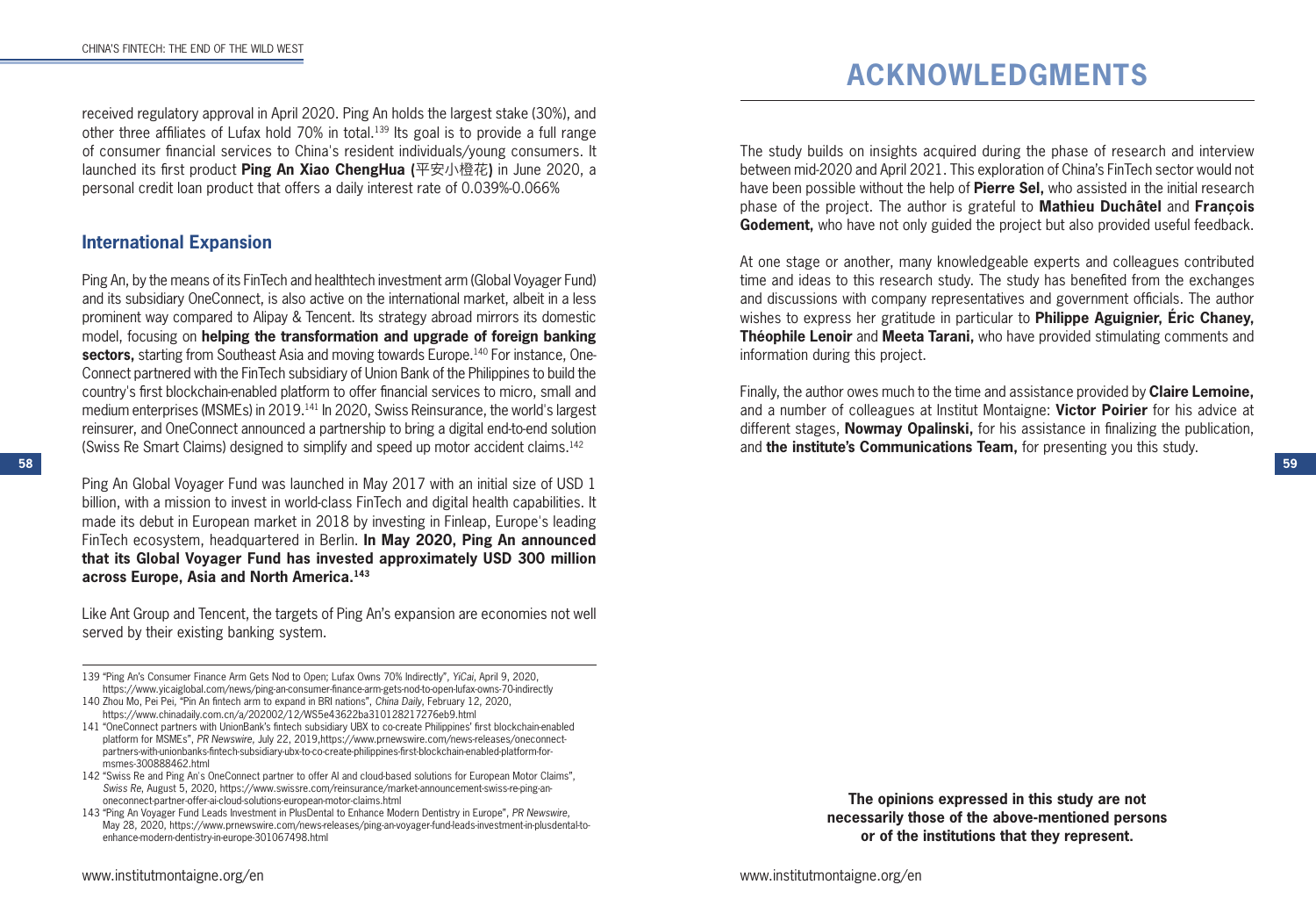received regulatory approval in April 2020. Ping An holds the largest stake (30%), and other three affiliates of Lufax hold 70% in total.[139] Its goal is to provide a full range of consumer financial services to China's resident individuals/young consumers. It launched its first product **Ping An Xiao ChengHua (平安小橙花)** in June 2020, a personal credit loan product that offers a daily interest rate of 0.039%-0.066%

## International Expansion

Ping An, by the means of its FinTech and healthtech investment arm (Global Voyager Fund) and its subsidiary OneConnect, is also active on the international market, albeit in a less prominent way compared to Alipay & Tencent. Its strategy abroad mirrors its domestic model, focusing on **helping the transformation and upgrade of foreign banking sectors,** starting from Southeast Asia and moving towards Europe.[140] For instance, OneConnect partnered with the FinTech subsidiary of Union Bank of the Philippines to build the country's first blockchain-enabled platform to offer financial services to micro, small and medium enterprises (MSMEs) in 2019.[141] In 2020, Swiss Reinsurance, the world's largest reinsurer, and OneConnect announced a partnership to bring a digital end-to-end solution (Swiss Re Smart Claims) designed to simplify and speed up motor accident claims.[142]

Ping An Global Voyager Fund was launched in May 2017 with an initial size of USD 1 billion, with a mission to invest in world-class FinTech and digital health capabilities. It made its debut in European market in 2018 by investing in Finleap, Europe's leading FinTech ecosystem, headquartered in Berlin. **In May 2020, Ping An announced that its Global Voyager Fund has invested approximately USD 300 million across Europe, Asia and North America.[143]**

Like Ant Group and Tencent, the targets of Ping An's expansion are economies not well served by their existing banking system.

139 "Ping An's Consumer Finance Arm Gets Nod to Open; Lufax Owns 70% Indirectly", *YiCai*, April 9, 2020, https://www.yicaiglobal.com/news/ping-an-consumer-finance-arm-gets-nod-to-open-lufax-owns-70-indirectly

140 Zhou Mo, Pei Pei, "Pin An fintech arm to expand in BRI nations", *China Daily*, February 12, 2020, https://www.chinadaily.com.cn/a/202002/12/WS5e43622ba310128217276eb9.html

141 "OneConnect partners with UnionBank's fintech subsidiary UBX to co-create Philippines' first blockchain-enabled platform for MSMEs", *PR Newswire*, July 22, 2019,https://www.prnewswire.com/news-releases/oneconnect-partners-with-unionbanks-fintech-subsidiary-ubx-to-co-create-philippines-first-blockchain-enabled-platform-for-msmes-300888462.html

142 "Swiss Re and Ping An's OneConnect partner to offer AI and cloud-based solutions for European Motor Claims", *Swiss Re*, August 5, 2020, https://www.swissre.com/reinsurance/market-announcement-swiss-re-ping-an-oneconnect-partner-offer-ai-cloud-solutions-european-motor-claims.html

143 "Ping An Voyager Fund Leads Investment in PlusDental to Enhance Modern Dentistry in Europe", *PR Newswire*, May 28, 2020, https://www.prnewswire.com/news-releases/ping-an-voyager-fund-leads-investment-in-plusdental-to-enhance-modern-dentistry-in-europe-301067498.html

# ACKNOWLEDGMENTS

The study builds on insights acquired during the phase of research and interview between mid-2020 and April 2021. This exploration of China's FinTech sector would not have been possible without the help of **Pierre Sel,** who assisted in the initial research phase of the project. The author is grateful to **Mathieu Duchâtel** and **François Godement,** who have not only guided the project but also provided useful feedback.

At one stage or another, many knowledgeable experts and colleagues contributed time and ideas to this research study. The study has benefited from the exchanges and discussions with company representatives and government officials. The author wishes to express her gratitude in particular to **Philippe Aguignier, Éric Chaney, Théophile Lenoir** and **Meeta Tarani,** who have provided stimulating comments and information during this project.

Finally, the author owes much to the time and assistance provided by **Claire Lemoine,** and a number of colleagues at Institut Montaigne: **Victor Poirier** for his advice at different stages, **Nowmay Opalinski,** for his assistance in finalizing the publication, and **the institute's Communications Team,** for presenting you this study.

**The opinions expressed in this study are not necessarily those of the above-mentioned persons or of the institutions that they represent.**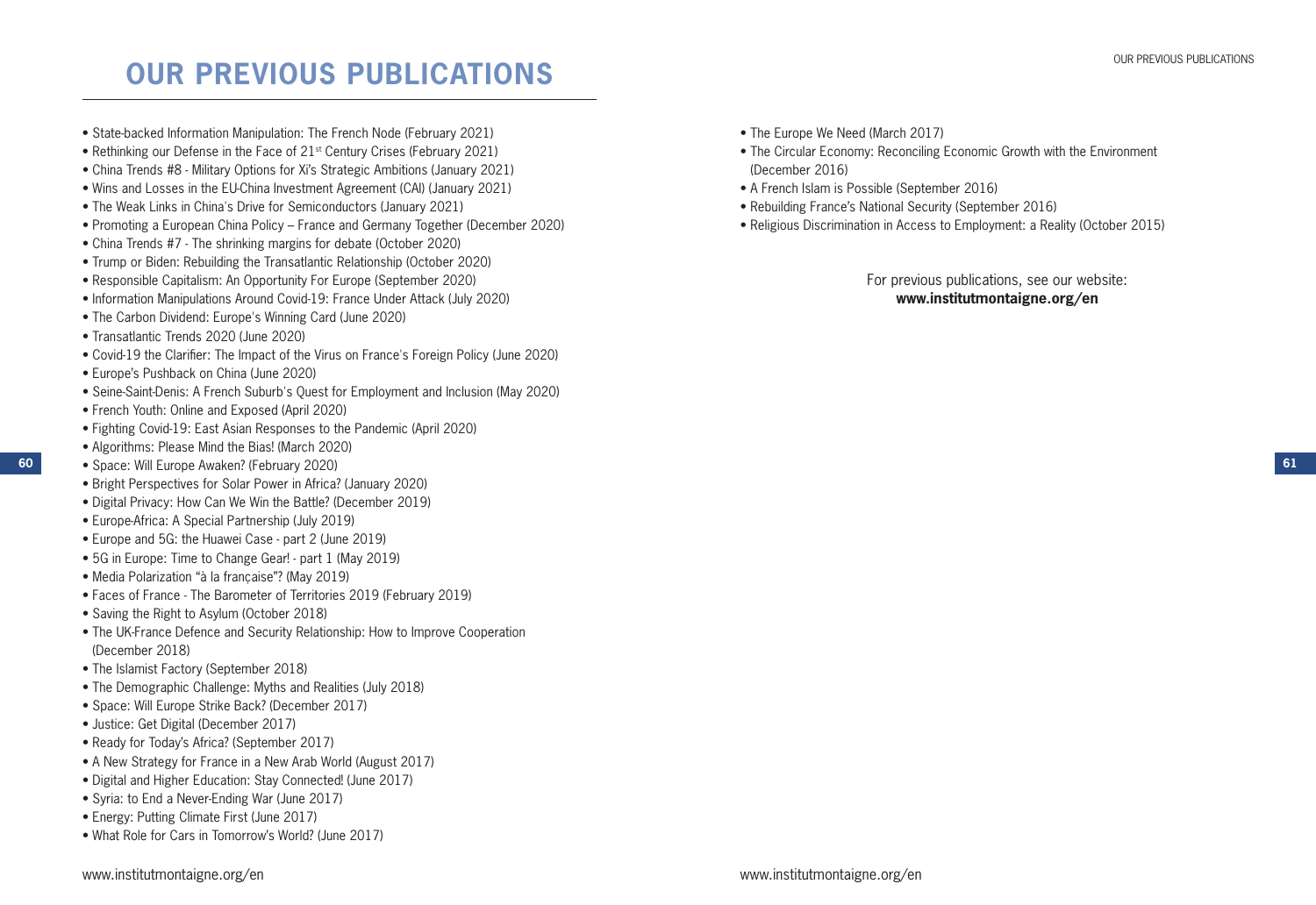# OUR PREVIOUS PUBLICATIONS

- State-backed Information Manipulation: The French Node (February 2021)
- Rethinking our Defense in the Face of 21st Century Crises (February 2021)
- China Trends #8 - Military Options for Xi's Strategic Ambitions (January 2021)
- Wins and Losses in the EU-China Investment Agreement (CAI) (January 2021)
- The Weak Links in China's Drive for Semiconductors (January 2021)
- Promoting a European China Policy – France and Germany Together (December 2020)
- China Trends #7 - The shrinking margins for debate (October 2020)
- Trump or Biden: Rebuilding the Transatlantic Relationship (October 2020)
- Responsible Capitalism: An Opportunity For Europe (September 2020)
- Information Manipulations Around Covid-19: France Under Attack (July 2020)
- The Carbon Dividend: Europe's Winning Card (June 2020)
- Transatlantic Trends 2020 (June 2020)
- Covid-19 the Clarifier: The Impact of the Virus on France's Foreign Policy (June 2020)
- Europe's Pushback on China (June 2020)
- Seine-Saint-Denis: A French Suburb's Quest for Employment and Inclusion (May 2020)
- French Youth: Online and Exposed (April 2020)
- Fighting Covid-19: East Asian Responses to the Pandemic (April 2020)
- Algorithms: Please Mind the Bias! (March 2020)
- Space: Will Europe Awaken? (February 2020)
- Bright Perspectives for Solar Power in Africa? (January 2020)
- Digital Privacy: How Can We Win the Battle? (December 2019)
- Europe-Africa: A Special Partnership (July 2019)
- Europe and 5G: the Huawei Case - part 2 (June 2019)
- 5G in Europe: Time to Change Gear! - part 1 (May 2019)
- Media Polarization "à la française"? (May 2019)
- Faces of France - The Barometer of Territories 2019 (February 2019)
- Saving the Right to Asylum (October 2018)
- The UK-France Defence and Security Relationship: How to Improve Cooperation (December 2018)
- The Islamist Factory (September 2018)
- The Demographic Challenge: Myths and Realities (July 2018)
- Space: Will Europe Strike Back? (December 2017)
- Justice: Get Digital (December 2017)
- Ready for Today's Africa? (September 2017)
- A New Strategy for France in a New Arab World (August 2017)
- Digital and Higher Education: Stay Connected! (June 2017)
- Syria: to End a Never-Ending War (June 2017)
- Energy: Putting Climate First (June 2017)
- What Role for Cars in Tomorrow's World? (June 2017)
- The Europe We Need (March 2017)
- The Circular Economy: Reconciling Economic Growth with the Environment (December 2016)
- A French Islam is Possible (September 2016)
- Rebuilding France's National Security (September 2016)
- Religious Discrimination in Access to Employment: a Reality (October 2015)

For previous publications, see our website:
**www.institutmontaigne.org/en**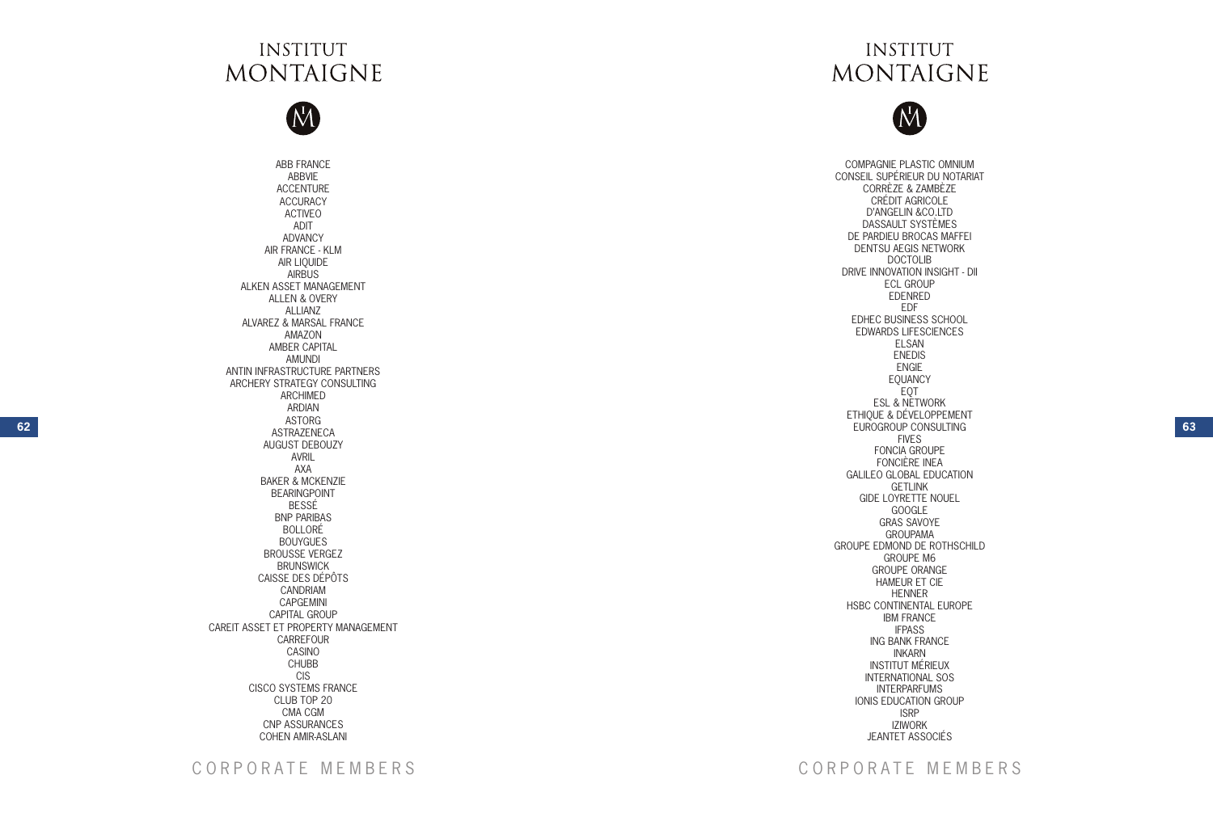# INSTITUT MONTAIGNE

ABB FRANCE
ABBVIE
ACCENTURE
ACCURACY
ACTIVEO
ADIT
ADVANCY
AIR FRANCE - KLM
AIR LIQUIDE
AIRBUS
ALKEN ASSET MANAGEMENT
ALLEN & OVERY
ALLIANZ
ALVAREZ & MARSAL FRANCE
AMAZON
AMBER CAPITAL
AMUNDI
ANTIN INFRASTRUCTURE PARTNERS
ARCHERY STRATEGY CONSULTING
ARCHIMED
ARDIAN
ASTORG
ASTRAZENECA
AUGUST DEBOUZY
AVRIL
AXA
BAKER & MCKENZIE
BEARINGPOINT
BESSÉ
BNP PARIBAS
BOLLORÉ
BOUYGUES
BROUSSE VERGEZ
BRUNSWICK
CAISSE DES DÉPÔTS
CANDRIAM
CAPGEMINI
CAPITAL GROUP
CAREIT ASSET ET PROPERTY MANAGEMENT
CARREFOUR
CASINO
CHUBB
CIS
CISCO SYSTEMS FRANCE
CLUB TOP 20
CMA CGM
CNP ASSURANCES
COHEN AMIR-ASLANI

CORPORATE MEMBERS

# INSTITUT MONTAIGNE

COMPAGNIE PLASTIC OMNIUM
CONSEIL SUPÉRIEUR DU NOTARIAT
CORRÈZE & ZAMBÈZE
CRÉDIT AGRICOLE
D'ANGELIN &CO.LTD
DASSAULT SYSTÈMES
DE PARDIEU BROCAS MAFFEI
DENTSU AEGIS NETWORK
DOCTOLIB
DRIVE INNOVATION INSIGHT - DII
ECL GROUP
EDENRED
EDF
EDHEC BUSINESS SCHOOL
EDWARDS LIFESCIENCES
ELSAN
ENEDIS
ENGIE
EQUANCY
EQT
ESL & NETWORK
ETHIQUE & DÉVELOPPEMENT
EUROGROUP CONSULTING
FIVES
FONCIA GROUPE
FONCIÈRE INEA
GALILEO GLOBAL EDUCATION
GETLINK
GIDE LOYRETTE NOUEL
GOOGLE
GRAS SAVOYE
GROUPAMA
GROUPE EDMOND DE ROTHSCHILD
GROUPE M6
GROUPE ORANGE
HAMEUR ET CIE
HENNER
HSBC CONTINENTAL EUROPE
IBM FRANCE
IFPASS
ING BANK FRANCE
INKARN
INSTITUT MÉRIEUX
INTERNATIONAL SOS
INTERPARFUMS
IONIS EDUCATION GROUP
ISRP
IZIWORK
JEANTET ASSOCIÉS

CORPORATE MEMBERS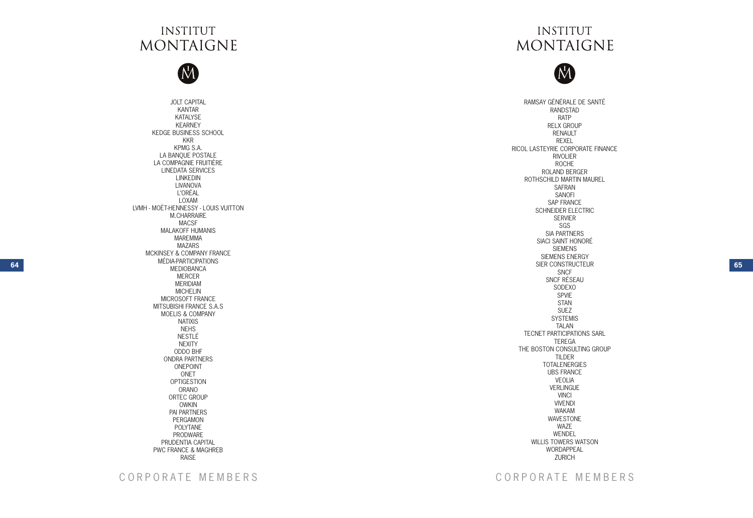JOLT CAPITAL
KANTAR
KATALYSE
KEARNEY
KEDGE BUSINESS SCHOOL
KKR
KPMG S.A.
LA BANQUE POSTALE
LA COMPAGNIE FRUITIÈRE
LINEDATA SERVICES
LINKEDIN
LIVANOVA
L'ORÉAL
LOXAM
LVMH - MOËT-HENNESSY - LOUIS VUITTON
M.CHARRAIRE
MACSF
MALAKOFF HUMANIS
MAREMMA
MAZARS
MCKINSEY & COMPANY FRANCE
MÉDIA-PARTICIPATIONS
MEDIOBANCA
MERCER
MERIDIAM
MICHELIN
MICROSOFT FRANCE
MITSUBISHI FRANCE S.A.S
MOELIS & COMPANY
NATIXIS
NEHS
NESTLÉ
NEXITY
ODDO BHF
ONDRA PARTNERS
ONEPOINT
ONET
OPTIGESTION
ORANO
ORTEC GROUP
OWKIN
PAI PARTNERS
PERGAMON
POLYTANE
PRODWARE
PRUDENTIA CAPITAL
PWC FRANCE & MAGHREB
RAISE

CORPORATE MEMBERS

RAMSAY GÉNÉRALE DE SANTÉ
RANDSTAD
RATP
RELX GROUP
RENAULT
REXEL
RICOL LASTEYRIE CORPORATE FINANCE
RIVOLIER
ROCHE
ROLAND BERGER
ROTHSCHILD MARTIN MAUREL
SAFRAN
SANOFI
SAP FRANCE
SCHNEIDER ELECTRIC
SERVIER
SGS
SIA PARTNERS
SIACI SAINT HONORÉ
SIEMENS
SIEMENS ENERGY
SIER CONSTRUCTEUR
SNCF
SNCF RÉSEAU
SODEXO
SPVIE
STAN
SUEZ
SYSTEMIS
TALAN
TECNET PARTICIPATIONS SARL
TEREGA
THE BOSTON CONSULTING GROUP
TILDER
TOTALENERGIES
UBS FRANCE
VEOLIA
VERLINGUE
VINCI
VIVENDI
WAKAM
WAVESTONE
WAZE
WENDEL
WILLIS TOWERS WATSON
WORDAPPEAL
ZURICH

CORPORATE MEMBERS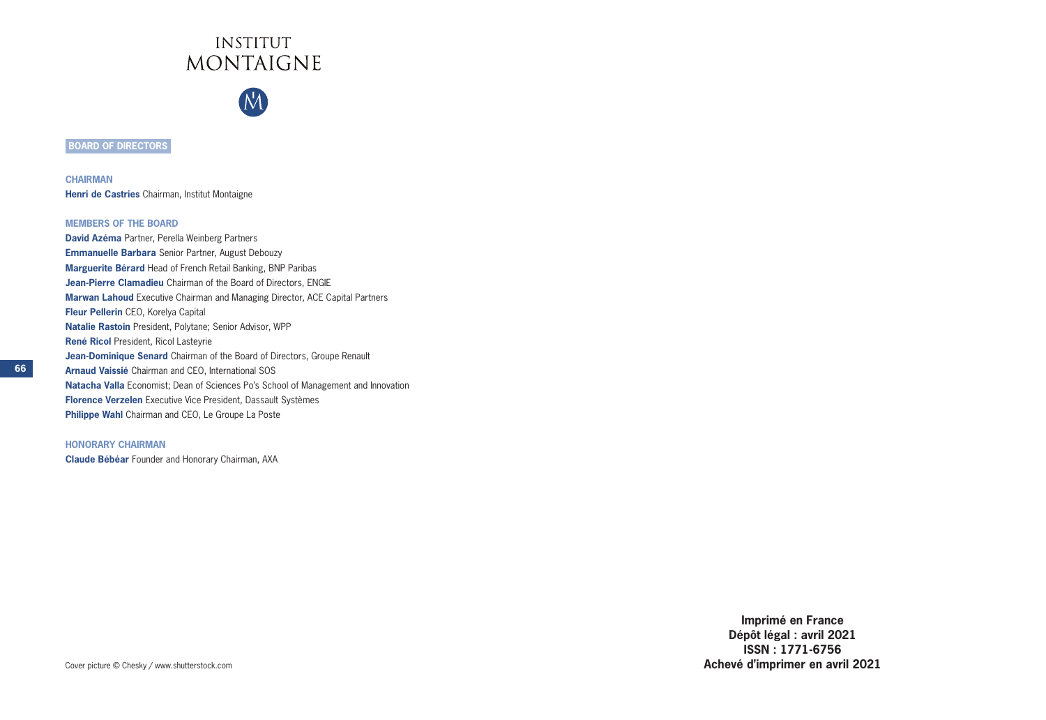INSTITUT
MONTAIGNE

## BOARD OF DIRECTORS

**CHAIRMAN**

**Henri de Castries** Chairman, Institut Montaigne

**MEMBERS OF THE BOARD**

**David Azéma** Partner, Perella Weinberg Partners
**Emmanuelle Barbara** Senior Partner, August Debouzy
**Marguerite Bérard** Head of French Retail Banking, BNP Paribas
**Jean-Pierre Clamadieu** Chairman of the Board of Directors, ENGIE
**Marwan Lahoud** Executive Chairman and Managing Director, ACE Capital Partners
**Fleur Pellerin** CEO, Korelya Capital
**Natalie Rastoin** President, Polytane; Senior Advisor, WPP
**René Ricol** President, Ricol Lasteyrie
**Jean-Dominique Senard** Chairman of the Board of Directors, Groupe Renault
**Arnaud Vaissié** Chairman and CEO, International SOS
**Natacha Valla** Economist; Dean of Sciences Po's School of Management and Innovation
**Florence Verzelen** Executive Vice President, Dassault Systèmes
**Philippe Wahl** Chairman and CEO, Le Groupe La Poste

**HONORARY CHAIRMAN**

**Claude Bébéar** Founder and Honorary Chairman, AXA

Cover picture © Chesky / www.shutterstock.com

**Imprimé en France**
**Dépôt légal : avril 2021**
**ISSN : 1771-6756**
**Achevé d'imprimer en avril 2021**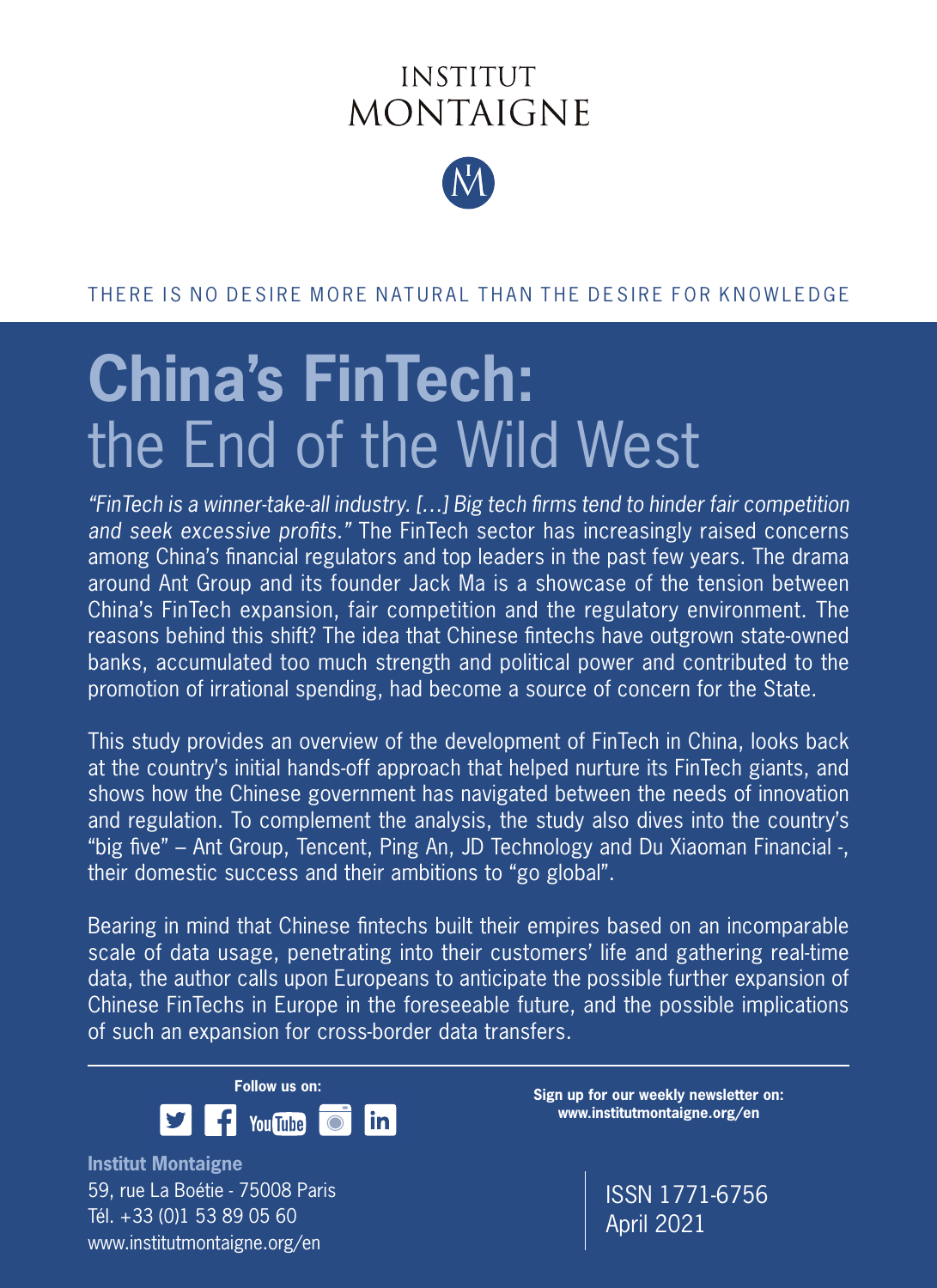INSTITUT
MONTAIGNE

THERE IS NO DESIRE MORE NATURAL THAN THE DESIRE FOR KNOWLEDGE

# **China's FinTech:** the End of the Wild West

*"FinTech is a winner-take-all industry. […] Big tech firms tend to hinder fair competition and seek excessive profits."* The FinTech sector has increasingly raised concerns among China's financial regulators and top leaders in the past few years. The drama around Ant Group and its founder Jack Ma is a showcase of the tension between China's FinTech expansion, fair competition and the regulatory environment. The reasons behind this shift? The idea that Chinese fintechs have outgrown state-owned banks, accumulated too much strength and political power and contributed to the promotion of irrational spending, had become a source of concern for the State.

This study provides an overview of the development of FinTech in China, looks back at the country's initial hands-off approach that helped nurture its FinTech giants, and shows how the Chinese government has navigated between the needs of innovation and regulation. To complement the analysis, the study also dives into the country's "big five" – Ant Group, Tencent, Ping An, JD Technology and Du Xiaoman Financial -, their domestic success and their ambitions to "go global".

Bearing in mind that Chinese fintechs built their empires based on an incomparable scale of data usage, penetrating into their customers' life and gathering real-time data, the author calls upon Europeans to anticipate the possible further expansion of Chinese FinTechs in Europe in the foreseeable future, and the possible implications of such an expansion for cross-border data transfers.

**Follow us on:**

**Sign up for our weekly newsletter on:**
**www.institutmontaigne.org/en**

**Institut Montaigne**
59, rue La Boétie - 75008 Paris
Tél. +33 (0)1 53 89 05 60
www.institutmontaigne.org/en

ISSN 1771-6756
April 2021